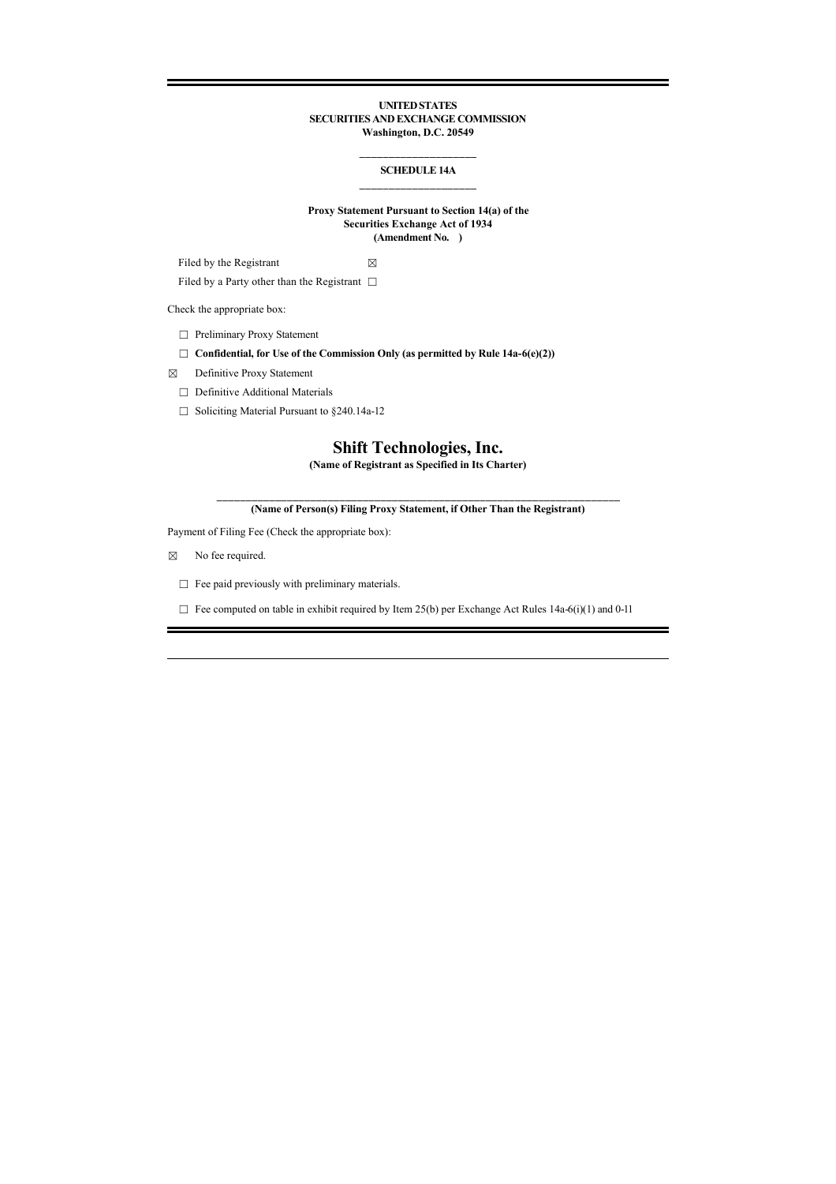**UNITED STATES**
**SECURITIES AND EXCHANGE COMMISSION**
**Washington, D.C. 20549**

**SCHEDULE 14A**

**Proxy Statement Pursuant to Section 14(a) of the Securities Exchange Act of 1934**
**(Amendment No. )**

Filed by the Registrant ☒

Filed by a Party other than the Registrant ☐

Check the appropriate box:

☐ Preliminary Proxy Statement

☐ **Confidential, for Use of the Commission Only (as permitted by Rule 14a-6(e)(2))**

☒ Definitive Proxy Statement

☐ Definitive Additional Materials

☐ Soliciting Material Pursuant to §240.14a-12

# Shift Technologies, Inc.

**(Name of Registrant as Specified in Its Charter)**

**(Name of Person(s) Filing Proxy Statement, if Other Than the Registrant)**

Payment of Filing Fee (Check the appropriate box):

☒ No fee required.

☐ Fee paid previously with preliminary materials.

☐ Fee computed on table in exhibit required by Item 25(b) per Exchange Act Rules 14a-6(i)(1) and 0-11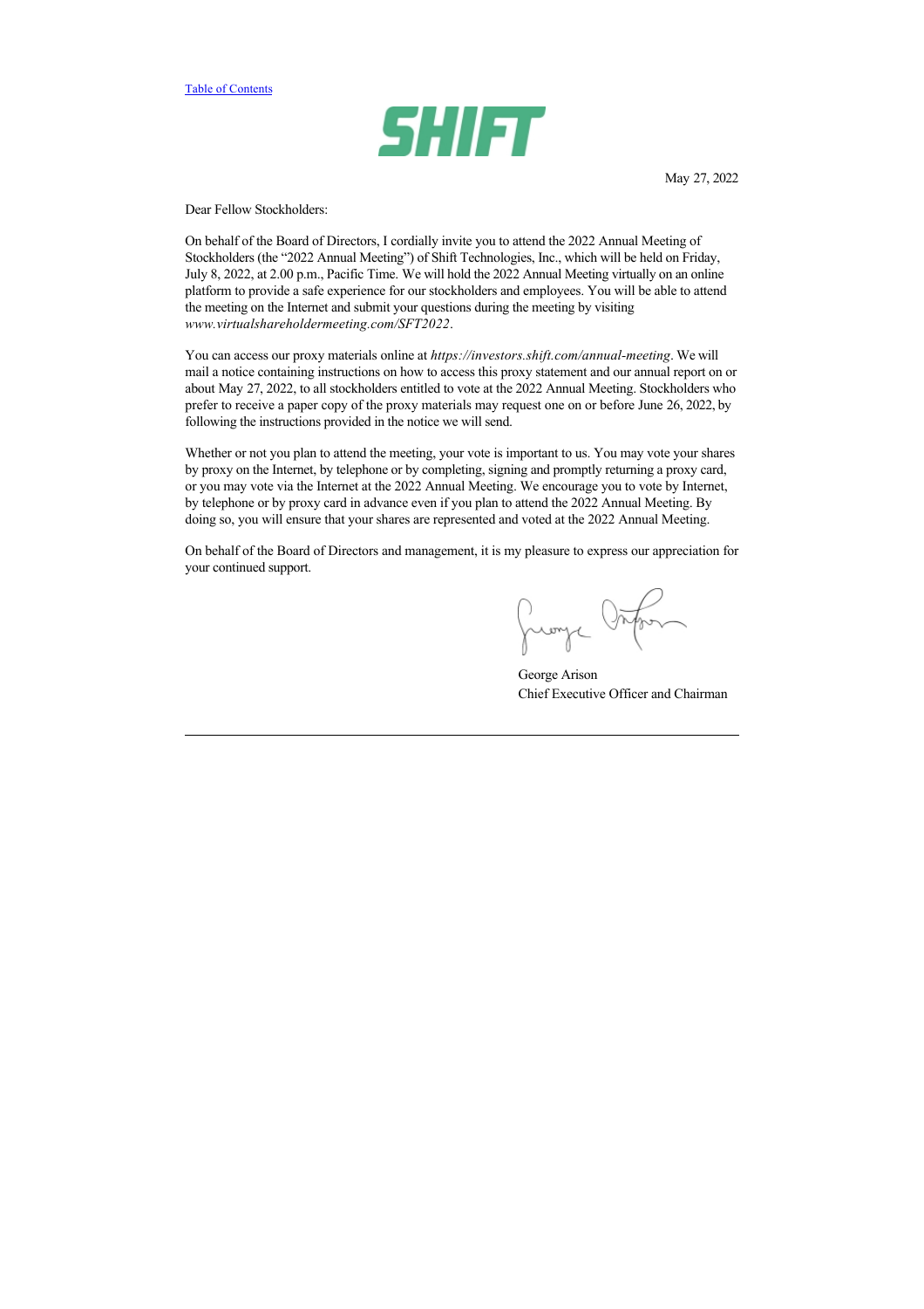SHIFT

May 27, 2022

Dear Fellow Stockholders:

On behalf of the Board of Directors, I cordially invite you to attend the 2022 Annual Meeting of Stockholders (the "2022 Annual Meeting") of Shift Technologies, Inc., which will be held on Friday, July 8, 2022, at 2.00 p.m., Pacific Time. We will hold the 2022 Annual Meeting virtually on an online platform to provide a safe experience for our stockholders and employees. You will be able to attend the meeting on the Internet and submit your questions during the meeting by visiting *www.virtualshareholdermeeting.com/SFT2022*.

You can access our proxy materials online at *https://investors.shift.com/annual-meeting*. We will mail a notice containing instructions on how to access this proxy statement and our annual report on or about May 27, 2022, to all stockholders entitled to vote at the 2022 Annual Meeting. Stockholders who prefer to receive a paper copy of the proxy materials may request one on or before June 26, 2022, by following the instructions provided in the notice we will send.

Whether or not you plan to attend the meeting, your vote is important to us. You may vote your shares by proxy on the Internet, by telephone or by completing, signing and promptly returning a proxy card, or you may vote via the Internet at the 2022 Annual Meeting. We encourage you to vote by Internet, by telephone or by proxy card in advance even if you plan to attend the 2022 Annual Meeting. By doing so, you will ensure that your shares are represented and voted at the 2022 Annual Meeting.

On behalf of the Board of Directors and management, it is my pleasure to express our appreciation for your continued support.

George Arison
Chief Executive Officer and Chairman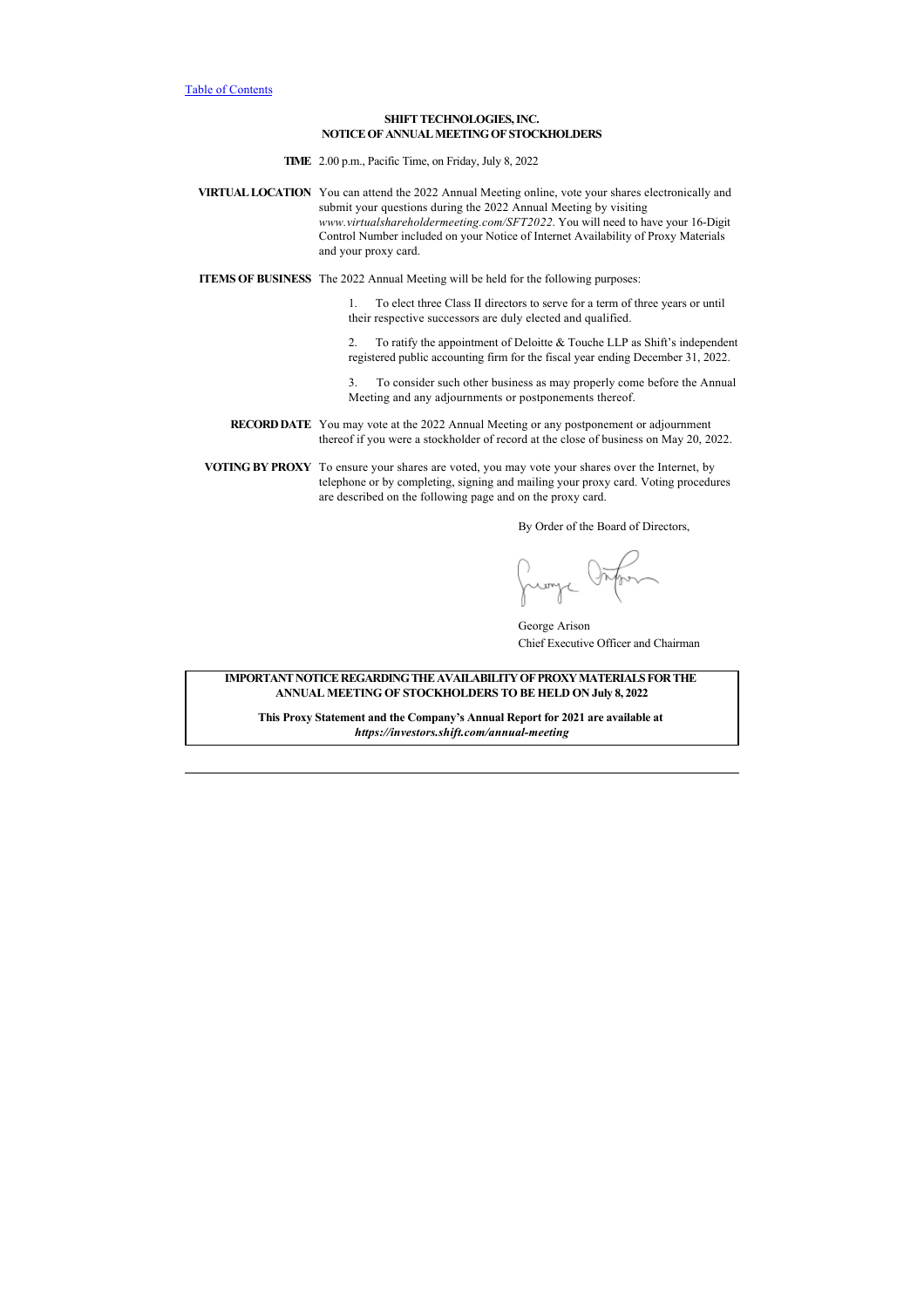# SHIFT TECHNOLOGIES, INC.
## NOTICE OF ANNUAL MEETING OF STOCKHOLDERS

**TIME** 2.00 p.m., Pacific Time, on Friday, July 8, 2022

**VIRTUAL LOCATION** You can attend the 2022 Annual Meeting online, vote your shares electronically and submit your questions during the 2022 Annual Meeting by visiting *www.virtualshareholdermeeting.com/SFT2022*. You will need to have your 16-Digit Control Number included on your Notice of Internet Availability of Proxy Materials and your proxy card.

**ITEMS OF BUSINESS** The 2022 Annual Meeting will be held for the following purposes:

1. To elect three Class II directors to serve for a term of three years or until their respective successors are duly elected and qualified.

2. To ratify the appointment of Deloitte & Touche LLP as Shift's independent registered public accounting firm for the fiscal year ending December 31, 2022.

3. To consider such other business as may properly come before the Annual Meeting and any adjournments or postponements thereof.

**RECORD DATE** You may vote at the 2022 Annual Meeting or any postponement or adjournment thereof if you were a stockholder of record at the close of business on May 20, 2022.

**VOTING BY PROXY** To ensure your shares are voted, you may vote your shares over the Internet, by telephone or by completing, signing and mailing your proxy card. Voting procedures are described on the following page and on the proxy card.

By Order of the Board of Directors,

George Arison
Chief Executive Officer and Chairman

**IMPORTANT NOTICE REGARDING THE AVAILABILITY OF PROXY MATERIALS FOR THE ANNUAL MEETING OF STOCKHOLDERS TO BE HELD ON July 8, 2022**

**This Proxy Statement and the Company's Annual Report for 2021 are available at *https://investors.shift.com/annual-meeting***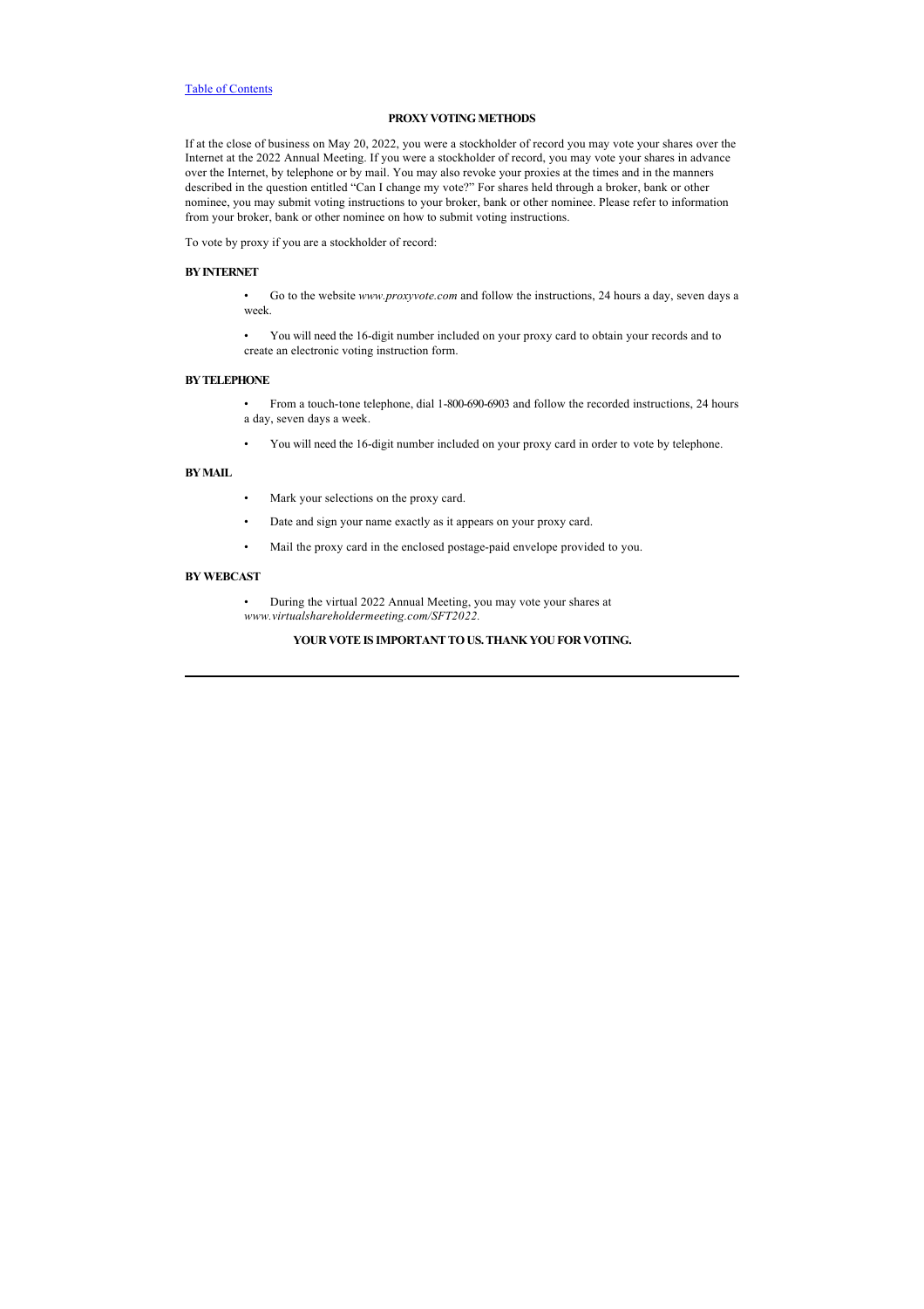[Table of Contents](#)

## PROXY VOTING METHODS

If at the close of business on May 20, 2022, you were a stockholder of record you may vote your shares over the Internet at the 2022 Annual Meeting. If you were a stockholder of record, you may vote your shares in advance over the Internet, by telephone or by mail. You may also revoke your proxies at the times and in the manners described in the question entitled "Can I change my vote?" For shares held through a broker, bank or other nominee, you may submit voting instructions to your broker, bank or other nominee. Please refer to information from your broker, bank or other nominee on how to submit voting instructions.

To vote by proxy if you are a stockholder of record:

### BY INTERNET

- Go to the website *www.proxyvote.com* and follow the instructions, 24 hours a day, seven days a week.
- You will need the 16-digit number included on your proxy card to obtain your records and to create an electronic voting instruction form.

### BY TELEPHONE

- From a touch-tone telephone, dial 1-800-690-6903 and follow the recorded instructions, 24 hours a day, seven days a week.
- You will need the 16-digit number included on your proxy card in order to vote by telephone.

### BY MAIL

- Mark your selections on the proxy card.
- Date and sign your name exactly as it appears on your proxy card.
- Mail the proxy card in the enclosed postage-paid envelope provided to you.

### BY WEBCAST

- During the virtual 2022 Annual Meeting, you may vote your shares at *www.virtualshareholdermeeting.com/SFT2022.*

**YOUR VOTE IS IMPORTANT TO US. THANK YOU FOR VOTING.**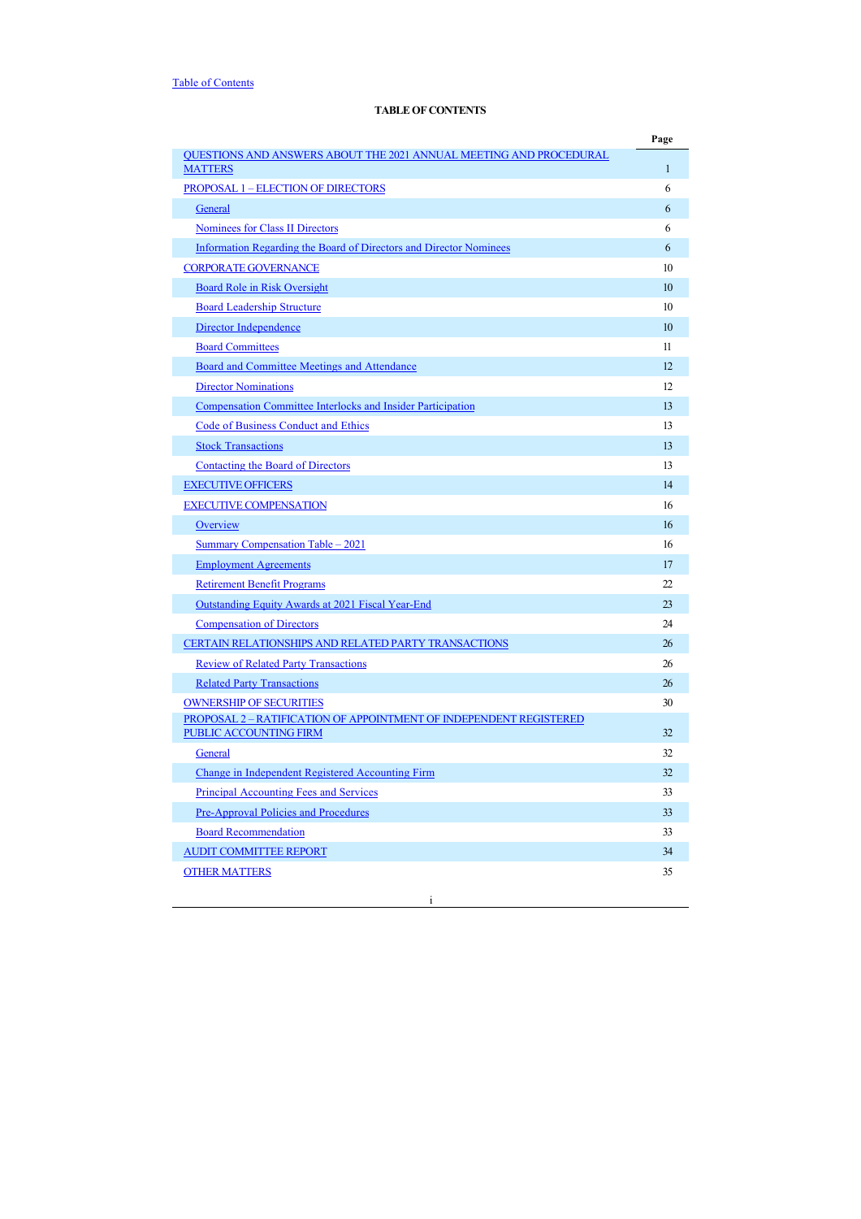Table of Contents

**TABLE OF CONTENTS**

| | Page |
|---|---|
| QUESTIONS AND ANSWERS ABOUT THE 2021 ANNUAL MEETING AND PROCEDURAL MATTERS | 1 |
| PROPOSAL 1 – ELECTION OF DIRECTORS | 6 |
| General | 6 |
| Nominees for Class II Directors | 6 |
| Information Regarding the Board of Directors and Director Nominees | 6 |
| CORPORATE GOVERNANCE | 10 |
| Board Role in Risk Oversight | 10 |
| Board Leadership Structure | 10 |
| Director Independence | 10 |
| Board Committees | 11 |
| Board and Committee Meetings and Attendance | 12 |
| Director Nominations | 12 |
| Compensation Committee Interlocks and Insider Participation | 13 |
| Code of Business Conduct and Ethics | 13 |
| Stock Transactions | 13 |
| Contacting the Board of Directors | 13 |
| EXECUTIVE OFFICERS | 14 |
| EXECUTIVE COMPENSATION | 16 |
| Overview | 16 |
| Summary Compensation Table – 2021 | 16 |
| Employment Agreements | 17 |
| Retirement Benefit Programs | 22 |
| Outstanding Equity Awards at 2021 Fiscal Year-End | 23 |
| Compensation of Directors | 24 |
| CERTAIN RELATIONSHIPS AND RELATED PARTY TRANSACTIONS | 26 |
| Review of Related Party Transactions | 26 |
| Related Party Transactions | 26 |
| OWNERSHIP OF SECURITIES | 30 |
| PROPOSAL 2 – RATIFICATION OF APPOINTMENT OF INDEPENDENT REGISTERED PUBLIC ACCOUNTING FIRM | 32 |
| General | 32 |
| Change in Independent Registered Accounting Firm | 32 |
| Principal Accounting Fees and Services | 33 |
| Pre-Approval Policies and Procedures | 33 |
| Board Recommendation | 33 |
| AUDIT COMMITTEE REPORT | 34 |
| OTHER MATTERS | 35 |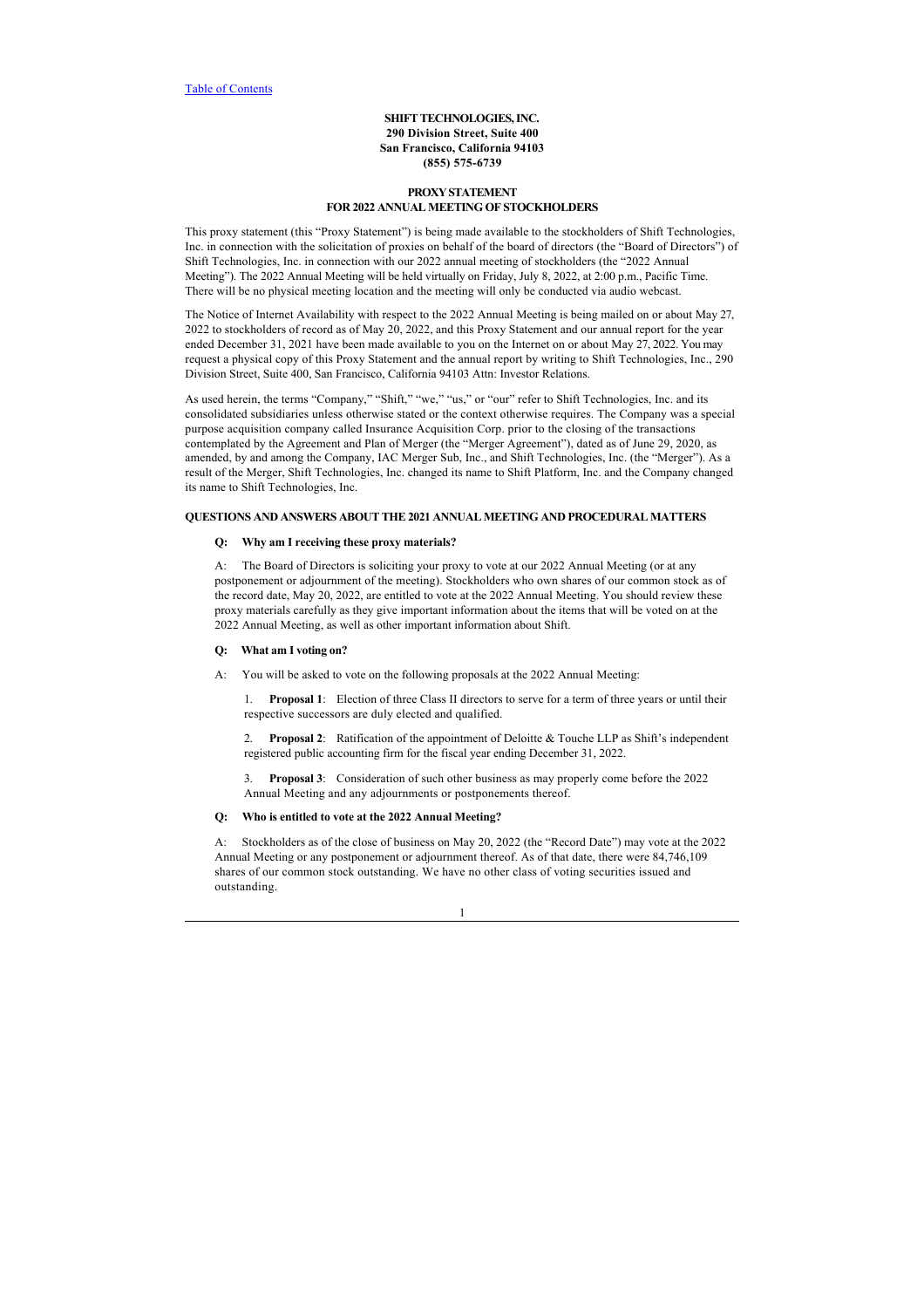[Table of Contents](#)

**SHIFT TECHNOLOGIES, INC.**
**290 Division Street, Suite 400**
**San Francisco, California 94103**
**(855) 575-6739**

# PROXY STATEMENT
# FOR 2022 ANNUAL MEETING OF STOCKHOLDERS

This proxy statement (this "Proxy Statement") is being made available to the stockholders of Shift Technologies, Inc. in connection with the solicitation of proxies on behalf of the board of directors (the "Board of Directors") of Shift Technologies, Inc. in connection with our 2022 annual meeting of stockholders (the "2022 Annual Meeting"). The 2022 Annual Meeting will be held virtually on Friday, July 8, 2022, at 2:00 p.m., Pacific Time. There will be no physical meeting location and the meeting will only be conducted via audio webcast.

The Notice of Internet Availability with respect to the 2022 Annual Meeting is being mailed on or about May 27, 2022 to stockholders of record as of May 20, 2022, and this Proxy Statement and our annual report for the year ended December 31, 2021 have been made available to you on the Internet on or about May 27, 2022. You may request a physical copy of this Proxy Statement and the annual report by writing to Shift Technologies, Inc., 290 Division Street, Suite 400, San Francisco, California 94103 Attn: Investor Relations.

As used herein, the terms "Company," "Shift," "we," "us," or "our" refer to Shift Technologies, Inc. and its consolidated subsidiaries unless otherwise stated or the context otherwise requires. The Company was a special purpose acquisition company called Insurance Acquisition Corp. prior to the closing of the transactions contemplated by the Agreement and Plan of Merger (the "Merger Agreement"), dated as of June 29, 2020, as amended, by and among the Company, IAC Merger Sub, Inc., and Shift Technologies, Inc. (the "Merger"). As a result of the Merger, Shift Technologies, Inc. changed its name to Shift Platform, Inc. and the Company changed its name to Shift Technologies, Inc.

## QUESTIONS AND ANSWERS ABOUT THE 2021 ANNUAL MEETING AND PROCEDURAL MATTERS

**Q: Why am I receiving these proxy materials?**

A: The Board of Directors is soliciting your proxy to vote at our 2022 Annual Meeting (or at any postponement or adjournment of the meeting). Stockholders who own shares of our common stock as of the record date, May 20, 2022, are entitled to vote at the 2022 Annual Meeting. You should review these proxy materials carefully as they give important information about the items that will be voted on at the 2022 Annual Meeting, as well as other important information about Shift.

**Q: What am I voting on?**

A: You will be asked to vote on the following proposals at the 2022 Annual Meeting:

1. **Proposal 1**: Election of three Class II directors to serve for a term of three years or until their respective successors are duly elected and qualified.

2. **Proposal 2**: Ratification of the appointment of Deloitte & Touche LLP as Shift's independent registered public accounting firm for the fiscal year ending December 31, 2022.

3. **Proposal 3**: Consideration of such other business as may properly come before the 2022 Annual Meeting and any adjournments or postponements thereof.

**Q: Who is entitled to vote at the 2022 Annual Meeting?**

A: Stockholders as of the close of business on May 20, 2022 (the "Record Date") may vote at the 2022 Annual Meeting or any postponement or adjournment thereof. As of that date, there were 84,746,109 shares of our common stock outstanding. We have no other class of voting securities issued and outstanding.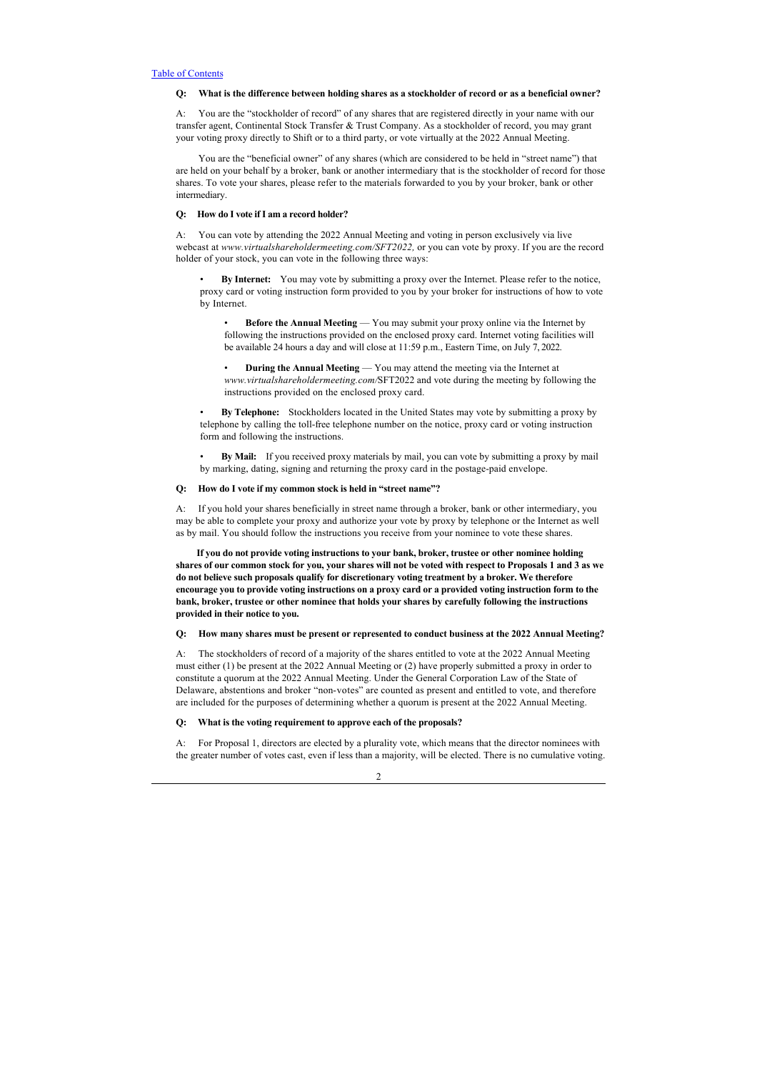**Q: What is the difference between holding shares as a stockholder of record or as a beneficial owner?**

A: You are the "stockholder of record" of any shares that are registered directly in your name with our transfer agent, Continental Stock Transfer & Trust Company. As a stockholder of record, you may grant your voting proxy directly to Shift or to a third party, or vote virtually at the 2022 Annual Meeting.

You are the "beneficial owner" of any shares (which are considered to be held in "street name") that are held on your behalf by a broker, bank or another intermediary that is the stockholder of record for those shares. To vote your shares, please refer to the materials forwarded to you by your broker, bank or other intermediary.

**Q: How do I vote if I am a record holder?**

A: You can vote by attending the 2022 Annual Meeting and voting in person exclusively via live webcast at *www.virtualshareholdermeeting.com/SFT2022,* or you can vote by proxy. If you are the record holder of your stock, you can vote in the following three ways:

- **By Internet:** You may vote by submitting a proxy over the Internet. Please refer to the notice, proxy card or voting instruction form provided to you by your broker for instructions of how to vote by Internet.
  - **Before the Annual Meeting** — You may submit your proxy online via the Internet by following the instructions provided on the enclosed proxy card. Internet voting facilities will be available 24 hours a day and will close at 11:59 p.m., Eastern Time, on July 7, 2022.
  - **During the Annual Meeting** — You may attend the meeting via the Internet at *www.virtualshareholdermeeting.com/*SFT2022 and vote during the meeting by following the instructions provided on the enclosed proxy card.
- **By Telephone:** Stockholders located in the United States may vote by submitting a proxy by telephone by calling the toll-free telephone number on the notice, proxy card or voting instruction form and following the instructions.
- **By Mail:** If you received proxy materials by mail, you can vote by submitting a proxy by mail by marking, dating, signing and returning the proxy card in the postage-paid envelope.

**Q: How do I vote if my common stock is held in "street name"?**

A: If you hold your shares beneficially in street name through a broker, bank or other intermediary, you may be able to complete your proxy and authorize your vote by proxy by telephone or the Internet as well as by mail. You should follow the instructions you receive from your nominee to vote these shares.

**If you do not provide voting instructions to your bank, broker, trustee or other nominee holding shares of our common stock for you, your shares will not be voted with respect to Proposals 1 and 3 as we do not believe such proposals qualify for discretionary voting treatment by a broker. We therefore encourage you to provide voting instructions on a proxy card or a provided voting instruction form to the bank, broker, trustee or other nominee that holds your shares by carefully following the instructions provided in their notice to you.**

**Q: How many shares must be present or represented to conduct business at the 2022 Annual Meeting?**

A: The stockholders of record of a majority of the shares entitled to vote at the 2022 Annual Meeting must either (1) be present at the 2022 Annual Meeting or (2) have properly submitted a proxy in order to constitute a quorum at the 2022 Annual Meeting. Under the General Corporation Law of the State of Delaware, abstentions and broker "non-votes" are counted as present and entitled to vote, and therefore are included for the purposes of determining whether a quorum is present at the 2022 Annual Meeting.

**Q: What is the voting requirement to approve each of the proposals?**

A: For Proposal 1, directors are elected by a plurality vote, which means that the director nominees with the greater number of votes cast, even if less than a majority, will be elected. There is no cumulative voting.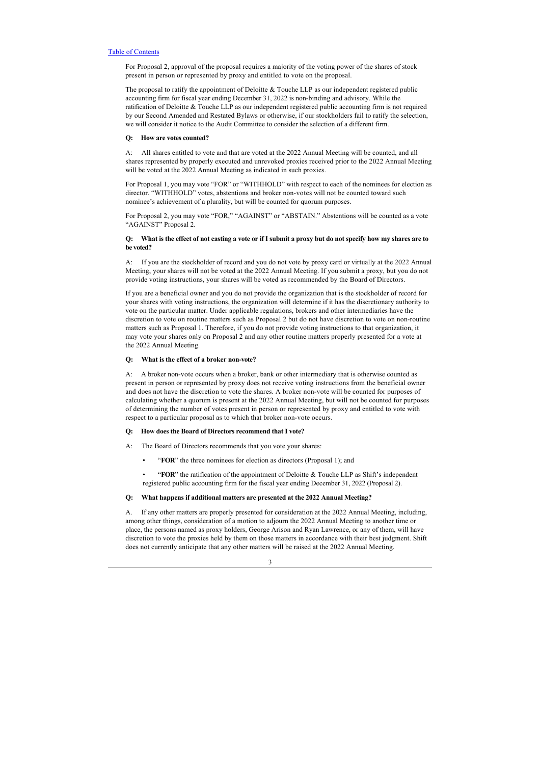For Proposal 2, approval of the proposal requires a majority of the voting power of the shares of stock present in person or represented by proxy and entitled to vote on the proposal.

The proposal to ratify the appointment of Deloitte & Touche LLP as our independent registered public accounting firm for fiscal year ending December 31, 2022 is non-binding and advisory. While the ratification of Deloitte & Touche LLP as our independent registered public accounting firm is not required by our Second Amended and Restated Bylaws or otherwise, if our stockholders fail to ratify the selection, we will consider it notice to the Audit Committee to consider the selection of a different firm.

**Q: How are votes counted?**

A: All shares entitled to vote and that are voted at the 2022 Annual Meeting will be counted, and all shares represented by properly executed and unrevoked proxies received prior to the 2022 Annual Meeting will be voted at the 2022 Annual Meeting as indicated in such proxies.

For Proposal 1, you may vote "FOR" or "WITHHOLD" with respect to each of the nominees for election as director. "WITHHOLD" votes, abstentions and broker non-votes will not be counted toward such nominee's achievement of a plurality, but will be counted for quorum purposes.

For Proposal 2, you may vote "FOR," "AGAINST" or "ABSTAIN." Abstentions will be counted as a vote "AGAINST" Proposal 2.

**Q: What is the effect of not casting a vote or if I submit a proxy but do not specify how my shares are to be voted?**

A: If you are the stockholder of record and you do not vote by proxy card or virtually at the 2022 Annual Meeting, your shares will not be voted at the 2022 Annual Meeting. If you submit a proxy, but you do not provide voting instructions, your shares will be voted as recommended by the Board of Directors.

If you are a beneficial owner and you do not provide the organization that is the stockholder of record for your shares with voting instructions, the organization will determine if it has the discretionary authority to vote on the particular matter. Under applicable regulations, brokers and other intermediaries have the discretion to vote on routine matters such as Proposal 2 but do not have discretion to vote on non-routine matters such as Proposal 1. Therefore, if you do not provide voting instructions to that organization, it may vote your shares only on Proposal 2 and any other routine matters properly presented for a vote at the 2022 Annual Meeting.

**Q: What is the effect of a broker non-vote?**

A: A broker non-vote occurs when a broker, bank or other intermediary that is otherwise counted as present in person or represented by proxy does not receive voting instructions from the beneficial owner and does not have the discretion to vote the shares. A broker non-vote will be counted for purposes of calculating whether a quorum is present at the 2022 Annual Meeting, but will not be counted for purposes of determining the number of votes present in person or represented by proxy and entitled to vote with respect to a particular proposal as to which that broker non-vote occurs.

**Q: How does the Board of Directors recommend that I vote?**

A: The Board of Directors recommends that you vote your shares:

- "**FOR**" the three nominees for election as directors (Proposal 1); and
- "**FOR**" the ratification of the appointment of Deloitte & Touche LLP as Shift's independent registered public accounting firm for the fiscal year ending December 31, 2022 (Proposal 2).

**Q: What happens if additional matters are presented at the 2022 Annual Meeting?**

A. If any other matters are properly presented for consideration at the 2022 Annual Meeting, including, among other things, consideration of a motion to adjourn the 2022 Annual Meeting to another time or place, the persons named as proxy holders, George Arison and Ryan Lawrence, or any of them, will have discretion to vote the proxies held by them on those matters in accordance with their best judgment. Shift does not currently anticipate that any other matters will be raised at the 2022 Annual Meeting.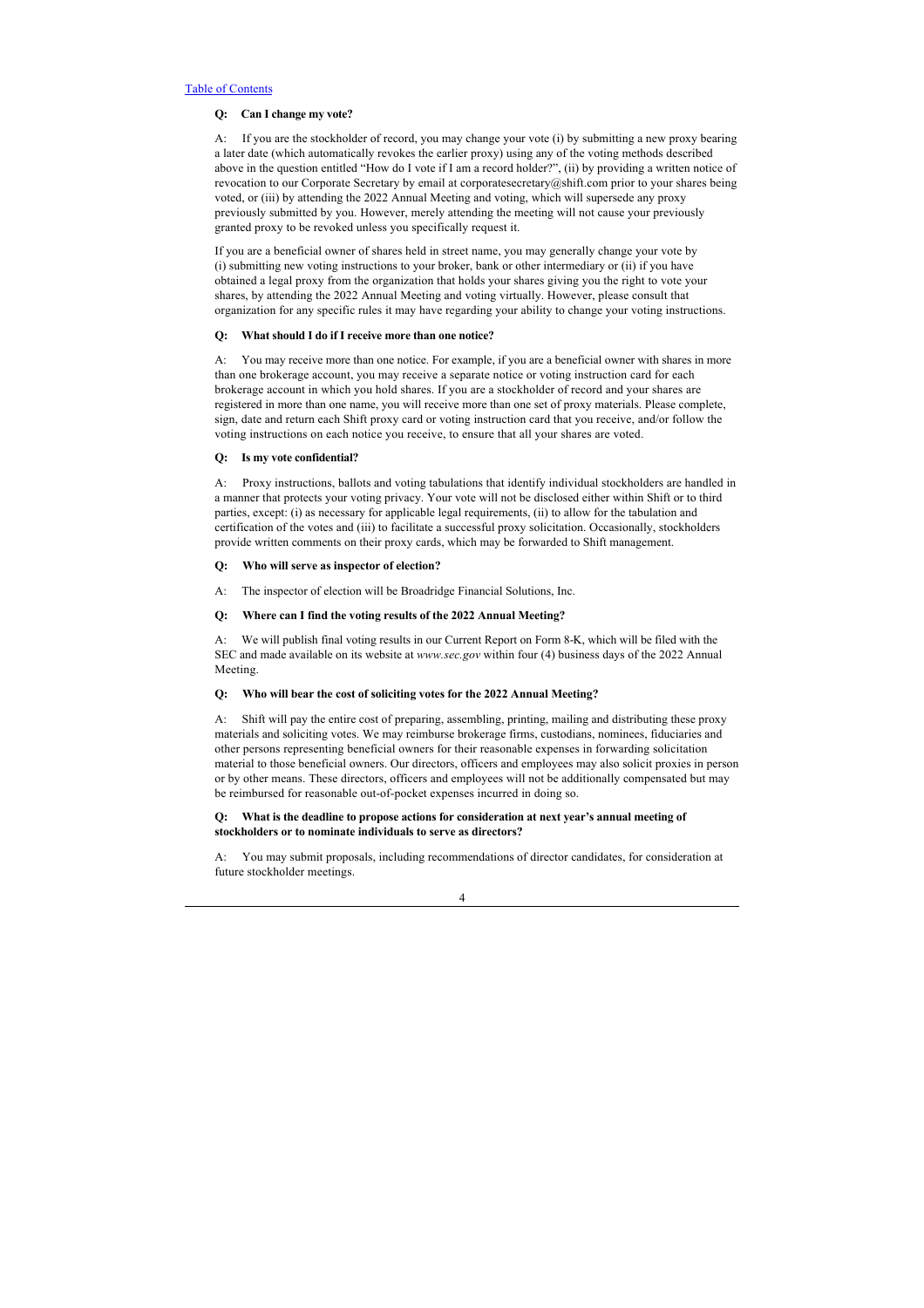**Q: Can I change my vote?**

A: If you are the stockholder of record, you may change your vote (i) by submitting a new proxy bearing a later date (which automatically revokes the earlier proxy) using any of the voting methods described above in the question entitled "How do I vote if I am a record holder?", (ii) by providing a written notice of revocation to our Corporate Secretary by email at corporatesecretary@shift.com prior to your shares being voted, or (iii) by attending the 2022 Annual Meeting and voting, which will supersede any proxy previously submitted by you. However, merely attending the meeting will not cause your previously granted proxy to be revoked unless you specifically request it.

If you are a beneficial owner of shares held in street name, you may generally change your vote by (i) submitting new voting instructions to your broker, bank or other intermediary or (ii) if you have obtained a legal proxy from the organization that holds your shares giving you the right to vote your shares, by attending the 2022 Annual Meeting and voting virtually. However, please consult that organization for any specific rules it may have regarding your ability to change your voting instructions.

**Q: What should I do if I receive more than one notice?**

A: You may receive more than one notice. For example, if you are a beneficial owner with shares in more than one brokerage account, you may receive a separate notice or voting instruction card for each brokerage account in which you hold shares. If you are a stockholder of record and your shares are registered in more than one name, you will receive more than one set of proxy materials. Please complete, sign, date and return each Shift proxy card or voting instruction card that you receive, and/or follow the voting instructions on each notice you receive, to ensure that all your shares are voted.

**Q: Is my vote confidential?**

A: Proxy instructions, ballots and voting tabulations that identify individual stockholders are handled in a manner that protects your voting privacy. Your vote will not be disclosed either within Shift or to third parties, except: (i) as necessary for applicable legal requirements, (ii) to allow for the tabulation and certification of the votes and (iii) to facilitate a successful proxy solicitation. Occasionally, stockholders provide written comments on their proxy cards, which may be forwarded to Shift management.

**Q: Who will serve as inspector of election?**

A: The inspector of election will be Broadridge Financial Solutions, Inc.

**Q: Where can I find the voting results of the 2022 Annual Meeting?**

A: We will publish final voting results in our Current Report on Form 8-K, which will be filed with the SEC and made available on its website at *www.sec.gov* within four (4) business days of the 2022 Annual Meeting.

**Q: Who will bear the cost of soliciting votes for the 2022 Annual Meeting?**

A: Shift will pay the entire cost of preparing, assembling, printing, mailing and distributing these proxy materials and soliciting votes. We may reimburse brokerage firms, custodians, nominees, fiduciaries and other persons representing beneficial owners for their reasonable expenses in forwarding solicitation material to those beneficial owners. Our directors, officers and employees may also solicit proxies in person or by other means. These directors, officers and employees will not be additionally compensated but may be reimbursed for reasonable out-of-pocket expenses incurred in doing so.

**Q: What is the deadline to propose actions for consideration at next year's annual meeting of stockholders or to nominate individuals to serve as directors?**

A: You may submit proposals, including recommendations of director candidates, for consideration at future stockholder meetings.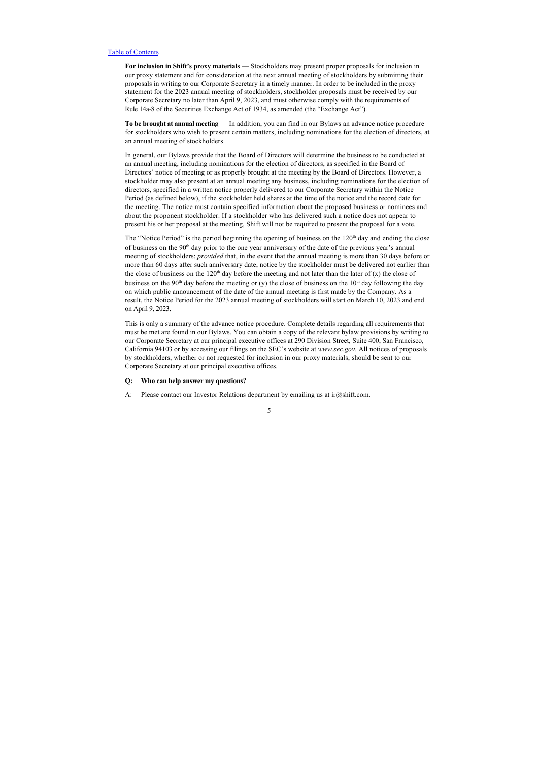**For inclusion in Shift's proxy materials** — Stockholders may present proper proposals for inclusion in our proxy statement and for consideration at the next annual meeting of stockholders by submitting their proposals in writing to our Corporate Secretary in a timely manner. In order to be included in the proxy statement for the 2023 annual meeting of stockholders, stockholder proposals must be received by our Corporate Secretary no later than April 9, 2023, and must otherwise comply with the requirements of Rule 14a-8 of the Securities Exchange Act of 1934, as amended (the "Exchange Act").

**To be brought at annual meeting** — In addition, you can find in our Bylaws an advance notice procedure for stockholders who wish to present certain matters, including nominations for the election of directors, at an annual meeting of stockholders.

In general, our Bylaws provide that the Board of Directors will determine the business to be conducted at an annual meeting, including nominations for the election of directors, as specified in the Board of Directors' notice of meeting or as properly brought at the meeting by the Board of Directors. However, a stockholder may also present at an annual meeting any business, including nominations for the election of directors, specified in a written notice properly delivered to our Corporate Secretary within the Notice Period (as defined below), if the stockholder held shares at the time of the notice and the record date for the meeting. The notice must contain specified information about the proposed business or nominees and about the proponent stockholder. If a stockholder who has delivered such a notice does not appear to present his or her proposal at the meeting, Shift will not be required to present the proposal for a vote.

The "Notice Period" is the period beginning the opening of business on the 120th day and ending the close of business on the 90th day prior to the one year anniversary of the date of the previous year's annual meeting of stockholders; *provided* that, in the event that the annual meeting is more than 30 days before or more than 60 days after such anniversary date, notice by the stockholder must be delivered not earlier than the close of business on the 120th day before the meeting and not later than the later of (x) the close of business on the 90th day before the meeting or (y) the close of business on the 10th day following the day on which public announcement of the date of the annual meeting is first made by the Company. As a result, the Notice Period for the 2023 annual meeting of stockholders will start on March 10, 2023 and end on April 9, 2023.

This is only a summary of the advance notice procedure. Complete details regarding all requirements that must be met are found in our Bylaws. You can obtain a copy of the relevant bylaw provisions by writing to our Corporate Secretary at our principal executive offices at 290 Division Street, Suite 400, San Francisco, California 94103 or by accessing our filings on the SEC's website at *www.sec.gov*. All notices of proposals by stockholders, whether or not requested for inclusion in our proxy materials, should be sent to our Corporate Secretary at our principal executive offices.

**Q: Who can help answer my questions?**

A: Please contact our Investor Relations department by emailing us at ir@shift.com.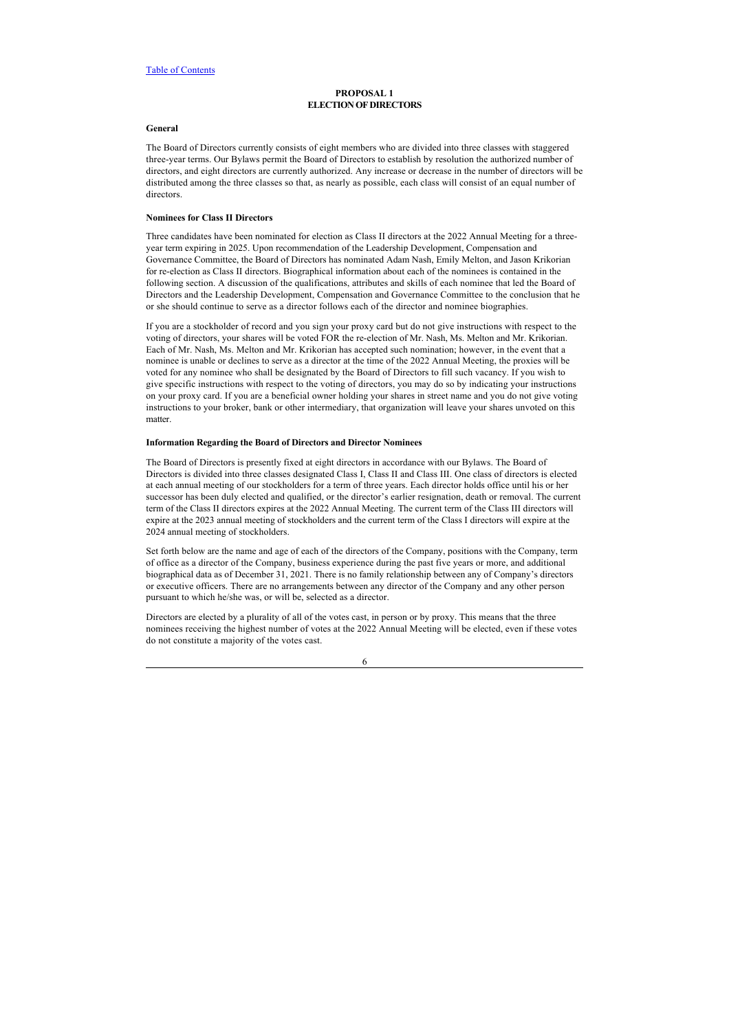[Table of Contents]

## PROPOSAL 1
## ELECTION OF DIRECTORS

### General

The Board of Directors currently consists of eight members who are divided into three classes with staggered three-year terms. Our Bylaws permit the Board of Directors to establish by resolution the authorized number of directors, and eight directors are currently authorized. Any increase or decrease in the number of directors will be distributed among the three classes so that, as nearly as possible, each class will consist of an equal number of directors.

### Nominees for Class II Directors

Three candidates have been nominated for election as Class II directors at the 2022 Annual Meeting for a three-year term expiring in 2025. Upon recommendation of the Leadership Development, Compensation and Governance Committee, the Board of Directors has nominated Adam Nash, Emily Melton, and Jason Krikorian for re-election as Class II directors. Biographical information about each of the nominees is contained in the following section. A discussion of the qualifications, attributes and skills of each nominee that led the Board of Directors and the Leadership Development, Compensation and Governance Committee to the conclusion that he or she should continue to serve as a director follows each of the director and nominee biographies.

If you are a stockholder of record and you sign your proxy card but do not give instructions with respect to the voting of directors, your shares will be voted FOR the re-election of Mr. Nash, Ms. Melton and Mr. Krikorian. Each of Mr. Nash, Ms. Melton and Mr. Krikorian has accepted such nomination; however, in the event that a nominee is unable or declines to serve as a director at the time of the 2022 Annual Meeting, the proxies will be voted for any nominee who shall be designated by the Board of Directors to fill such vacancy. If you wish to give specific instructions with respect to the voting of directors, you may do so by indicating your instructions on your proxy card. If you are a beneficial owner holding your shares in street name and you do not give voting instructions to your broker, bank or other intermediary, that organization will leave your shares unvoted on this matter.

### Information Regarding the Board of Directors and Director Nominees

The Board of Directors is presently fixed at eight directors in accordance with our Bylaws. The Board of Directors is divided into three classes designated Class I, Class II and Class III. One class of directors is elected at each annual meeting of our stockholders for a term of three years. Each director holds office until his or her successor has been duly elected and qualified, or the director's earlier resignation, death or removal. The current term of the Class II directors expires at the 2022 Annual Meeting. The current term of the Class III directors will expire at the 2023 annual meeting of stockholders and the current term of the Class I directors will expire at the 2024 annual meeting of stockholders.

Set forth below are the name and age of each of the directors of the Company, positions with the Company, term of office as a director of the Company, business experience during the past five years or more, and additional biographical data as of December 31, 2021. There is no family relationship between any of Company's directors or executive officers. There are no arrangements between any director of the Company and any other person pursuant to which he/she was, or will be, selected as a director.

Directors are elected by a plurality of all of the votes cast, in person or by proxy. This means that the three nominees receiving the highest number of votes at the 2022 Annual Meeting will be elected, even if these votes do not constitute a majority of the votes cast.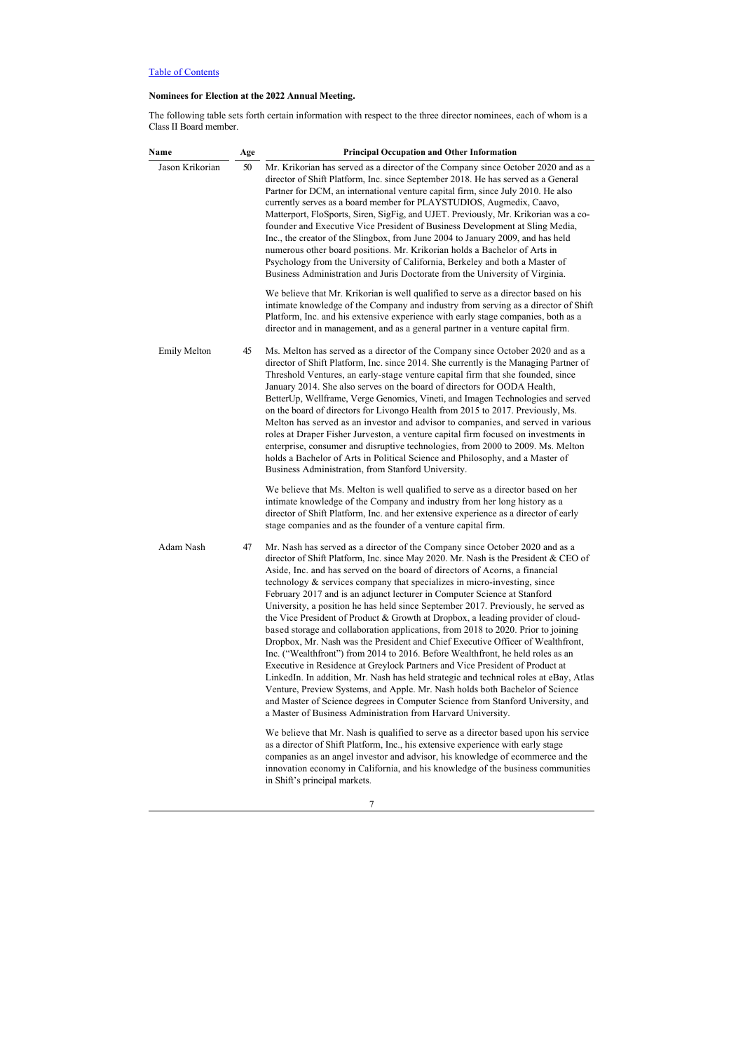[Table of Contents](#)

**Nominees for Election at the 2022 Annual Meeting.**

The following table sets forth certain information with respect to the three director nominees, each of whom is a Class II Board member.

| Name | Age | Principal Occupation and Other Information |
|---|---|---|
| Jason Krikorian | 50 | Mr. Krikorian has served as a director of the Company since October 2020 and as a director of Shift Platform, Inc. since September 2018. He has served as a General Partner for DCM, an international venture capital firm, since July 2010. He also currently serves as a board member for PLAYSTUDIOS, Augmedix, Caavo, Matterport, FloSports, Siren, SigFig, and UJET. Previously, Mr. Krikorian was a co-founder and Executive Vice President of Business Development at Sling Media, Inc., the creator of the Slingbox, from June 2004 to January 2009, and has held numerous other board positions. Mr. Krikorian holds a Bachelor of Arts in Psychology from the University of California, Berkeley and both a Master of Business Administration and Juris Doctorate from the University of Virginia.<br><br>We believe that Mr. Krikorian is well qualified to serve as a director based on his intimate knowledge of the Company and industry from serving as a director of Shift Platform, Inc. and his extensive experience with early stage companies, both as a director and in management, and as a general partner in a venture capital firm. |
| Emily Melton | 45 | Ms. Melton has served as a director of the Company since October 2020 and as a director of Shift Platform, Inc. since 2014. She currently is the Managing Partner of Threshold Ventures, an early-stage venture capital firm that she founded, since January 2014. She also serves on the board of directors for OODA Health, BetterUp, Wellframe, Verge Genomics, Vineti, and Imagen Technologies and served on the board of directors for Livongo Health from 2015 to 2017. Previously, Ms. Melton has served as an investor and advisor to companies, and served in various roles at Draper Fisher Jurveston, a venture capital firm focused on investments in enterprise, consumer and disruptive technologies, from 2000 to 2009. Ms. Melton holds a Bachelor of Arts in Political Science and Philosophy, and a Master of Business Administration, from Stanford University.<br><br>We believe that Ms. Melton is well qualified to serve as a director based on her intimate knowledge of the Company and industry from her long history as a director of Shift Platform, Inc. and her extensive experience as a director of early stage companies and as the founder of a venture capital firm. |
| Adam Nash | 47 | Mr. Nash has served as a director of the Company since October 2020 and as a director of Shift Platform, Inc. since May 2020. Mr. Nash is the President & CEO of Aside, Inc. and has served on the board of directors of Acorns, a financial technology & services company that specializes in micro-investing, since February 2017 and is an adjunct lecturer in Computer Science at Stanford University, a position he has held since September 2017. Previously, he served as the Vice President of Product & Growth at Dropbox, a leading provider of cloud-based storage and collaboration applications, from 2018 to 2020. Prior to joining Dropbox, Mr. Nash was the President and Chief Executive Officer of Wealthfront, Inc. ("Wealthfront") from 2014 to 2016. Before Wealthfront, he held roles as an Executive in Residence at Greylock Partners and Vice President of Product at LinkedIn. In addition, Mr. Nash has held strategic and technical roles at eBay, Atlas Venture, Preview Systems, and Apple. Mr. Nash holds both Bachelor of Science and Master of Science degrees in Computer Science from Stanford University, and a Master of Business Administration from Harvard University.<br><br>We believe that Mr. Nash is qualified to serve as a director based upon his service as a director of Shift Platform, Inc., his extensive experience with early stage companies as an angel investor and advisor, his knowledge of ecommerce and the innovation economy in California, and his knowledge of the business communities in Shift's principal markets. |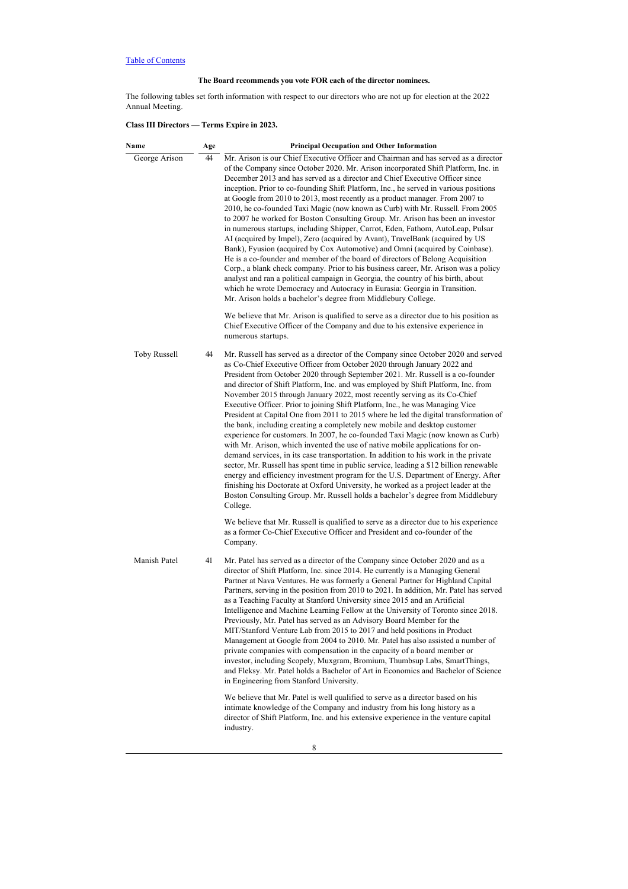[Table of Contents](#)

**The Board recommends you vote FOR each of the director nominees.**

The following tables set forth information with respect to our directors who are not up for election at the 2022 Annual Meeting.

**Class III Directors — Terms Expire in 2023.**

| Name | Age | Principal Occupation and Other Information |
|---|---|---|
| George Arison | 44 | Mr. Arison is our Chief Executive Officer and Chairman and has served as a director of the Company since October 2020. Mr. Arison incorporated Shift Platform, Inc. in December 2013 and has served as a director and Chief Executive Officer since inception. Prior to co-founding Shift Platform, Inc., he served in various positions at Google from 2010 to 2013, most recently as a product manager. From 2007 to 2010, he co-founded Taxi Magic (now known as Curb) with Mr. Russell. From 2005 to 2007 he worked for Boston Consulting Group. Mr. Arison has been an investor in numerous startups, including Shipper, Carrot, Eden, Fathom, AutoLeap, Pulsar AI (acquired by Impel), Zero (acquired by Avant), TravelBank (acquired by US Bank), Fyusion (acquired by Cox Automotive) and Omni (acquired by Coinbase). He is a co-founder and member of the board of directors of Belong Acquisition Corp., a blank check company. Prior to his business career, Mr. Arison was a policy analyst and ran a political campaign in Georgia, the country of his birth, about which he wrote Democracy and Autocracy in Eurasia: Georgia in Transition. Mr. Arison holds a bachelor's degree from Middlebury College.<br><br>We believe that Mr. Arison is qualified to serve as a director due to his position as Chief Executive Officer of the Company and due to his extensive experience in numerous startups. |
| Toby Russell | 44 | Mr. Russell has served as a director of the Company since October 2020 and served as Co-Chief Executive Officer from October 2020 through January 2022 and President from October 2020 through September 2021. Mr. Russell is a co-founder and director of Shift Platform, Inc. and was employed by Shift Platform, Inc. from November 2015 through January 2022, most recently serving as its Co-Chief Executive Officer. Prior to joining Shift Platform, Inc., he was Managing Vice President at Capital One from 2011 to 2015 where he led the digital transformation of the bank, including creating a completely new mobile and desktop customer experience for customers. In 2007, he co-founded Taxi Magic (now known as Curb) with Mr. Arison, which invented the use of native mobile applications for on-demand services, in its case transportation. In addition to his work in the private sector, Mr. Russell has spent time in public service, leading a $12 billion renewable energy and efficiency investment program for the U.S. Department of Energy. After finishing his Doctorate at Oxford University, he worked as a project leader at the Boston Consulting Group. Mr. Russell holds a bachelor's degree from Middlebury College.<br><br>We believe that Mr. Russell is qualified to serve as a director due to his experience as a former Co-Chief Executive Officer and President and co-founder of the Company. |
| Manish Patel | 41 | Mr. Patel has served as a director of the Company since October 2020 and as a director of Shift Platform, Inc. since 2014. He currently is a Managing General Partner at Nava Ventures. He was formerly a General Partner for Highland Capital Partners, serving in the position from 2010 to 2021. In addition, Mr. Patel has served as a Teaching Faculty at Stanford University since 2015 and an Artificial Intelligence and Machine Learning Fellow at the University of Toronto since 2018. Previously, Mr. Patel has served as an Advisory Board Member for the MIT/Stanford Venture Lab from 2015 to 2017 and held positions in Product Management at Google from 2004 to 2010. Mr. Patel has also assisted a number of private companies with compensation in the capacity of a board member or investor, including Scopely, Muxgram, Bromium, Thumbsup Labs, SmartThings, and Fleksy. Mr. Patel holds a Bachelor of Art in Economics and Bachelor of Science in Engineering from Stanford University.<br><br>We believe that Mr. Patel is well qualified to serve as a director based on his intimate knowledge of the Company and industry from his long history as a director of Shift Platform, Inc. and his extensive experience in the venture capital industry. |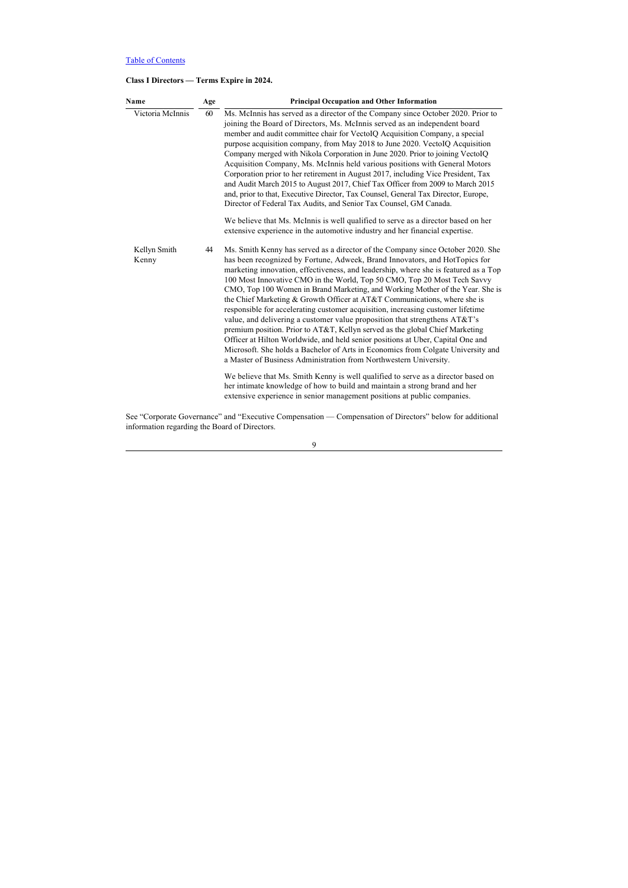[Table of Contents](#)

**Class I Directors — Terms Expire in 2024.**

| Name | Age | Principal Occupation and Other Information |
|---|---|---|
| Victoria McInnis | 60 | Ms. McInnis has served as a director of the Company since October 2020. Prior to joining the Board of Directors, Ms. McInnis served as an independent board member and audit committee chair for VectoIQ Acquisition Company, a special purpose acquisition company, from May 2018 to June 2020. VectoIQ Acquisition Company merged with Nikola Corporation in June 2020. Prior to joining VectoIQ Acquisition Company, Ms. McInnis held various positions with General Motors Corporation prior to her retirement in August 2017, including Vice President, Tax and Audit March 2015 to August 2017, Chief Tax Officer from 2009 to March 2015 and, prior to that, Executive Director, Tax Counsel, General Tax Director, Europe, Director of Federal Tax Audits, and Senior Tax Counsel, GM Canada. <br><br> We believe that Ms. McInnis is well qualified to serve as a director based on her extensive experience in the automotive industry and her financial expertise. |
| Kellyn Smith Kenny | 44 | Ms. Smith Kenny has served as a director of the Company since October 2020. She has been recognized by Fortune, Adweek, Brand Innovators, and HotTopics for marketing innovation, effectiveness, and leadership, where she is featured as a Top 100 Most Innovative CMO in the World, Top 50 CMO, Top 20 Most Tech Savvy CMO, Top 100 Women in Brand Marketing, and Working Mother of the Year. She is the Chief Marketing & Growth Officer at AT&T Communications, where she is responsible for accelerating customer acquisition, increasing customer lifetime value, and delivering a customer value proposition that strengthens AT&T's premium position. Prior to AT&T, Kellyn served as the global Chief Marketing Officer at Hilton Worldwide, and held senior positions at Uber, Capital One and Microsoft. She holds a Bachelor of Arts in Economics from Colgate University and a Master of Business Administration from Northwestern University. <br><br> We believe that Ms. Smith Kenny is well qualified to serve as a director based on her intimate knowledge of how to build and maintain a strong brand and her extensive experience in senior management positions at public companies. |

See "Corporate Governance" and "Executive Compensation — Compensation of Directors" below for additional information regarding the Board of Directors.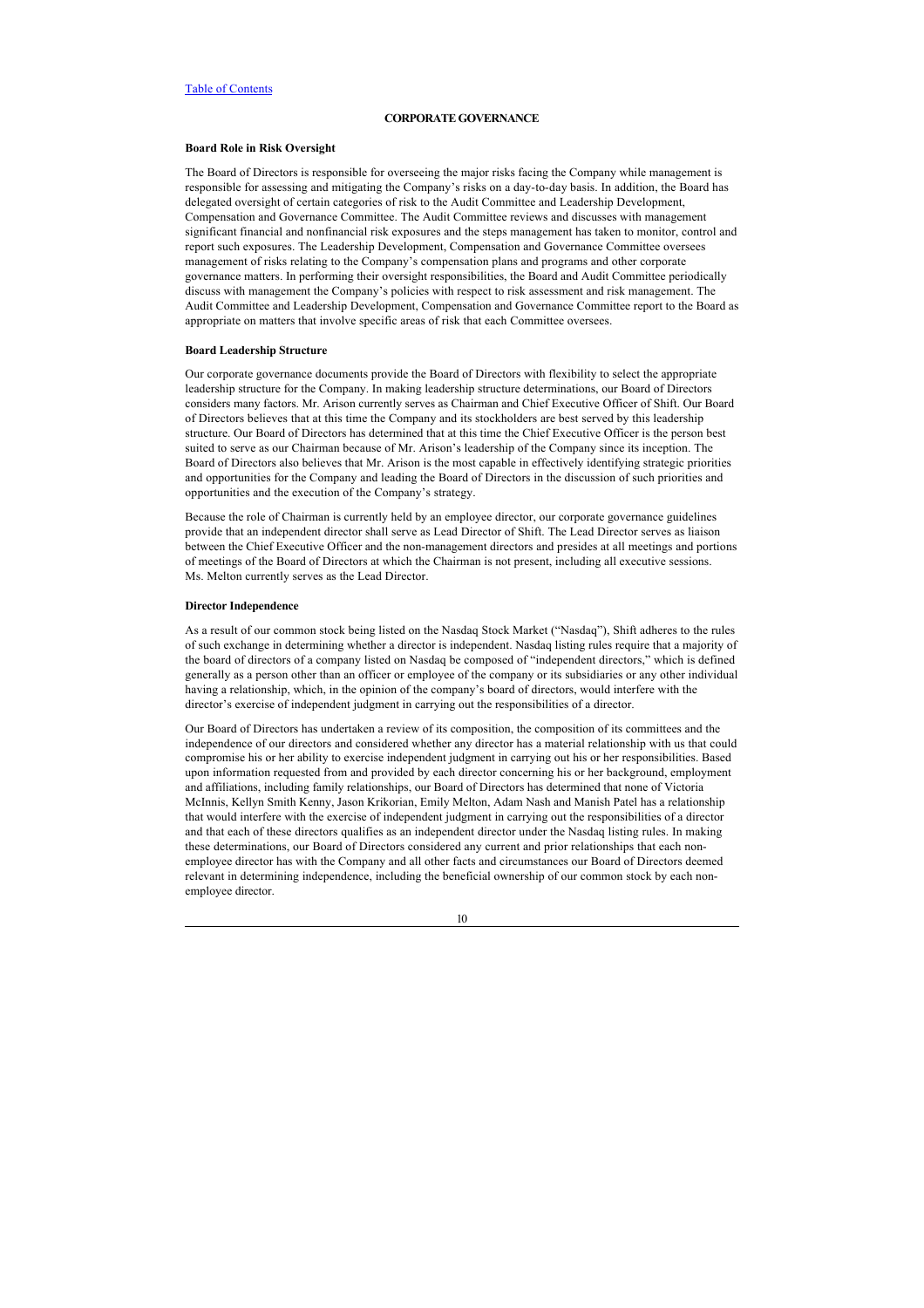## CORPORATE GOVERNANCE

### Board Role in Risk Oversight

The Board of Directors is responsible for overseeing the major risks facing the Company while management is responsible for assessing and mitigating the Company's risks on a day-to-day basis. In addition, the Board has delegated oversight of certain categories of risk to the Audit Committee and Leadership Development, Compensation and Governance Committee. The Audit Committee reviews and discusses with management significant financial and nonfinancial risk exposures and the steps management has taken to monitor, control and report such exposures. The Leadership Development, Compensation and Governance Committee oversees management of risks relating to the Company's compensation plans and programs and other corporate governance matters. In performing their oversight responsibilities, the Board and Audit Committee periodically discuss with management the Company's policies with respect to risk assessment and risk management. The Audit Committee and Leadership Development, Compensation and Governance Committee report to the Board as appropriate on matters that involve specific areas of risk that each Committee oversees.

### Board Leadership Structure

Our corporate governance documents provide the Board of Directors with flexibility to select the appropriate leadership structure for the Company. In making leadership structure determinations, our Board of Directors considers many factors. Mr. Arison currently serves as Chairman and Chief Executive Officer of Shift. Our Board of Directors believes that at this time the Company and its stockholders are best served by this leadership structure. Our Board of Directors has determined that at this time the Chief Executive Officer is the person best suited to serve as our Chairman because of Mr. Arison's leadership of the Company since its inception. The Board of Directors also believes that Mr. Arison is the most capable in effectively identifying strategic priorities and opportunities for the Company and leading the Board of Directors in the discussion of such priorities and opportunities and the execution of the Company's strategy.

Because the role of Chairman is currently held by an employee director, our corporate governance guidelines provide that an independent director shall serve as Lead Director of Shift. The Lead Director serves as liaison between the Chief Executive Officer and the non-management directors and presides at all meetings and portions of meetings of the Board of Directors at which the Chairman is not present, including all executive sessions. Ms. Melton currently serves as the Lead Director.

### Director Independence

As a result of our common stock being listed on the Nasdaq Stock Market ("Nasdaq"), Shift adheres to the rules of such exchange in determining whether a director is independent. Nasdaq listing rules require that a majority of the board of directors of a company listed on Nasdaq be composed of "independent directors," which is defined generally as a person other than an officer or employee of the company or its subsidiaries or any other individual having a relationship, which, in the opinion of the company's board of directors, would interfere with the director's exercise of independent judgment in carrying out the responsibilities of a director.

Our Board of Directors has undertaken a review of its composition, the composition of its committees and the independence of our directors and considered whether any director has a material relationship with us that could compromise his or her ability to exercise independent judgment in carrying out his or her responsibilities. Based upon information requested from and provided by each director concerning his or her background, employment and affiliations, including family relationships, our Board of Directors has determined that none of Victoria McInnis, Kellyn Smith Kenny, Jason Krikorian, Emily Melton, Adam Nash and Manish Patel has a relationship that would interfere with the exercise of independent judgment in carrying out the responsibilities of a director and that each of these directors qualifies as an independent director under the Nasdaq listing rules. In making these determinations, our Board of Directors considered any current and prior relationships that each non-employee director has with the Company and all other facts and circumstances our Board of Directors deemed relevant in determining independence, including the beneficial ownership of our common stock by each non-employee director.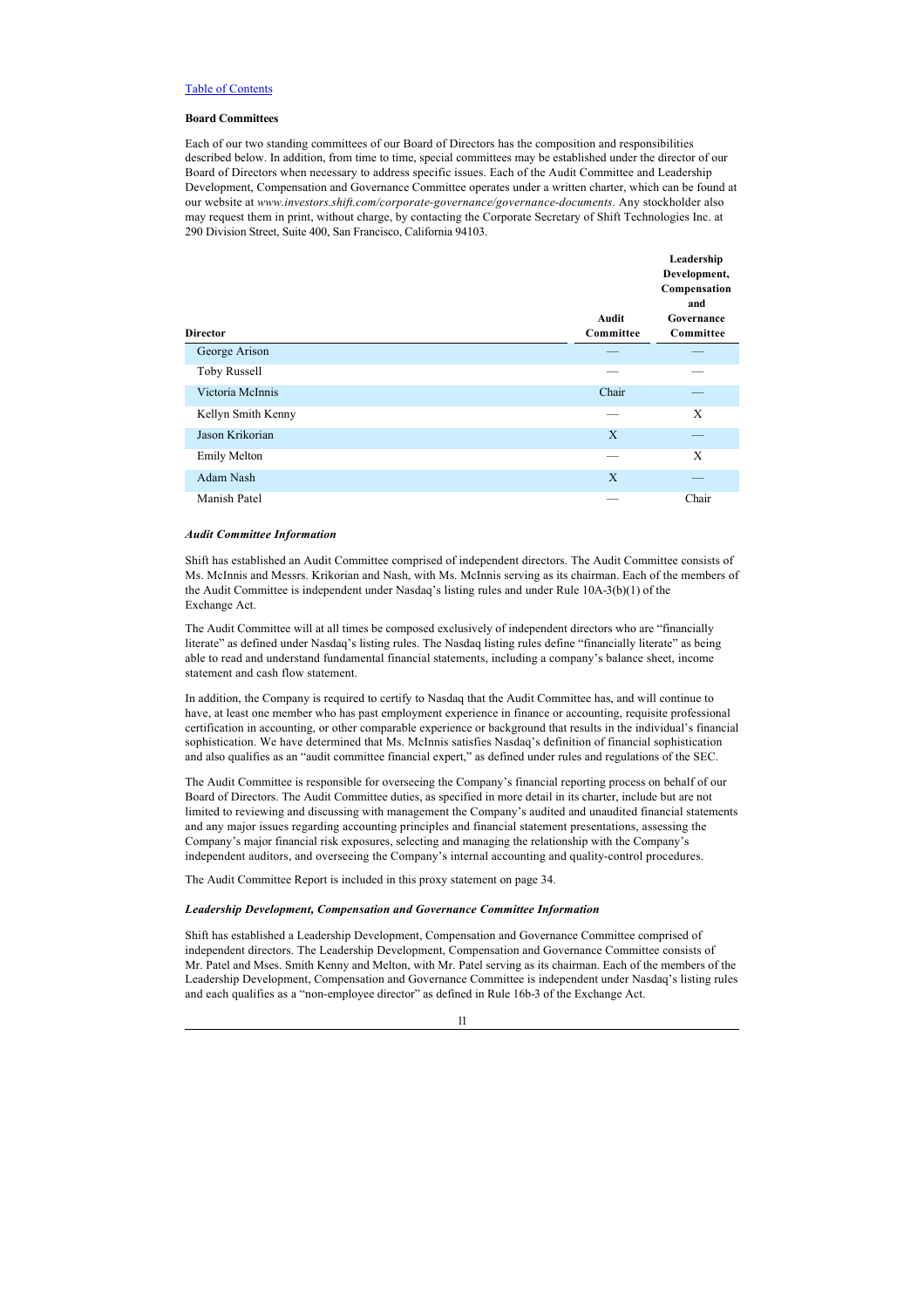[Table of Contents](#)

**Board Committees**

Each of our two standing committees of our Board of Directors has the composition and responsibilities described below. In addition, from time to time, special committees may be established under the director of our Board of Directors when necessary to address specific issues. Each of the Audit Committee and Leadership Development, Compensation and Governance Committee operates under a written charter, which can be found at our website at *www.investors.shift.com/corporate-governance/governance-documents*. Any stockholder also may request them in print, without charge, by contacting the Corporate Secretary of Shift Technologies Inc. at 290 Division Street, Suite 400, San Francisco, California 94103.

| Director | Audit Committee | Leadership Development, Compensation and Governance Committee |
|---|---|---|
| George Arison | — | — |
| Toby Russell | — | — |
| Victoria McInnis | Chair | — |
| Kellyn Smith Kenny | — | X |
| Jason Krikorian | X | — |
| Emily Melton | — | X |
| Adam Nash | X | — |
| Manish Patel | — | Chair |

***Audit Committee Information***

Shift has established an Audit Committee comprised of independent directors. The Audit Committee consists of Ms. McInnis and Messrs. Krikorian and Nash, with Ms. McInnis serving as its chairman. Each of the members of the Audit Committee is independent under Nasdaq's listing rules and under Rule 10A-3(b)(1) of the Exchange Act.

The Audit Committee will at all times be composed exclusively of independent directors who are "financially literate" as defined under Nasdaq's listing rules. The Nasdaq listing rules define "financially literate" as being able to read and understand fundamental financial statements, including a company's balance sheet, income statement and cash flow statement.

In addition, the Company is required to certify to Nasdaq that the Audit Committee has, and will continue to have, at least one member who has past employment experience in finance or accounting, requisite professional certification in accounting, or other comparable experience or background that results in the individual's financial sophistication. We have determined that Ms. McInnis satisfies Nasdaq's definition of financial sophistication and also qualifies as an "audit committee financial expert," as defined under rules and regulations of the SEC.

The Audit Committee is responsible for overseeing the Company's financial reporting process on behalf of our Board of Directors. The Audit Committee duties, as specified in more detail in its charter, include but are not limited to reviewing and discussing with management the Company's audited and unaudited financial statements and any major issues regarding accounting principles and financial statement presentations, assessing the Company's major financial risk exposures, selecting and managing the relationship with the Company's independent auditors, and overseeing the Company's internal accounting and quality-control procedures.

The Audit Committee Report is included in this proxy statement on page 34.

***Leadership Development, Compensation and Governance Committee Information***

Shift has established a Leadership Development, Compensation and Governance Committee comprised of independent directors. The Leadership Development, Compensation and Governance Committee consists of Mr. Patel and Mses. Smith Kenny and Melton, with Mr. Patel serving as its chairman. Each of the members of the Leadership Development, Compensation and Governance Committee is independent under Nasdaq's listing rules and each qualifies as a "non-employee director" as defined in Rule 16b-3 of the Exchange Act.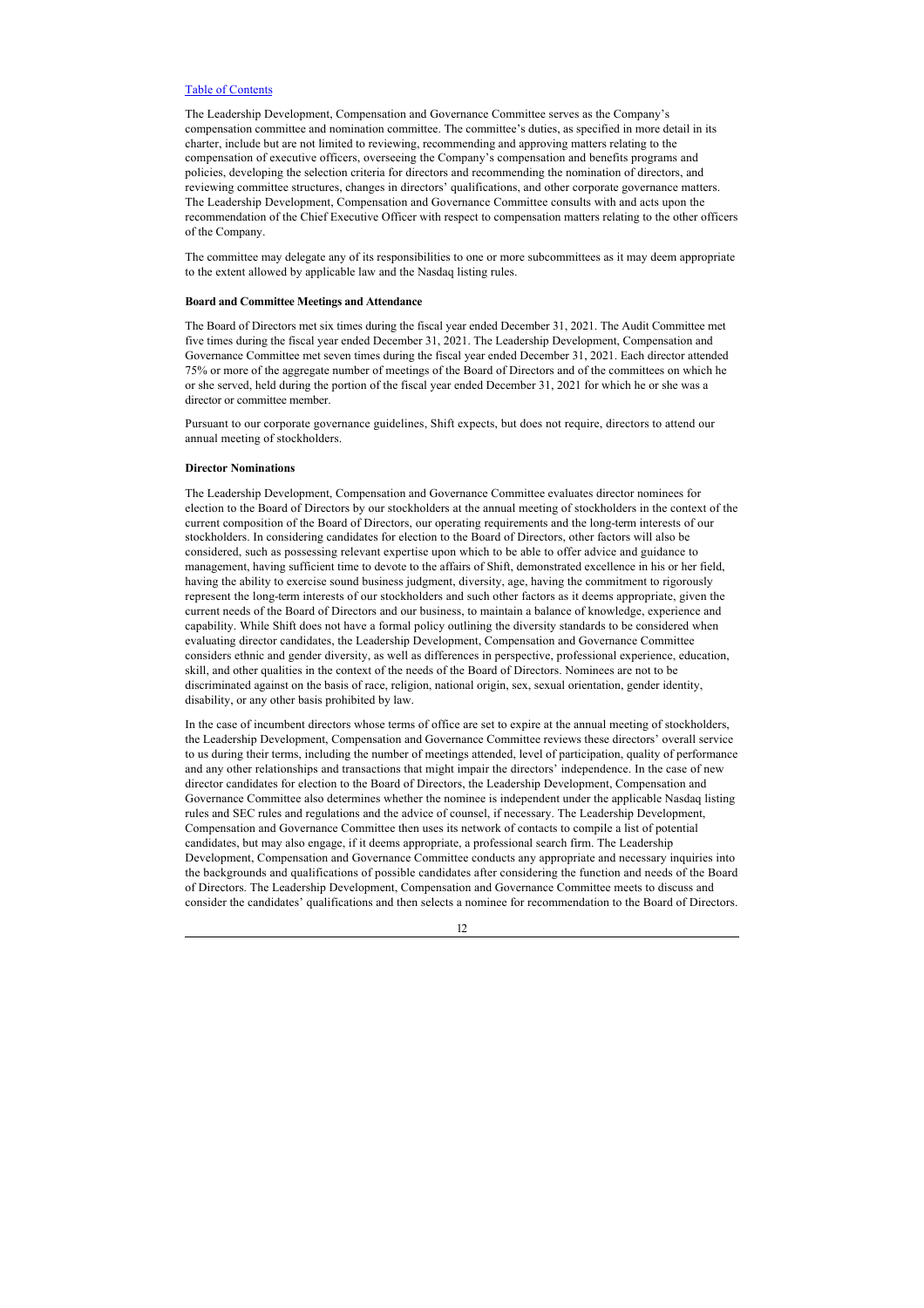The Leadership Development, Compensation and Governance Committee serves as the Company's compensation committee and nomination committee. The committee's duties, as specified in more detail in its charter, include but are not limited to reviewing, recommending and approving matters relating to the compensation of executive officers, overseeing the Company's compensation and benefits programs and policies, developing the selection criteria for directors and recommending the nomination of directors, and reviewing committee structures, changes in directors' qualifications, and other corporate governance matters. The Leadership Development, Compensation and Governance Committee consults with and acts upon the recommendation of the Chief Executive Officer with respect to compensation matters relating to the other officers of the Company.

The committee may delegate any of its responsibilities to one or more subcommittees as it may deem appropriate to the extent allowed by applicable law and the Nasdaq listing rules.

**Board and Committee Meetings and Attendance**

The Board of Directors met six times during the fiscal year ended December 31, 2021. The Audit Committee met five times during the fiscal year ended December 31, 2021. The Leadership Development, Compensation and Governance Committee met seven times during the fiscal year ended December 31, 2021. Each director attended 75% or more of the aggregate number of meetings of the Board of Directors and of the committees on which he or she served, held during the portion of the fiscal year ended December 31, 2021 for which he or she was a director or committee member.

Pursuant to our corporate governance guidelines, Shift expects, but does not require, directors to attend our annual meeting of stockholders.

**Director Nominations**

The Leadership Development, Compensation and Governance Committee evaluates director nominees for election to the Board of Directors by our stockholders at the annual meeting of stockholders in the context of the current composition of the Board of Directors, our operating requirements and the long-term interests of our stockholders. In considering candidates for election to the Board of Directors, other factors will also be considered, such as possessing relevant expertise upon which to be able to offer advice and guidance to management, having sufficient time to devote to the affairs of Shift, demonstrated excellence in his or her field, having the ability to exercise sound business judgment, diversity, age, having the commitment to rigorously represent the long-term interests of our stockholders and such other factors as it deems appropriate, given the current needs of the Board of Directors and our business, to maintain a balance of knowledge, experience and capability. While Shift does not have a formal policy outlining the diversity standards to be considered when evaluating director candidates, the Leadership Development, Compensation and Governance Committee considers ethnic and gender diversity, as well as differences in perspective, professional experience, education, skill, and other qualities in the context of the needs of the Board of Directors. Nominees are not to be discriminated against on the basis of race, religion, national origin, sex, sexual orientation, gender identity, disability, or any other basis prohibited by law.

In the case of incumbent directors whose terms of office are set to expire at the annual meeting of stockholders, the Leadership Development, Compensation and Governance Committee reviews these directors' overall service to us during their terms, including the number of meetings attended, level of participation, quality of performance and any other relationships and transactions that might impair the directors' independence. In the case of new director candidates for election to the Board of Directors, the Leadership Development, Compensation and Governance Committee also determines whether the nominee is independent under the applicable Nasdaq listing rules and SEC rules and regulations and the advice of counsel, if necessary. The Leadership Development, Compensation and Governance Committee then uses its network of contacts to compile a list of potential candidates, but may also engage, if it deems appropriate, a professional search firm. The Leadership Development, Compensation and Governance Committee conducts any appropriate and necessary inquiries into the backgrounds and qualifications of possible candidates after considering the function and needs of the Board of Directors. The Leadership Development, Compensation and Governance Committee meets to discuss and consider the candidates' qualifications and then selects a nominee for recommendation to the Board of Directors.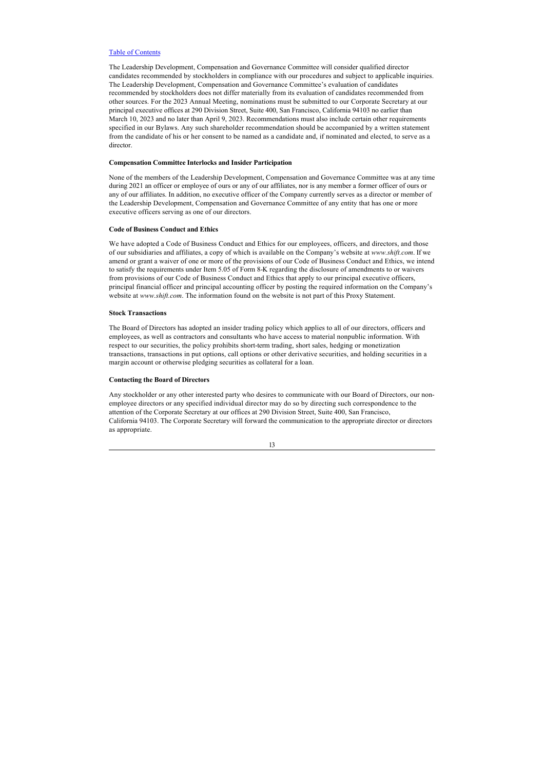The Leadership Development, Compensation and Governance Committee will consider qualified director candidates recommended by stockholders in compliance with our procedures and subject to applicable inquiries. The Leadership Development, Compensation and Governance Committee's evaluation of candidates recommended by stockholders does not differ materially from its evaluation of candidates recommended from other sources. For the 2023 Annual Meeting, nominations must be submitted to our Corporate Secretary at our principal executive offices at 290 Division Street, Suite 400, San Francisco, California 94103 no earlier than March 10, 2023 and no later than April 9, 2023. Recommendations must also include certain other requirements specified in our Bylaws. Any such shareholder recommendation should be accompanied by a written statement from the candidate of his or her consent to be named as a candidate and, if nominated and elected, to serve as a director.

**Compensation Committee Interlocks and Insider Participation**

None of the members of the Leadership Development, Compensation and Governance Committee was at any time during 2021 an officer or employee of ours or any of our affiliates, nor is any member a former officer of ours or any of our affiliates. In addition, no executive officer of the Company currently serves as a director or member of the Leadership Development, Compensation and Governance Committee of any entity that has one or more executive officers serving as one of our directors.

**Code of Business Conduct and Ethics**

We have adopted a Code of Business Conduct and Ethics for our employees, officers, and directors, and those of our subsidiaries and affiliates, a copy of which is available on the Company's website at *www.shift.com*. If we amend or grant a waiver of one or more of the provisions of our Code of Business Conduct and Ethics, we intend to satisfy the requirements under Item 5.05 of Form 8-K regarding the disclosure of amendments to or waivers from provisions of our Code of Business Conduct and Ethics that apply to our principal executive officers, principal financial officer and principal accounting officer by posting the required information on the Company's website at *www.shift.com*. The information found on the website is not part of this Proxy Statement.

**Stock Transactions**

The Board of Directors has adopted an insider trading policy which applies to all of our directors, officers and employees, as well as contractors and consultants who have access to material nonpublic information. With respect to our securities, the policy prohibits short-term trading, short sales, hedging or monetization transactions, transactions in put options, call options or other derivative securities, and holding securities in a margin account or otherwise pledging securities as collateral for a loan.

**Contacting the Board of Directors**

Any stockholder or any other interested party who desires to communicate with our Board of Directors, our non-employee directors or any specified individual director may do so by directing such correspondence to the attention of the Corporate Secretary at our offices at 290 Division Street, Suite 400, San Francisco, California 94103. The Corporate Secretary will forward the communication to the appropriate director or directors as appropriate.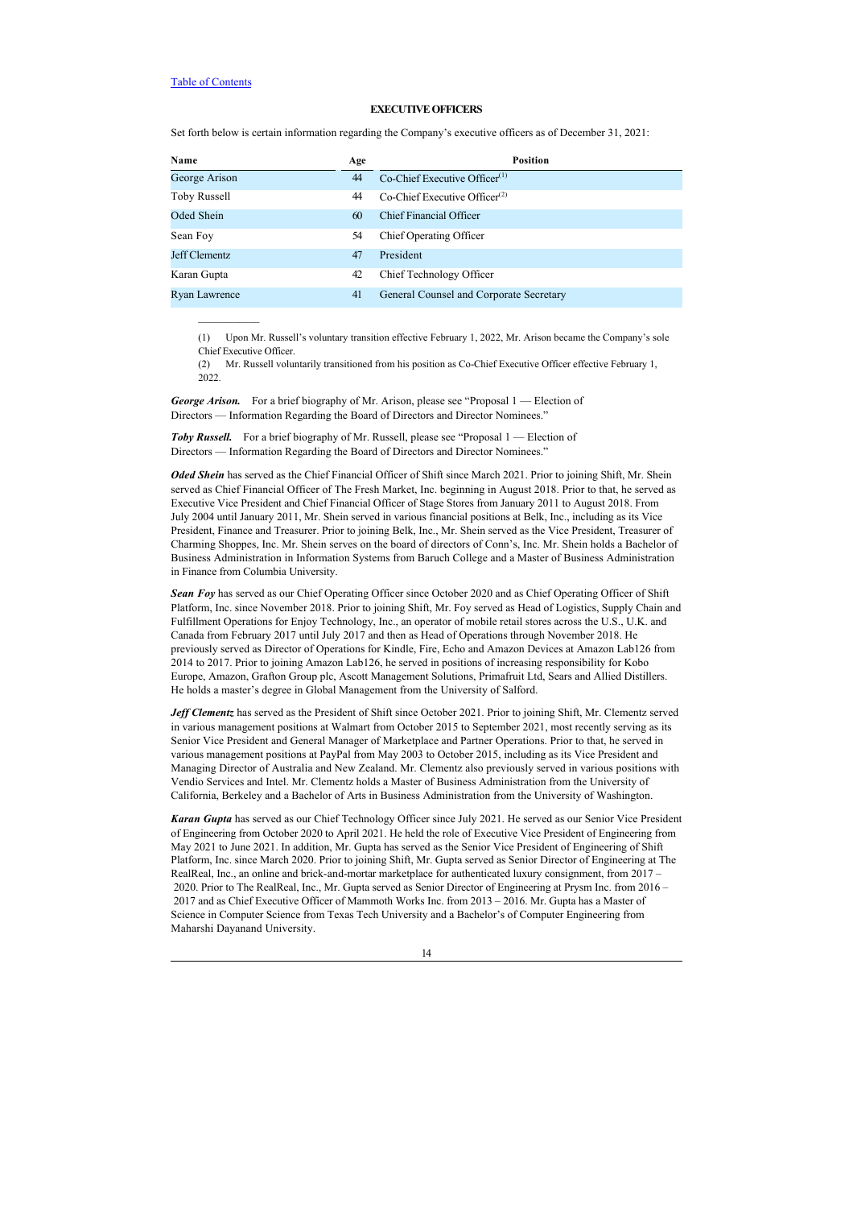## EXECUTIVE OFFICERS

Set forth below is certain information regarding the Company's executive officers as of December 31, 2021:

| Name | Age | Position |
| --- | --- | --- |
| George Arison | 44 | Co-Chief Executive Officer[(1)] |
| Toby Russell | 44 | Co-Chief Executive Officer[(2)] |
| Oded Shein | 60 | Chief Financial Officer |
| Sean Foy | 54 | Chief Operating Officer |
| Jeff Clementz | 47 | President |
| Karan Gupta | 42 | Chief Technology Officer |
| Ryan Lawrence | 41 | General Counsel and Corporate Secretary |

(1) Upon Mr. Russell's voluntary transition effective February 1, 2022, Mr. Arison became the Company's sole Chief Executive Officer.

(2) Mr. Russell voluntarily transitioned from his position as Co-Chief Executive Officer effective February 1, 2022.

***George Arison.*** For a brief biography of Mr. Arison, please see "Proposal 1 — Election of Directors — Information Regarding the Board of Directors and Director Nominees."

***Toby Russell.*** For a brief biography of Mr. Russell, please see "Proposal 1 — Election of Directors — Information Regarding the Board of Directors and Director Nominees."

***Oded Shein*** has served as the Chief Financial Officer of Shift since March 2021. Prior to joining Shift, Mr. Shein served as Chief Financial Officer of The Fresh Market, Inc. beginning in August 2018. Prior to that, he served as Executive Vice President and Chief Financial Officer of Stage Stores from January 2011 to August 2018. From July 2004 until January 2011, Mr. Shein served in various financial positions at Belk, Inc., including as its Vice President, Finance and Treasurer. Prior to joining Belk, Inc., Mr. Shein served as the Vice President, Treasurer of Charming Shoppes, Inc. Mr. Shein serves on the board of directors of Conn's, Inc. Mr. Shein holds a Bachelor of Business Administration in Information Systems from Baruch College and a Master of Business Administration in Finance from Columbia University.

***Sean Foy*** has served as our Chief Operating Officer since October 2020 and as Chief Operating Officer of Shift Platform, Inc. since November 2018. Prior to joining Shift, Mr. Foy served as Head of Logistics, Supply Chain and Fulfillment Operations for Enjoy Technology, Inc., an operator of mobile retail stores across the U.S., U.K. and Canada from February 2017 until July 2017 and then as Head of Operations through November 2018. He previously served as Director of Operations for Kindle, Fire, Echo and Amazon Devices at Amazon Lab126 from 2014 to 2017. Prior to joining Amazon Lab126, he served in positions of increasing responsibility for Kobo Europe, Amazon, Grafton Group plc, Ascott Management Solutions, Primafruit Ltd, Sears and Allied Distillers. He holds a master's degree in Global Management from the University of Salford.

***Jeff Clementz*** has served as the President of Shift since October 2021. Prior to joining Shift, Mr. Clementz served in various management positions at Walmart from October 2015 to September 2021, most recently serving as its Senior Vice President and General Manager of Marketplace and Partner Operations. Prior to that, he served in various management positions at PayPal from May 2003 to October 2015, including as its Vice President and Managing Director of Australia and New Zealand. Mr. Clementz also previously served in various positions with Vendio Services and Intel. Mr. Clementz holds a Master of Business Administration from the University of California, Berkeley and a Bachelor of Arts in Business Administration from the University of Washington.

***Karan Gupta*** has served as our Chief Technology Officer since July 2021. He served as our Senior Vice President of Engineering from October 2020 to April 2021. He held the role of Executive Vice President of Engineering from May 2021 to June 2021. In addition, Mr. Gupta has served as the Senior Vice President of Engineering of Shift Platform, Inc. since March 2020. Prior to joining Shift, Mr. Gupta served as Senior Director of Engineering at The RealReal, Inc., an online and brick-and-mortar marketplace for authenticated luxury consignment, from 2017 – 2020. Prior to The RealReal, Inc., Mr. Gupta served as Senior Director of Engineering at Prysm Inc. from 2016 – 2017 and as Chief Executive Officer of Mammoth Works Inc. from 2013 – 2016. Mr. Gupta has a Master of Science in Computer Science from Texas Tech University and a Bachelor's of Computer Engineering from Maharshi Dayanand University.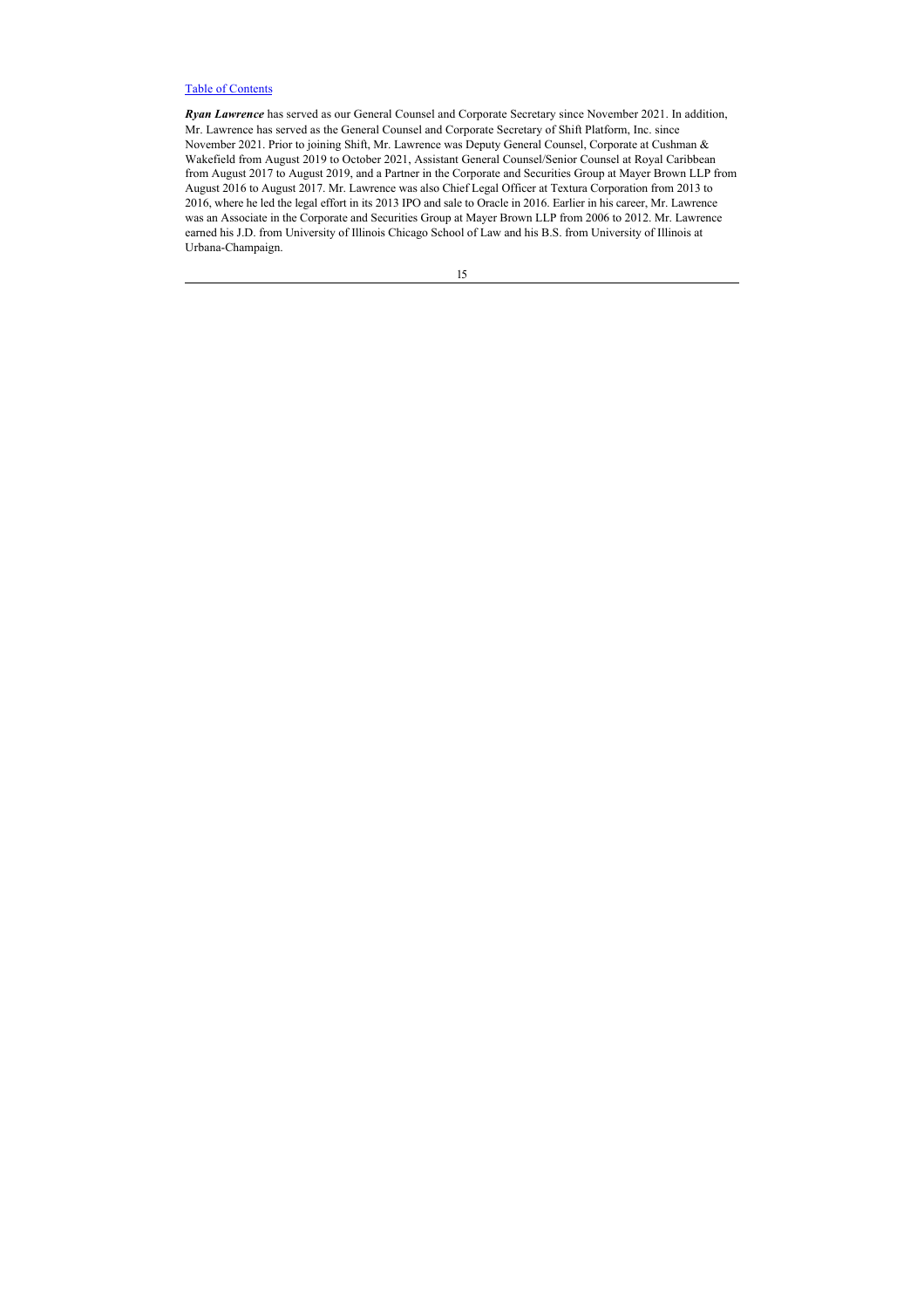***Ryan Lawrence*** has served as our General Counsel and Corporate Secretary since November 2021. In addition, Mr. Lawrence has served as the General Counsel and Corporate Secretary of Shift Platform, Inc. since November 2021. Prior to joining Shift, Mr. Lawrence was Deputy General Counsel, Corporate at Cushman & Wakefield from August 2019 to October 2021, Assistant General Counsel/Senior Counsel at Royal Caribbean from August 2017 to August 2019, and a Partner in the Corporate and Securities Group at Mayer Brown LLP from August 2016 to August 2017. Mr. Lawrence was also Chief Legal Officer at Textura Corporation from 2013 to 2016, where he led the legal effort in its 2013 IPO and sale to Oracle in 2016. Earlier in his career, Mr. Lawrence was an Associate in the Corporate and Securities Group at Mayer Brown LLP from 2006 to 2012. Mr. Lawrence earned his J.D. from University of Illinois Chicago School of Law and his B.S. from University of Illinois at Urbana-Champaign.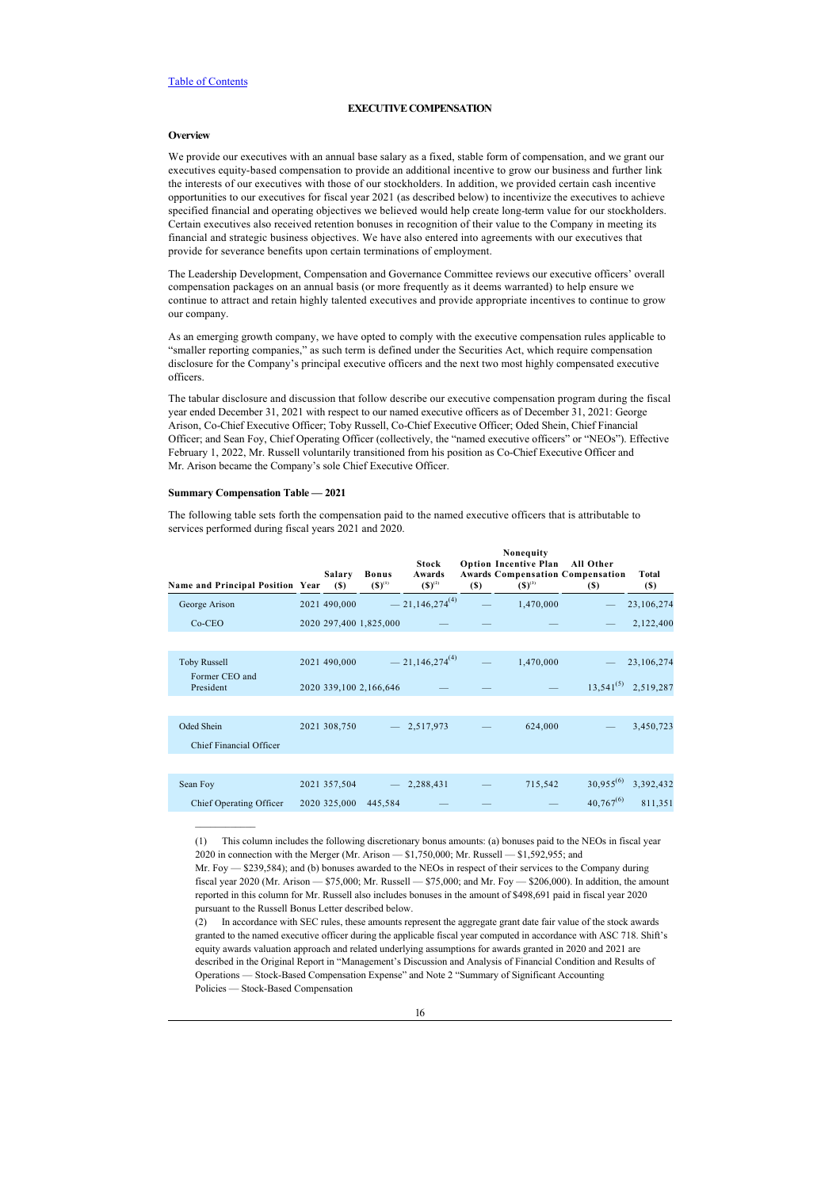[Table of Contents](#)

## EXECUTIVE COMPENSATION

### Overview

We provide our executives with an annual base salary as a fixed, stable form of compensation, and we grant our executives equity-based compensation to provide an additional incentive to grow our business and further link the interests of our executives with those of our stockholders. In addition, we provided certain cash incentive opportunities to our executives for fiscal year 2021 (as described below) to incentivize the executives to achieve specified financial and operating objectives we believed would help create long-term value for our stockholders. Certain executives also received retention bonuses in recognition of their value to the Company in meeting its financial and strategic business objectives. We have also entered into agreements with our executives that provide for severance benefits upon certain terminations of employment.

The Leadership Development, Compensation and Governance Committee reviews our executive officers' overall compensation packages on an annual basis (or more frequently as it deems warranted) to help ensure we continue to attract and retain highly talented executives and provide appropriate incentives to continue to grow our company.

As an emerging growth company, we have opted to comply with the executive compensation rules applicable to "smaller reporting companies," as such term is defined under the Securities Act, which require compensation disclosure for the Company's principal executive officers and the next two most highly compensated executive officers.

The tabular disclosure and discussion that follow describe our executive compensation program during the fiscal year ended December 31, 2021 with respect to our named executive officers as of December 31, 2021: George Arison, Co-Chief Executive Officer; Toby Russell, Co-Chief Executive Officer; Oded Shein, Chief Financial Officer; and Sean Foy, Chief Operating Officer (collectively, the "named executive officers" or "NEOs"). Effective February 1, 2022, Mr. Russell voluntarily transitioned from his position as Co-Chief Executive Officer and Mr. Arison became the Company's sole Chief Executive Officer.

### Summary Compensation Table — 2021

The following table sets forth the compensation paid to the named executive officers that is attributable to services performed during fiscal years 2021 and 2020.

| Name and Principal Position | Year | Salary ($) | Bonus ($)[1] | Stock Awards ($)[2] | Option Awards ($) | Nonequity Incentive Plan Compensation ($)[3] | All Other Compensation ($) | Total ($) |
|---|---|---|---|---|---|---|---|---|
| George Arison | 2021 | 490,000 | — | 21,146,274[4] | — | 1,470,000 | — | 23,106,274 |
| Co-CEO | 2020 | 297,400 | 1,825,000 | — | — | — | — | 2,122,400 |
| Toby Russell | 2021 | 490,000 | — | 21,146,274[4] | — | 1,470,000 | — | 23,106,274 |
| Former CEO and President | 2020 | 339,100 | 2,166,646 | — | — | — | 13,541[5] | 2,519,287 |
| Oded Shein | 2021 | 308,750 | — | 2,517,973 | — | 624,000 | — | 3,450,723 |
| Chief Financial Officer | | | | | | | | |
| Sean Foy | 2021 | 357,504 | — | 2,288,431 | — | 715,542 | 30,955[6] | 3,392,432 |
| Chief Operating Officer | 2020 | 325,000 | 445,584 | — | — | — | 40,767[6] | 811,351 |

(1) This column includes the following discretionary bonus amounts: (a) bonuses paid to the NEOs in fiscal year 2020 in connection with the Merger (Mr. Arison — $1,750,000; Mr. Russell — $1,592,955; and Mr. Foy — $239,584); and (b) bonuses awarded to the NEOs in respect of their services to the Company during fiscal year 2020 (Mr. Arison — $75,000; Mr. Russell — $75,000; and Mr. Foy — $206,000). In addition, the amount reported in this column for Mr. Russell also includes bonuses in the amount of $498,691 paid in fiscal year 2020 pursuant to the Russell Bonus Letter described below.

(2) In accordance with SEC rules, these amounts represent the aggregate grant date fair value of the stock awards granted to the named executive officer during the applicable fiscal year computed in accordance with ASC 718. Shift's equity awards valuation approach and related underlying assumptions for awards granted in 2020 and 2021 are described in the Original Report in "Management's Discussion and Analysis of Financial Condition and Results of Operations — Stock-Based Compensation Expense" and Note 2 "Summary of Significant Accounting Policies — Stock-Based Compensation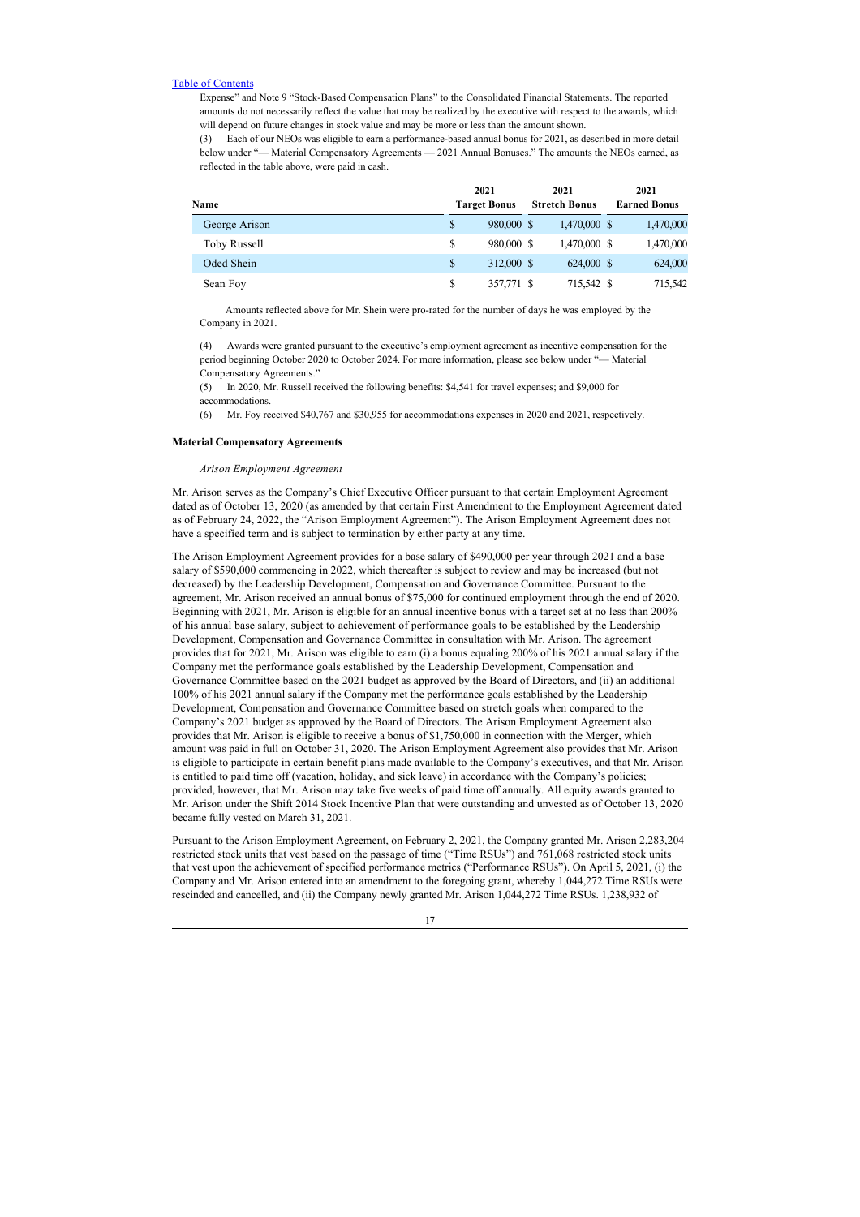[Table of Contents](#)

Expense" and Note 9 "Stock-Based Compensation Plans" to the Consolidated Financial Statements. The reported amounts do not necessarily reflect the value that may be realized by the executive with respect to the awards, which will depend on future changes in stock value and may be more or less than the amount shown.

(3) Each of our NEOs was eligible to earn a performance-based annual bonus for 2021, as described in more detail below under "— Material Compensatory Agreements — 2021 Annual Bonuses." The amounts the NEOs earned, as reflected in the table above, were paid in cash.

| Name | 2021 Target Bonus | 2021 Stretch Bonus | 2021 Earned Bonus |
|---|---|---|---|
| George Arison | $ 980,000 | $ 1,470,000 | $ 1,470,000 |
| Toby Russell | $ 980,000 | $ 1,470,000 | $ 1,470,000 |
| Oded Shein | $ 312,000 | $ 624,000 | $ 624,000 |
| Sean Foy | $ 357,771 | $ 715,542 | $ 715,542 |

Amounts reflected above for Mr. Shein were pro-rated for the number of days he was employed by the Company in 2021.

(4) Awards were granted pursuant to the executive's employment agreement as incentive compensation for the period beginning October 2020 to October 2024. For more information, please see below under "— Material Compensatory Agreements."

(5) In 2020, Mr. Russell received the following benefits: $4,541 for travel expenses; and $9,000 for accommodations.

(6) Mr. Foy received $40,767 and $30,955 for accommodations expenses in 2020 and 2021, respectively.

**Material Compensatory Agreements**

*Arison Employment Agreement*

Mr. Arison serves as the Company's Chief Executive Officer pursuant to that certain Employment Agreement dated as of October 13, 2020 (as amended by that certain First Amendment to the Employment Agreement dated as of February 24, 2022, the "Arison Employment Agreement"). The Arison Employment Agreement does not have a specified term and is subject to termination by either party at any time.

The Arison Employment Agreement provides for a base salary of $490,000 per year through 2021 and a base salary of $590,000 commencing in 2022, which thereafter is subject to review and may be increased (but not decreased) by the Leadership Development, Compensation and Governance Committee. Pursuant to the agreement, Mr. Arison received an annual bonus of $75,000 for continued employment through the end of 2020. Beginning with 2021, Mr. Arison is eligible for an annual incentive bonus with a target set at no less than 200% of his annual base salary, subject to achievement of performance goals to be established by the Leadership Development, Compensation and Governance Committee in consultation with Mr. Arison. The agreement provides that for 2021, Mr. Arison was eligible to earn (i) a bonus equaling 200% of his 2021 annual salary if the Company met the performance goals established by the Leadership Development, Compensation and Governance Committee based on the 2021 budget as approved by the Board of Directors, and (ii) an additional 100% of his 2021 annual salary if the Company met the performance goals established by the Leadership Development, Compensation and Governance Committee based on stretch goals when compared to the Company's 2021 budget as approved by the Board of Directors. The Arison Employment Agreement also provides that Mr. Arison is eligible to receive a bonus of $1,750,000 in connection with the Merger, which amount was paid in full on October 31, 2020. The Arison Employment Agreement also provides that Mr. Arison is eligible to participate in certain benefit plans made available to the Company's executives, and that Mr. Arison is entitled to paid time off (vacation, holiday, and sick leave) in accordance with the Company's policies; provided, however, that Mr. Arison may take five weeks of paid time off annually. All equity awards granted to Mr. Arison under the Shift 2014 Stock Incentive Plan that were outstanding and unvested as of October 13, 2020 became fully vested on March 31, 2021.

Pursuant to the Arison Employment Agreement, on February 2, 2021, the Company granted Mr. Arison 2,283,204 restricted stock units that vest based on the passage of time ("Time RSUs") and 761,068 restricted stock units that vest upon the achievement of specified performance metrics ("Performance RSUs"). On April 5, 2021, (i) the Company and Mr. Arison entered into an amendment to the foregoing grant, whereby 1,044,272 Time RSUs were rescinded and cancelled, and (ii) the Company newly granted Mr. Arison 1,044,272 Time RSUs. 1,238,932 of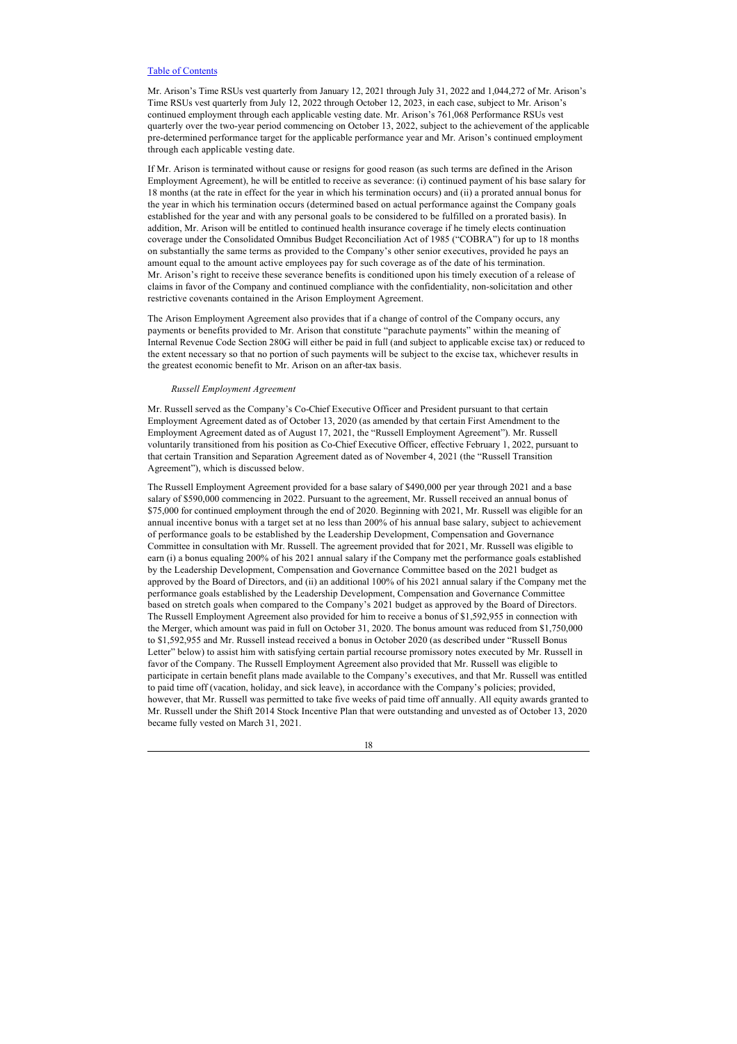Mr. Arison's Time RSUs vest quarterly from January 12, 2021 through July 31, 2022 and 1,044,272 of Mr. Arison's Time RSUs vest quarterly from July 12, 2022 through October 12, 2023, in each case, subject to Mr. Arison's continued employment through each applicable vesting date. Mr. Arison's 761,068 Performance RSUs vest quarterly over the two-year period commencing on October 13, 2022, subject to the achievement of the applicable pre-determined performance target for the applicable performance year and Mr. Arison's continued employment through each applicable vesting date.

If Mr. Arison is terminated without cause or resigns for good reason (as such terms are defined in the Arison Employment Agreement), he will be entitled to receive as severance: (i) continued payment of his base salary for 18 months (at the rate in effect for the year in which his termination occurs) and (ii) a prorated annual bonus for the year in which his termination occurs (determined based on actual performance against the Company goals established for the year and with any personal goals to be considered to be fulfilled on a prorated basis). In addition, Mr. Arison will be entitled to continued health insurance coverage if he timely elects continuation coverage under the Consolidated Omnibus Budget Reconciliation Act of 1985 ("COBRA") for up to 18 months on substantially the same terms as provided to the Company's other senior executives, provided he pays an amount equal to the amount active employees pay for such coverage as of the date of his termination. Mr. Arison's right to receive these severance benefits is conditioned upon his timely execution of a release of claims in favor of the Company and continued compliance with the confidentiality, non-solicitation and other restrictive covenants contained in the Arison Employment Agreement.

The Arison Employment Agreement also provides that if a change of control of the Company occurs, any payments or benefits provided to Mr. Arison that constitute "parachute payments" within the meaning of Internal Revenue Code Section 280G will either be paid in full (and subject to applicable excise tax) or reduced to the extent necessary so that no portion of such payments will be subject to the excise tax, whichever results in the greatest economic benefit to Mr. Arison on an after-tax basis.

*Russell Employment Agreement*

Mr. Russell served as the Company's Co-Chief Executive Officer and President pursuant to that certain Employment Agreement dated as of October 13, 2020 (as amended by that certain First Amendment to the Employment Agreement dated as of August 17, 2021, the "Russell Employment Agreement"). Mr. Russell voluntarily transitioned from his position as Co-Chief Executive Officer, effective February 1, 2022, pursuant to that certain Transition and Separation Agreement dated as of November 4, 2021 (the "Russell Transition Agreement"), which is discussed below.

The Russell Employment Agreement provided for a base salary of $490,000 per year through 2021 and a base salary of $590,000 commencing in 2022. Pursuant to the agreement, Mr. Russell received an annual bonus of $75,000 for continued employment through the end of 2020. Beginning with 2021, Mr. Russell was eligible for an annual incentive bonus with a target set at no less than 200% of his annual base salary, subject to achievement of performance goals to be established by the Leadership Development, Compensation and Governance Committee in consultation with Mr. Russell. The agreement provided that for 2021, Mr. Russell was eligible to earn (i) a bonus equaling 200% of his 2021 annual salary if the Company met the performance goals established by the Leadership Development, Compensation and Governance Committee based on the 2021 budget as approved by the Board of Directors, and (ii) an additional 100% of his 2021 annual salary if the Company met the performance goals established by the Leadership Development, Compensation and Governance Committee based on stretch goals when compared to the Company's 2021 budget as approved by the Board of Directors. The Russell Employment Agreement also provided for him to receive a bonus of $1,592,955 in connection with the Merger, which amount was paid in full on October 31, 2020. The bonus amount was reduced from $1,750,000 to $1,592,955 and Mr. Russell instead received a bonus in October 2020 (as described under "Russell Bonus Letter" below) to assist him with satisfying certain partial recourse promissory notes executed by Mr. Russell in favor of the Company. The Russell Employment Agreement also provided that Mr. Russell was eligible to participate in certain benefit plans made available to the Company's executives, and that Mr. Russell was entitled to paid time off (vacation, holiday, and sick leave), in accordance with the Company's policies; provided, however, that Mr. Russell was permitted to take five weeks of paid time off annually. All equity awards granted to Mr. Russell under the Shift 2014 Stock Incentive Plan that were outstanding and unvested as of October 13, 2020 became fully vested on March 31, 2021.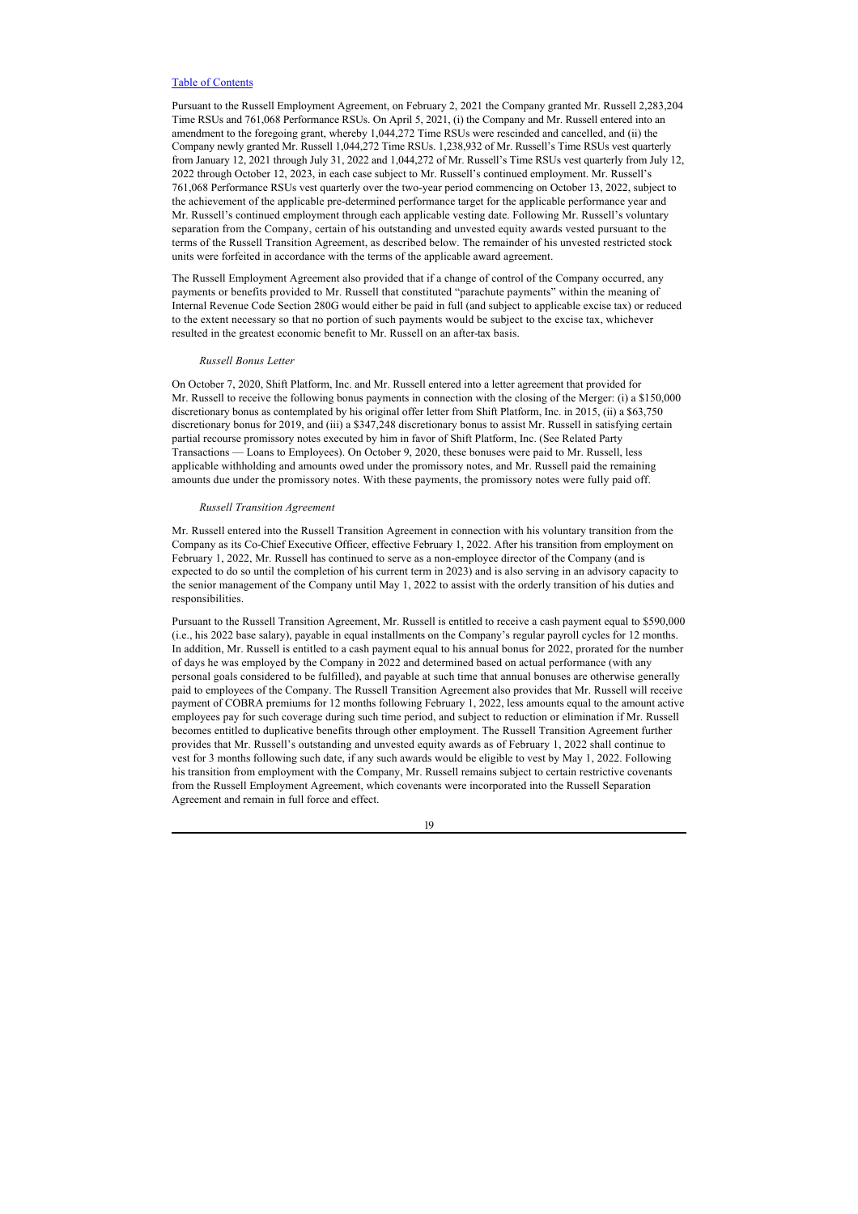Pursuant to the Russell Employment Agreement, on February 2, 2021 the Company granted Mr. Russell 2,283,204 Time RSUs and 761,068 Performance RSUs. On April 5, 2021, (i) the Company and Mr. Russell entered into an amendment to the foregoing grant, whereby 1,044,272 Time RSUs were rescinded and cancelled, and (ii) the Company newly granted Mr. Russell 1,044,272 Time RSUs. 1,238,932 of Mr. Russell's Time RSUs vest quarterly from January 12, 2021 through July 31, 2022 and 1,044,272 of Mr. Russell's Time RSUs vest quarterly from July 12, 2022 through October 12, 2023, in each case subject to Mr. Russell's continued employment. Mr. Russell's 761,068 Performance RSUs vest quarterly over the two-year period commencing on October 13, 2022, subject to the achievement of the applicable pre-determined performance target for the applicable performance year and Mr. Russell's continued employment through each applicable vesting date. Following Mr. Russell's voluntary separation from the Company, certain of his outstanding and unvested equity awards vested pursuant to the terms of the Russell Transition Agreement, as described below. The remainder of his unvested restricted stock units were forfeited in accordance with the terms of the applicable award agreement.

The Russell Employment Agreement also provided that if a change of control of the Company occurred, any payments or benefits provided to Mr. Russell that constituted "parachute payments" within the meaning of Internal Revenue Code Section 280G would either be paid in full (and subject to applicable excise tax) or reduced to the extent necessary so that no portion of such payments would be subject to the excise tax, whichever resulted in the greatest economic benefit to Mr. Russell on an after-tax basis.

*Russell Bonus Letter*

On October 7, 2020, Shift Platform, Inc. and Mr. Russell entered into a letter agreement that provided for Mr. Russell to receive the following bonus payments in connection with the closing of the Merger: (i) a $150,000 discretionary bonus as contemplated by his original offer letter from Shift Platform, Inc. in 2015, (ii) a $63,750 discretionary bonus for 2019, and (iii) a $347,248 discretionary bonus to assist Mr. Russell in satisfying certain partial recourse promissory notes executed by him in favor of Shift Platform, Inc. (See Related Party Transactions — Loans to Employees). On October 9, 2020, these bonuses were paid to Mr. Russell, less applicable withholding and amounts owed under the promissory notes, and Mr. Russell paid the remaining amounts due under the promissory notes. With these payments, the promissory notes were fully paid off.

*Russell Transition Agreement*

Mr. Russell entered into the Russell Transition Agreement in connection with his voluntary transition from the Company as its Co-Chief Executive Officer, effective February 1, 2022. After his transition from employment on February 1, 2022, Mr. Russell has continued to serve as a non-employee director of the Company (and is expected to do so until the completion of his current term in 2023) and is also serving in an advisory capacity to the senior management of the Company until May 1, 2022 to assist with the orderly transition of his duties and responsibilities.

Pursuant to the Russell Transition Agreement, Mr. Russell is entitled to receive a cash payment equal to $590,000 (i.e., his 2022 base salary), payable in equal installments on the Company's regular payroll cycles for 12 months. In addition, Mr. Russell is entitled to a cash payment equal to his annual bonus for 2022, prorated for the number of days he was employed by the Company in 2022 and determined based on actual performance (with any personal goals considered to be fulfilled), and payable at such time that annual bonuses are otherwise generally paid to employees of the Company. The Russell Transition Agreement also provides that Mr. Russell will receive payment of COBRA premiums for 12 months following February 1, 2022, less amounts equal to the amount active employees pay for such coverage during such time period, and subject to reduction or elimination if Mr. Russell becomes entitled to duplicative benefits through other employment. The Russell Transition Agreement further provides that Mr. Russell's outstanding and unvested equity awards as of February 1, 2022 shall continue to vest for 3 months following such date, if any such awards would be eligible to vest by May 1, 2022. Following his transition from employment with the Company, Mr. Russell remains subject to certain restrictive covenants from the Russell Employment Agreement, which covenants were incorporated into the Russell Separation Agreement and remain in full force and effect.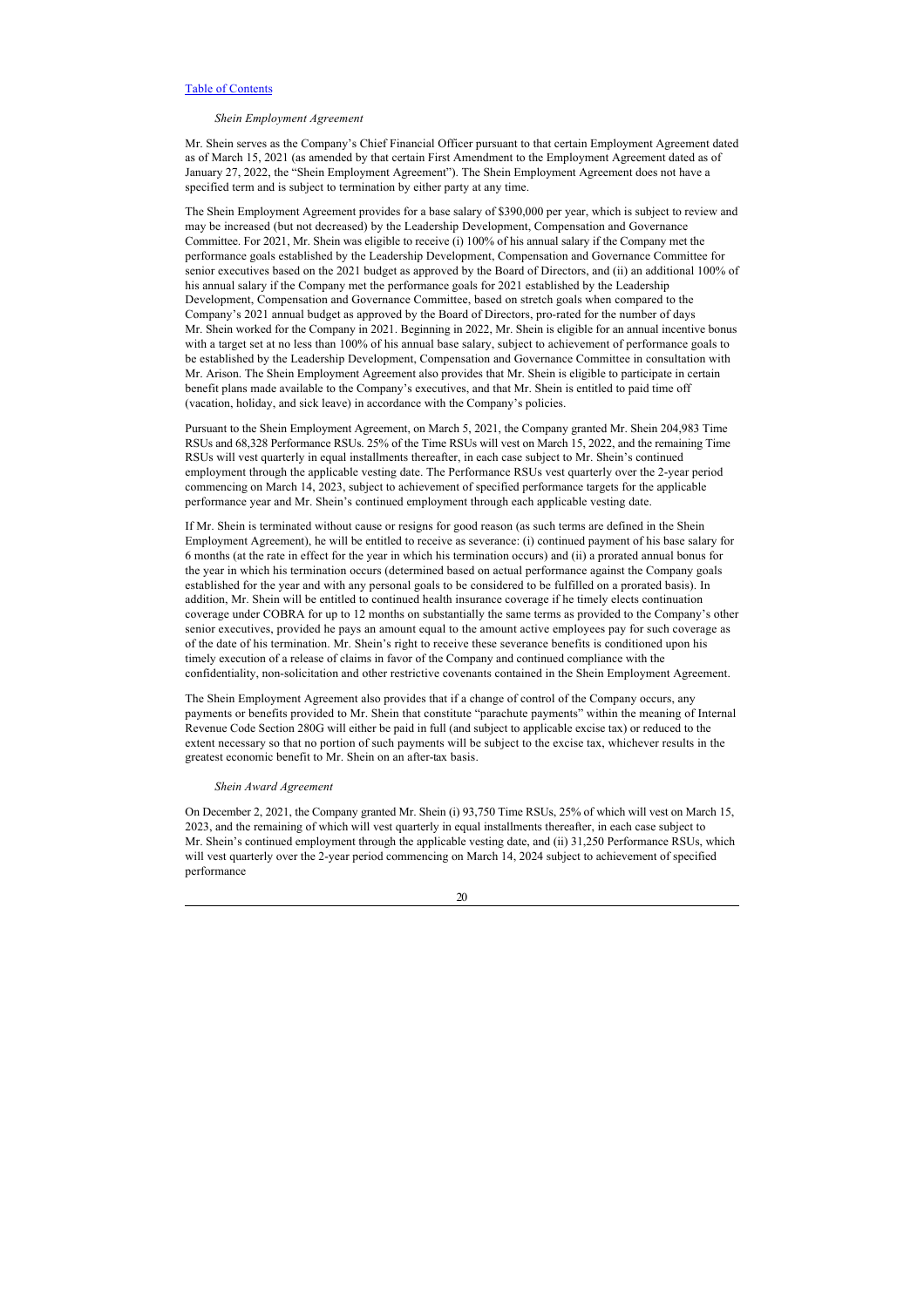*Shein Employment Agreement*

Mr. Shein serves as the Company's Chief Financial Officer pursuant to that certain Employment Agreement dated as of March 15, 2021 (as amended by that certain First Amendment to the Employment Agreement dated as of January 27, 2022, the "Shein Employment Agreement"). The Shein Employment Agreement does not have a specified term and is subject to termination by either party at any time.

The Shein Employment Agreement provides for a base salary of $390,000 per year, which is subject to review and may be increased (but not decreased) by the Leadership Development, Compensation and Governance Committee. For 2021, Mr. Shein was eligible to receive (i) 100% of his annual salary if the Company met the performance goals established by the Leadership Development, Compensation and Governance Committee for senior executives based on the 2021 budget as approved by the Board of Directors, and (ii) an additional 100% of his annual salary if the Company met the performance goals for 2021 established by the Leadership Development, Compensation and Governance Committee, based on stretch goals when compared to the Company's 2021 annual budget as approved by the Board of Directors, pro-rated for the number of days Mr. Shein worked for the Company in 2021. Beginning in 2022, Mr. Shein is eligible for an annual incentive bonus with a target set at no less than 100% of his annual base salary, subject to achievement of performance goals to be established by the Leadership Development, Compensation and Governance Committee in consultation with Mr. Arison. The Shein Employment Agreement also provides that Mr. Shein is eligible to participate in certain benefit plans made available to the Company's executives, and that Mr. Shein is entitled to paid time off (vacation, holiday, and sick leave) in accordance with the Company's policies.

Pursuant to the Shein Employment Agreement, on March 5, 2021, the Company granted Mr. Shein 204,983 Time RSUs and 68,328 Performance RSUs. 25% of the Time RSUs will vest on March 15, 2022, and the remaining Time RSUs will vest quarterly in equal installments thereafter, in each case subject to Mr. Shein's continued employment through the applicable vesting date. The Performance RSUs vest quarterly over the 2-year period commencing on March 14, 2023, subject to achievement of specified performance targets for the applicable performance year and Mr. Shein's continued employment through each applicable vesting date.

If Mr. Shein is terminated without cause or resigns for good reason (as such terms are defined in the Shein Employment Agreement), he will be entitled to receive as severance: (i) continued payment of his base salary for 6 months (at the rate in effect for the year in which his termination occurs) and (ii) a prorated annual bonus for the year in which his termination occurs (determined based on actual performance against the Company goals established for the year and with any personal goals to be considered to be fulfilled on a prorated basis). In addition, Mr. Shein will be entitled to continued health insurance coverage if he timely elects continuation coverage under COBRA for up to 12 months on substantially the same terms as provided to the Company's other senior executives, provided he pays an amount equal to the amount active employees pay for such coverage as of the date of his termination. Mr. Shein's right to receive these severance benefits is conditioned upon his timely execution of a release of claims in favor of the Company and continued compliance with the confidentiality, non-solicitation and other restrictive covenants contained in the Shein Employment Agreement.

The Shein Employment Agreement also provides that if a change of control of the Company occurs, any payments or benefits provided to Mr. Shein that constitute "parachute payments" within the meaning of Internal Revenue Code Section 280G will either be paid in full (and subject to applicable excise tax) or reduced to the extent necessary so that no portion of such payments will be subject to the excise tax, whichever results in the greatest economic benefit to Mr. Shein on an after-tax basis.

*Shein Award Agreement*

On December 2, 2021, the Company granted Mr. Shein (i) 93,750 Time RSUs, 25% of which will vest on March 15, 2023, and the remaining of which will vest quarterly in equal installments thereafter, in each case subject to Mr. Shein's continued employment through the applicable vesting date, and (ii) 31,250 Performance RSUs, which will vest quarterly over the 2-year period commencing on March 14, 2024 subject to achievement of specified performance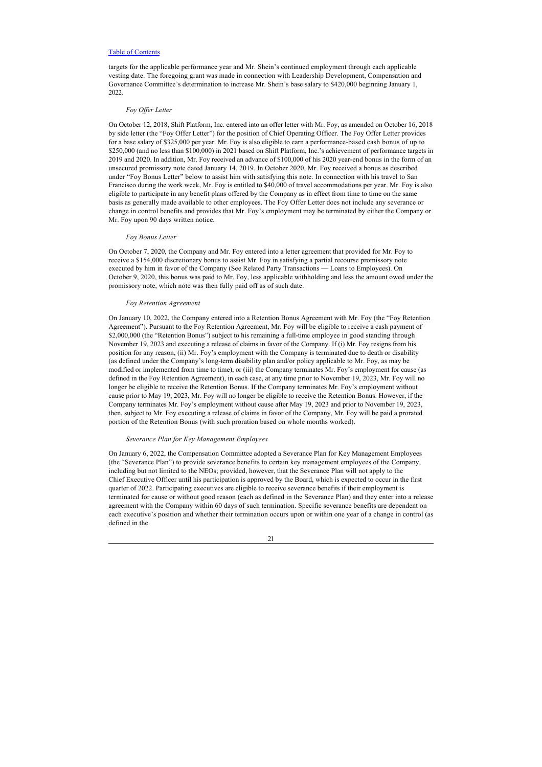targets for the applicable performance year and Mr. Shein's continued employment through each applicable vesting date. The foregoing grant was made in connection with Leadership Development, Compensation and Governance Committee's determination to increase Mr. Shein's base salary to $420,000 beginning January 1, 2022.

*Foy Offer Letter*

On October 12, 2018, Shift Platform, Inc. entered into an offer letter with Mr. Foy, as amended on October 16, 2018 by side letter (the "Foy Offer Letter") for the position of Chief Operating Officer. The Foy Offer Letter provides for a base salary of $325,000 per year. Mr. Foy is also eligible to earn a performance-based cash bonus of up to $250,000 (and no less than $100,000) in 2021 based on Shift Platform, Inc.'s achievement of performance targets in 2019 and 2020. In addition, Mr. Foy received an advance of $100,000 of his 2020 year-end bonus in the form of an unsecured promissory note dated January 14, 2019. In October 2020, Mr. Foy received a bonus as described under "Foy Bonus Letter" below to assist him with satisfying this note. In connection with his travel to San Francisco during the work week, Mr. Foy is entitled to $40,000 of travel accommodations per year. Mr. Foy is also eligible to participate in any benefit plans offered by the Company as in effect from time to time on the same basis as generally made available to other employees. The Foy Offer Letter does not include any severance or change in control benefits and provides that Mr. Foy's employment may be terminated by either the Company or Mr. Foy upon 90 days written notice.

*Foy Bonus Letter*

On October 7, 2020, the Company and Mr. Foy entered into a letter agreement that provided for Mr. Foy to receive a $154,000 discretionary bonus to assist Mr. Foy in satisfying a partial recourse promissory note executed by him in favor of the Company (See Related Party Transactions — Loans to Employees). On October 9, 2020, this bonus was paid to Mr. Foy, less applicable withholding and less the amount owed under the promissory note, which note was then fully paid off as of such date.

*Foy Retention Agreement*

On January 10, 2022, the Company entered into a Retention Bonus Agreement with Mr. Foy (the "Foy Retention Agreement"). Pursuant to the Foy Retention Agreement, Mr. Foy will be eligible to receive a cash payment of $2,000,000 (the "Retention Bonus") subject to his remaining a full-time employee in good standing through November 19, 2023 and executing a release of claims in favor of the Company. If (i) Mr. Foy resigns from his position for any reason, (ii) Mr. Foy's employment with the Company is terminated due to death or disability (as defined under the Company's long-term disability plan and/or policy applicable to Mr. Foy, as may be modified or implemented from time to time), or (iii) the Company terminates Mr. Foy's employment for cause (as defined in the Foy Retention Agreement), in each case, at any time prior to November 19, 2023, Mr. Foy will no longer be eligible to receive the Retention Bonus. If the Company terminates Mr. Foy's employment without cause prior to May 19, 2023, Mr. Foy will no longer be eligible to receive the Retention Bonus. However, if the Company terminates Mr. Foy's employment without cause after May 19, 2023 and prior to November 19, 2023, then, subject to Mr. Foy executing a release of claims in favor of the Company, Mr. Foy will be paid a prorated portion of the Retention Bonus (with such proration based on whole months worked).

*Severance Plan for Key Management Employees*

On January 6, 2022, the Compensation Committee adopted a Severance Plan for Key Management Employees (the "Severance Plan") to provide severance benefits to certain key management employees of the Company, including but not limited to the NEOs; provided, however, that the Severance Plan will not apply to the Chief Executive Officer until his participation is approved by the Board, which is expected to occur in the first quarter of 2022. Participating executives are eligible to receive severance benefits if their employment is terminated for cause or without good reason (each as defined in the Severance Plan) and they enter into a release agreement with the Company within 60 days of such termination. Specific severance benefits are dependent on each executive's position and whether their termination occurs upon or within one year of a change in control (as defined in the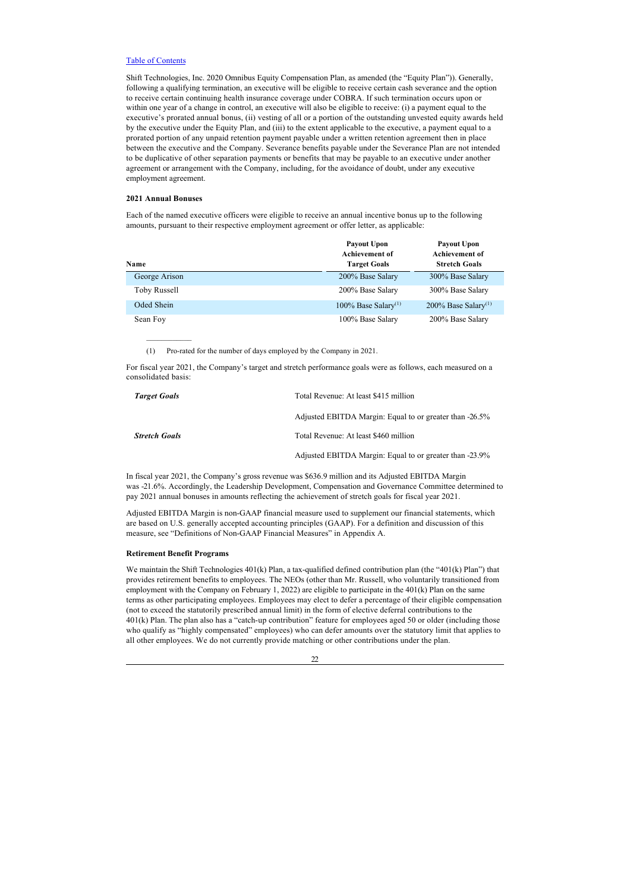Shift Technologies, Inc. 2020 Omnibus Equity Compensation Plan, as amended (the "Equity Plan")). Generally, following a qualifying termination, an executive will be eligible to receive certain cash severance and the option to receive certain continuing health insurance coverage under COBRA. If such termination occurs upon or within one year of a change in control, an executive will also be eligible to receive: (i) a payment equal to the executive's prorated annual bonus, (ii) vesting of all or a portion of the outstanding unvested equity awards held by the executive under the Equity Plan, and (iii) to the extent applicable to the executive, a payment equal to a prorated portion of any unpaid retention payment payable under a written retention agreement then in place between the executive and the Company. Severance benefits payable under the Severance Plan are not intended to be duplicative of other separation payments or benefits that may be payable to an executive under another agreement or arrangement with the Company, including, for the avoidance of doubt, under any executive employment agreement.

**2021 Annual Bonuses**

Each of the named executive officers were eligible to receive an annual incentive bonus up to the following amounts, pursuant to their respective employment agreement or offer letter, as applicable:

| Name | Payout Upon Achievement of Target Goals | Payout Upon Achievement of Stretch Goals |
|---|---|---|
| George Arison | 200% Base Salary | 300% Base Salary |
| Toby Russell | 200% Base Salary | 300% Base Salary |
| Oded Shein | 100% Base Salary[(1)] | 200% Base Salary[(1)] |
| Sean Foy | 100% Base Salary | 200% Base Salary |

(1) Pro-rated for the number of days employed by the Company in 2021.

For fiscal year 2021, the Company's target and stretch performance goals were as follows, each measured on a consolidated basis:

| | |
|---|---|
| ***Target Goals*** | Total Revenue: At least $415 million |
| | Adjusted EBITDA Margin: Equal to or greater than -26.5% |
| ***Stretch Goals*** | Total Revenue: At least $460 million |
| | Adjusted EBITDA Margin: Equal to or greater than -23.9% |

In fiscal year 2021, the Company's gross revenue was $636.9 million and its Adjusted EBITDA Margin was -21.6%. Accordingly, the Leadership Development, Compensation and Governance Committee determined to pay 2021 annual bonuses in amounts reflecting the achievement of stretch goals for fiscal year 2021.

Adjusted EBITDA Margin is non-GAAP financial measure used to supplement our financial statements, which are based on U.S. generally accepted accounting principles (GAAP). For a definition and discussion of this measure, see "Definitions of Non-GAAP Financial Measures" in Appendix A.

**Retirement Benefit Programs**

We maintain the Shift Technologies 401(k) Plan, a tax-qualified defined contribution plan (the "401(k) Plan") that provides retirement benefits to employees. The NEOs (other than Mr. Russell, who voluntarily transitioned from employment with the Company on February 1, 2022) are eligible to participate in the 401(k) Plan on the same terms as other participating employees. Employees may elect to defer a percentage of their eligible compensation (not to exceed the statutorily prescribed annual limit) in the form of elective deferral contributions to the 401(k) Plan. The plan also has a "catch-up contribution" feature for employees aged 50 or older (including those who qualify as "highly compensated" employees) who can defer amounts over the statutory limit that applies to all other employees. We do not currently provide matching or other contributions under the plan.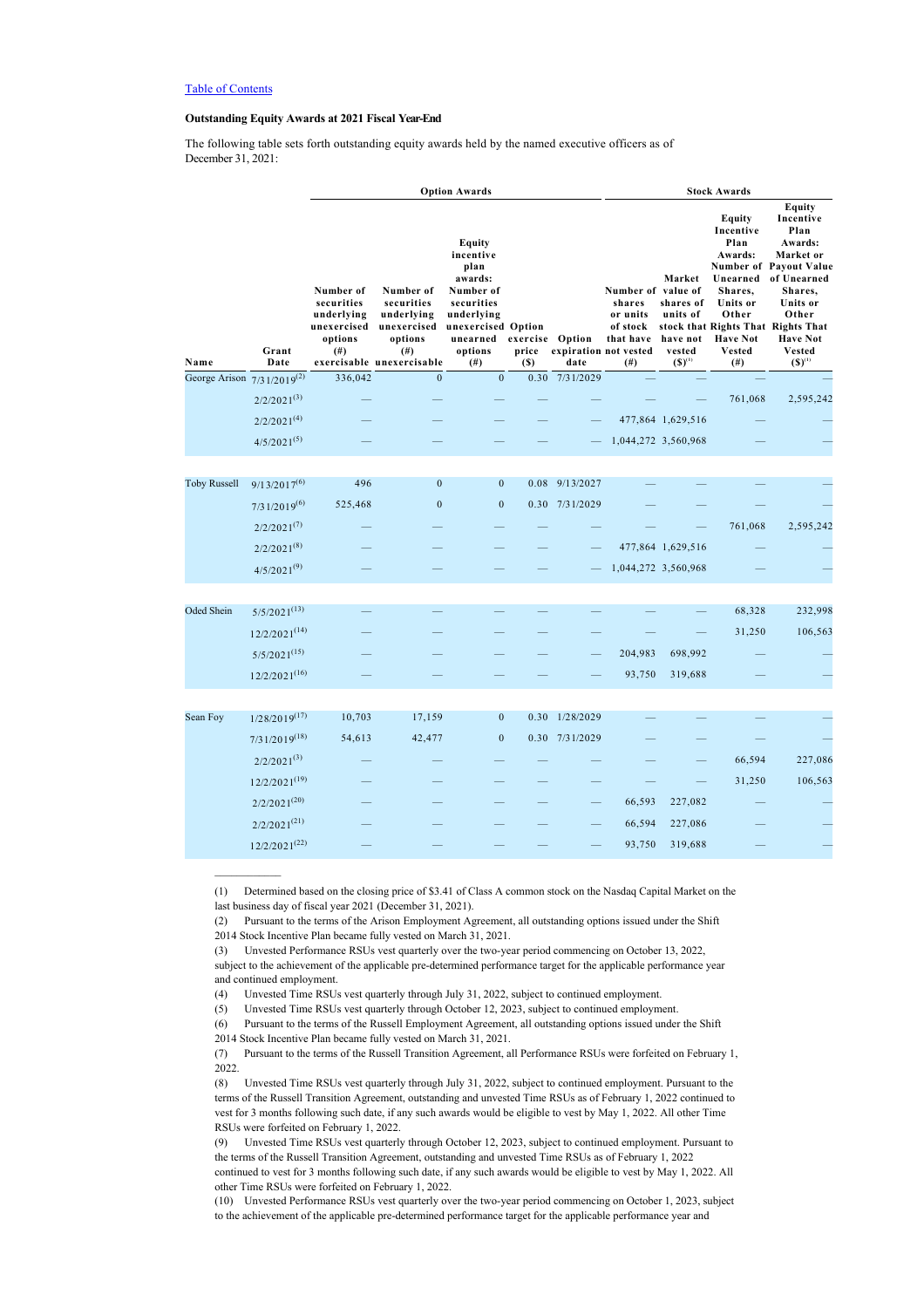[Table of Contents](#)

**Outstanding Equity Awards at 2021 Fiscal Year-End**

The following table sets forth outstanding equity awards held by the named executive officers as of December 31, 2021:

| | | Option Awards | | | | | Stock Awards | | | |
|---|---|---|---|---|---|---|---|---|---|---|
| Name | Grant Date | Number of securities underlying unexercised options (#) exercisable | Number of securities underlying unexercised options (#) unexercisable | Equity incentive plan awards: Number of securities underlying unexercised unearned options (#) | Option exercise price ($) | Option expiration date | Number of shares or units of stock that have not vested (#) | Market value of shares of units of stock that have not vested ($)[1] | Equity Incentive Plan Awards: Number of Unearned Shares, Units or Other Rights That Have Not Vested (#) | Equity Incentive Plan Awards: Market or Payout Value of Unearned Shares, Units or Other Rights That Have Not Vested ($)[1] |
| George Arison | 7/31/2019[2] | 336,042 | 0 | 0 | 0.30 | 7/31/2029 | — | — | — | — |
| | 2/2/2021[3] | — | — | — | — | — | — | — | 761,068 | 2,595,242 |
| | 2/2/2021[4] | — | — | — | — | — | 477,864 | 1,629,516 | — | — |
| | 4/5/2021[5] | — | — | — | — | — | 1,044,272 | 3,560,968 | — | — |
| Toby Russell | 9/13/2017[6] | 496 | 0 | 0 | 0.08 | 9/13/2027 | — | — | — | — |
| | 7/31/2019[6] | 525,468 | 0 | 0 | 0.30 | 7/31/2029 | — | — | — | — |
| | 2/2/2021[7] | — | — | — | — | — | — | — | 761,068 | 2,595,242 |
| | 2/2/2021[8] | — | — | — | — | — | 477,864 | 1,629,516 | — | — |
| | 4/5/2021[9] | — | — | — | — | — | 1,044,272 | 3,560,968 | — | — |
| Oded Shein | 5/5/2021[13] | — | — | — | — | — | — | — | 68,328 | 232,998 |
| | 12/2/2021[14] | — | — | — | — | — | — | — | 31,250 | 106,563 |
| | 5/5/2021[15] | — | — | — | — | — | 204,983 | 698,992 | — | — |
| | 12/2/2021[16] | — | — | — | — | — | 93,750 | 319,688 | — | — |
| Sean Foy | 1/28/2019[17] | 10,703 | 17,159 | 0 | 0.30 | 1/28/2029 | — | — | — | — |
| | 7/31/2019[18] | 54,613 | 42,477 | 0 | 0.30 | 7/31/2029 | — | — | — | — |
| | 2/2/2021[3] | — | — | — | — | — | — | — | 66,594 | 227,086 |
| | 12/2/2021[19] | — | — | — | — | — | — | — | 31,250 | 106,563 |
| | 2/2/2021[20] | — | — | — | — | — | 66,593 | 227,082 | — | — |
| | 2/2/2021[21] | — | — | — | — | — | 66,594 | 227,086 | — | — |
| | 12/2/2021[22] | — | — | — | — | — | 93,750 | 319,688 | — | — |

(1) Determined based on the closing price of $3.41 of Class A common stock on the Nasdaq Capital Market on the last business day of fiscal year 2021 (December 31, 2021).

(2) Pursuant to the terms of the Arison Employment Agreement, all outstanding options issued under the Shift 2014 Stock Incentive Plan became fully vested on March 31, 2021.

(3) Unvested Performance RSUs vest quarterly over the two-year period commencing on October 13, 2022, subject to the achievement of the applicable pre-determined performance target for the applicable performance year and continued employment.

(4) Unvested Time RSUs vest quarterly through July 31, 2022, subject to continued employment.

(5) Unvested Time RSUs vest quarterly through October 12, 2023, subject to continued employment.

(6) Pursuant to the terms of the Russell Employment Agreement, all outstanding options issued under the Shift 2014 Stock Incentive Plan became fully vested on March 31, 2021.

(7) Pursuant to the terms of the Russell Transition Agreement, all Performance RSUs were forfeited on February 1, 2022.

(8) Unvested Time RSUs vest quarterly through July 31, 2022, subject to continued employment. Pursuant to the terms of the Russell Transition Agreement, outstanding and unvested Time RSUs as of February 1, 2022 continued to vest for 3 months following such date, if any such awards would be eligible to vest by May 1, 2022. All other Time RSUs were forfeited on February 1, 2022.

(9) Unvested Time RSUs vest quarterly through October 12, 2023, subject to continued employment. Pursuant to the terms of the Russell Transition Agreement, outstanding and unvested Time RSUs as of February 1, 2022 continued to vest for 3 months following such date, if any such awards would be eligible to vest by May 1, 2022. All other Time RSUs were forfeited on February 1, 2022.

(10) Unvested Performance RSUs vest quarterly over the two-year period commencing on October 1, 2023, subject to the achievement of the applicable pre-determined performance target for the applicable performance year and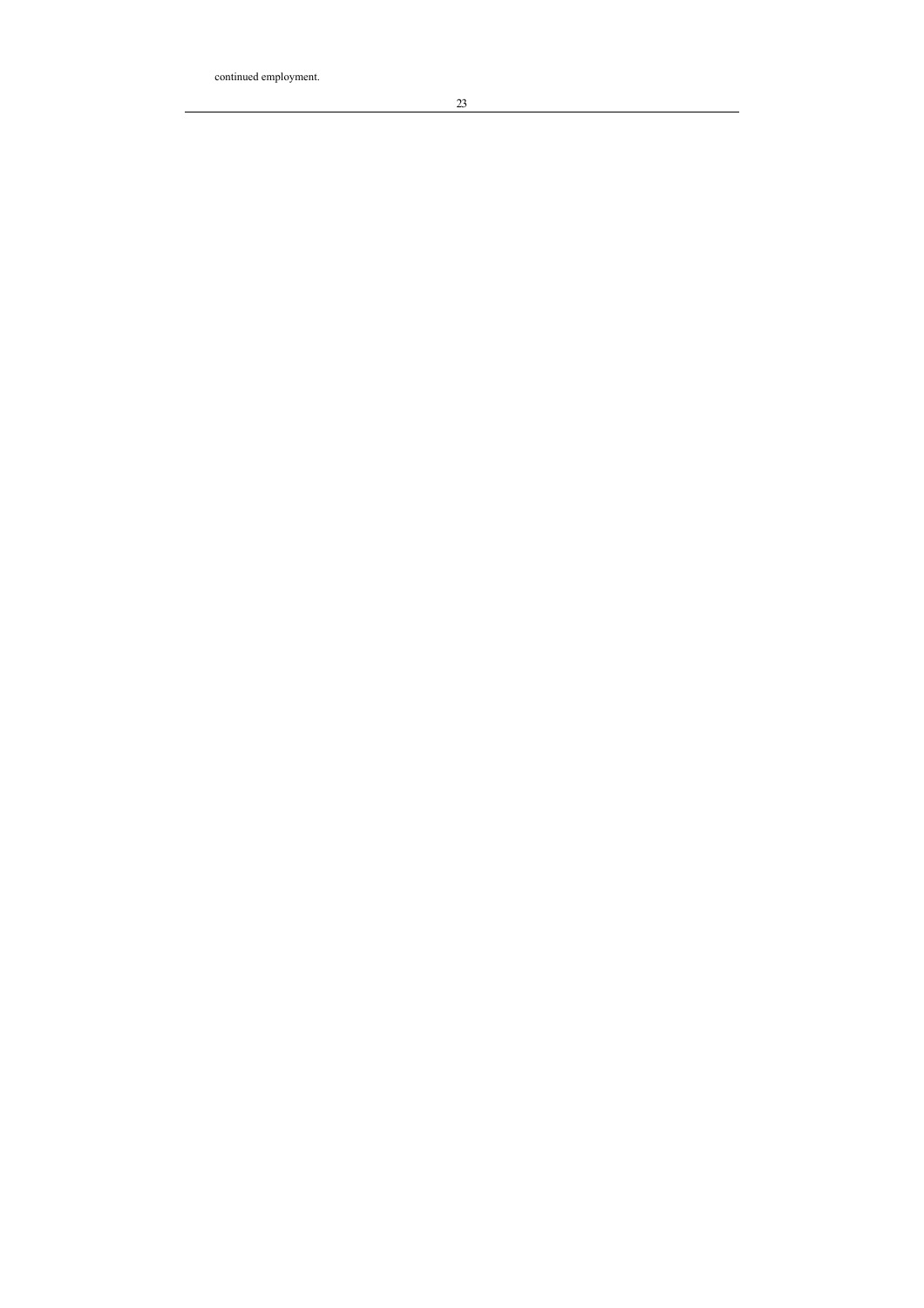continued employment.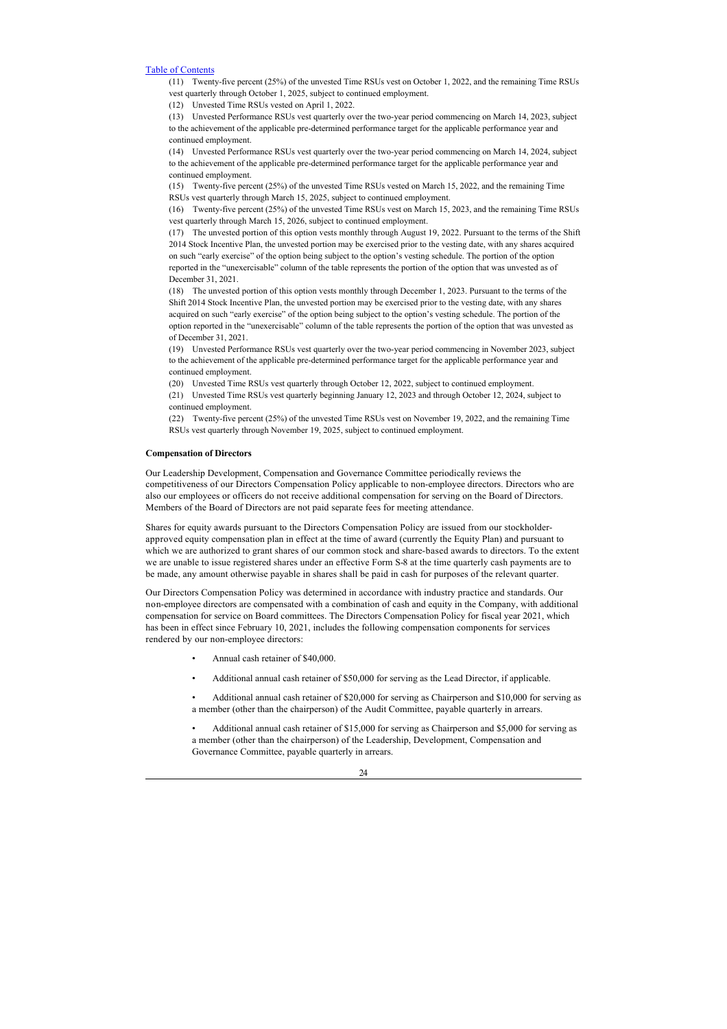(11) Twenty-five percent (25%) of the unvested Time RSUs vest on October 1, 2022, and the remaining Time RSUs vest quarterly through October 1, 2025, subject to continued employment.

(12) Unvested Time RSUs vested on April 1, 2022.

(13) Unvested Performance RSUs vest quarterly over the two-year period commencing on March 14, 2023, subject to the achievement of the applicable pre-determined performance target for the applicable performance year and continued employment.

(14) Unvested Performance RSUs vest quarterly over the two-year period commencing on March 14, 2024, subject to the achievement of the applicable pre-determined performance target for the applicable performance year and continued employment.

(15) Twenty-five percent (25%) of the unvested Time RSUs vested on March 15, 2022, and the remaining Time RSUs vest quarterly through March 15, 2025, subject to continued employment.

(16) Twenty-five percent (25%) of the unvested Time RSUs vest on March 15, 2023, and the remaining Time RSUs vest quarterly through March 15, 2026, subject to continued employment.

(17) The unvested portion of this option vests monthly through August 19, 2022. Pursuant to the terms of the Shift 2014 Stock Incentive Plan, the unvested portion may be exercised prior to the vesting date, with any shares acquired on such "early exercise" of the option being subject to the option's vesting schedule. The portion of the option reported in the "unexercisable" column of the table represents the portion of the option that was unvested as of December 31, 2021.

(18) The unvested portion of this option vests monthly through December 1, 2023. Pursuant to the terms of the Shift 2014 Stock Incentive Plan, the unvested portion may be exercised prior to the vesting date, with any shares acquired on such "early exercise" of the option being subject to the option's vesting schedule. The portion of the option reported in the "unexercisable" column of the table represents the portion of the option that was unvested as of December 31, 2021.

(19) Unvested Performance RSUs vest quarterly over the two-year period commencing in November 2023, subject to the achievement of the applicable pre-determined performance target for the applicable performance year and continued employment.

(20) Unvested Time RSUs vest quarterly through October 12, 2022, subject to continued employment.

(21) Unvested Time RSUs vest quarterly beginning January 12, 2023 and through October 12, 2024, subject to continued employment.

(22) Twenty-five percent (25%) of the unvested Time RSUs vest on November 19, 2022, and the remaining Time RSUs vest quarterly through November 19, 2025, subject to continued employment.

**Compensation of Directors**

Our Leadership Development, Compensation and Governance Committee periodically reviews the competitiveness of our Directors Compensation Policy applicable to non-employee directors. Directors who are also our employees or officers do not receive additional compensation for serving on the Board of Directors. Members of the Board of Directors are not paid separate fees for meeting attendance.

Shares for equity awards pursuant to the Directors Compensation Policy are issued from our stockholder-approved equity compensation plan in effect at the time of award (currently the Equity Plan) and pursuant to which we are authorized to grant shares of our common stock and share-based awards to directors. To the extent we are unable to issue registered shares under an effective Form S-8 at the time quarterly cash payments are to be made, any amount otherwise payable in shares shall be paid in cash for purposes of the relevant quarter.

Our Directors Compensation Policy was determined in accordance with industry practice and standards. Our non-employee directors are compensated with a combination of cash and equity in the Company, with additional compensation for service on Board committees. The Directors Compensation Policy for fiscal year 2021, which has been in effect since February 10, 2021, includes the following compensation components for services rendered by our non-employee directors:

- Annual cash retainer of $40,000.
- Additional annual cash retainer of $50,000 for serving as the Lead Director, if applicable.
- Additional annual cash retainer of $20,000 for serving as Chairperson and $10,000 for serving as a member (other than the chairperson) of the Audit Committee, payable quarterly in arrears.
- Additional annual cash retainer of $15,000 for serving as Chairperson and $5,000 for serving as a member (other than the chairperson) of the Leadership, Development, Compensation and Governance Committee, payable quarterly in arrears.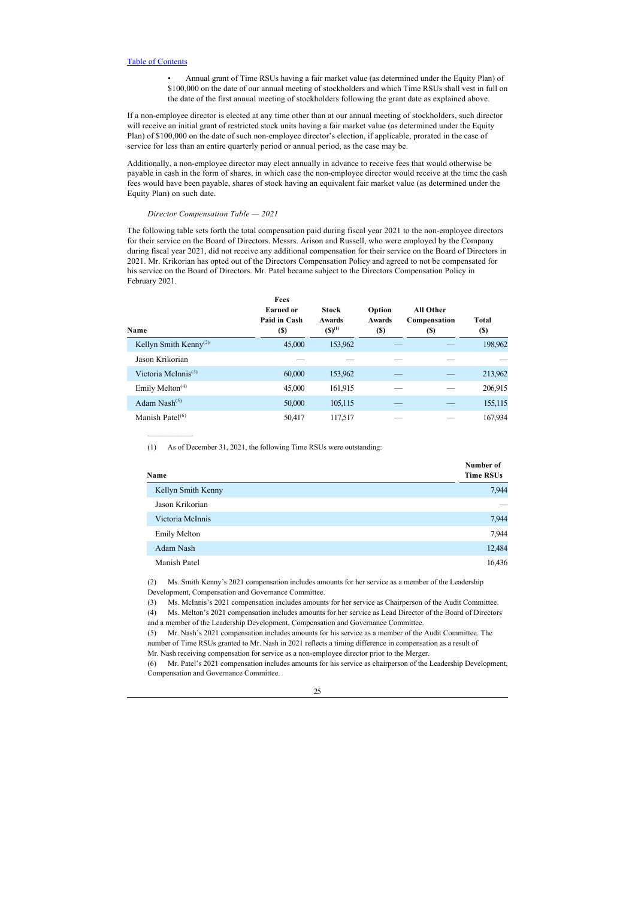- Annual grant of Time RSUs having a fair market value (as determined under the Equity Plan) of $100,000 on the date of our annual meeting of stockholders and which Time RSUs shall vest in full on the date of the first annual meeting of stockholders following the grant date as explained above.

If a non-employee director is elected at any time other than at our annual meeting of stockholders, such director will receive an initial grant of restricted stock units having a fair market value (as determined under the Equity Plan) of $100,000 on the date of such non-employee director's election, if applicable, prorated in the case of service for less than an entire quarterly period or annual period, as the case may be.

Additionally, a non-employee director may elect annually in advance to receive fees that would otherwise be payable in cash in the form of shares, in which case the non-employee director would receive at the time the cash fees would have been payable, shares of stock having an equivalent fair market value (as determined under the Equity Plan) on such date.

*Director Compensation Table — 2021*

The following table sets forth the total compensation paid during fiscal year 2021 to the non-employee directors for their service on the Board of Directors. Messrs. Arison and Russell, who were employed by the Company during fiscal year 2021, did not receive any additional compensation for their service on the Board of Directors in 2021. Mr. Krikorian has opted out of the Directors Compensation Policy and agreed to not be compensated for his service on the Board of Directors. Mr. Patel became subject to the Directors Compensation Policy in February 2021.

| Name | Fees Earned or Paid in Cash ($) | Stock Awards ($)[1] | Option Awards ($) | All Other Compensation ($) | Total ($) |
|---|---|---|---|---|---|
| Kellyn Smith Kenny[2] | 45,000 | 153,962 | — | — | 198,962 |
| Jason Krikorian | — | — | — | — | — |
| Victoria McInnis[3] | 60,000 | 153,962 | — | — | 213,962 |
| Emily Melton[4] | 45,000 | 161,915 | — | — | 206,915 |
| Adam Nash[5] | 50,000 | 105,115 | — | — | 155,115 |
| Manish Patel[6] | 50,417 | 117,517 | — | — | 167,934 |

(1) As of December 31, 2021, the following Time RSUs were outstanding:

| Name | Number of Time RSUs |
|---|---|
| Kellyn Smith Kenny | 7,944 |
| Jason Krikorian | — |
| Victoria McInnis | 7,944 |
| Emily Melton | 7,944 |
| Adam Nash | 12,484 |
| Manish Patel | 16,436 |

(2) Ms. Smith Kenny's 2021 compensation includes amounts for her service as a member of the Leadership Development, Compensation and Governance Committee.

(3) Ms. McInnis's 2021 compensation includes amounts for her service as Chairperson of the Audit Committee.

(4) Ms. Melton's 2021 compensation includes amounts for her service as Lead Director of the Board of Directors and a member of the Leadership Development, Compensation and Governance Committee.

(5) Mr. Nash's 2021 compensation includes amounts for his service as a member of the Audit Committee. The number of Time RSUs granted to Mr. Nash in 2021 reflects a timing difference in compensation as a result of Mr. Nash receiving compensation for service as a non-employee director prior to the Merger.

(6) Mr. Patel's 2021 compensation includes amounts for his service as chairperson of the Leadership Development, Compensation and Governance Committee.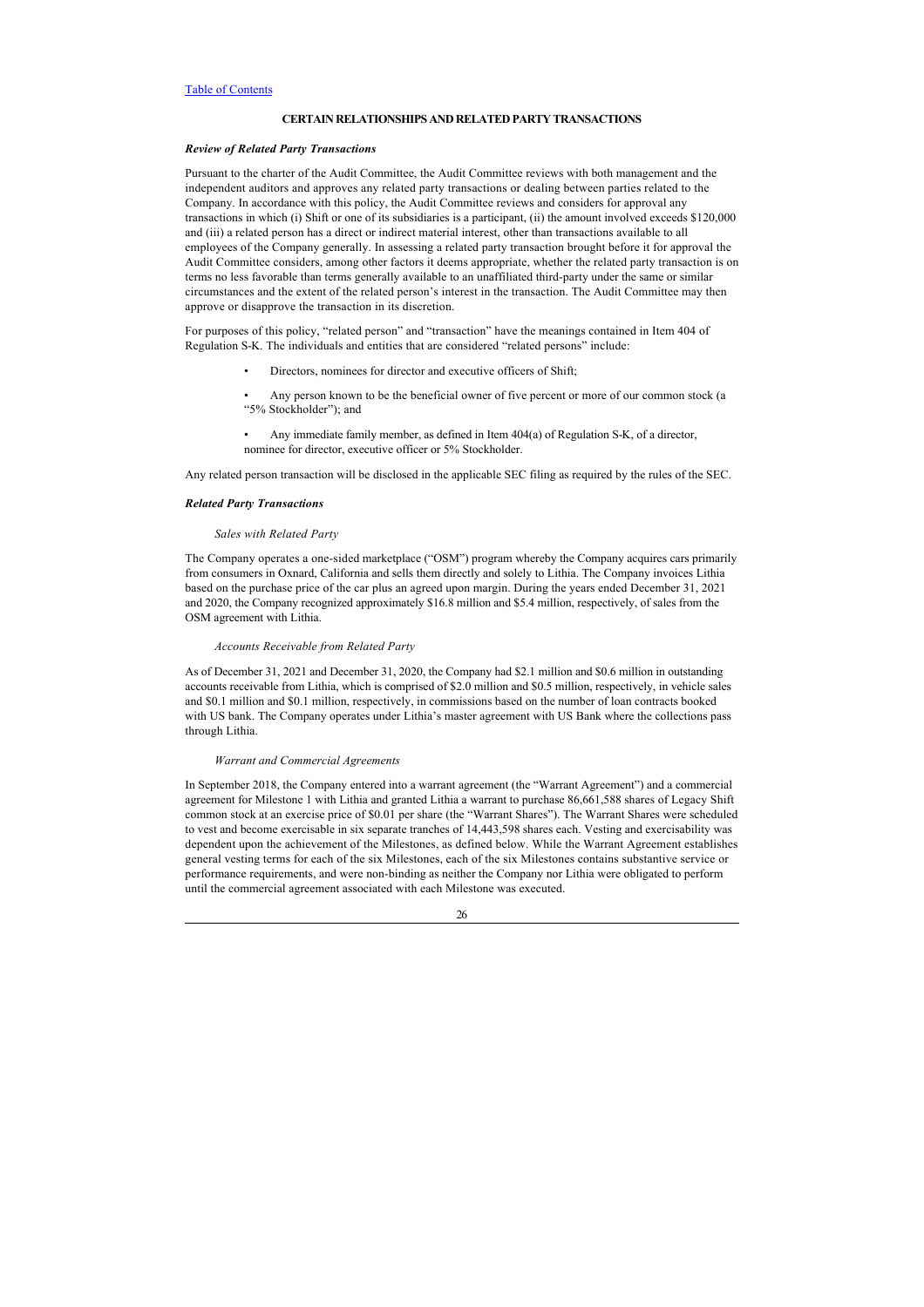[Table of Contents](#)

## CERTAIN RELATIONSHIPS AND RELATED PARTY TRANSACTIONS

### *Review of Related Party Transactions*

Pursuant to the charter of the Audit Committee, the Audit Committee reviews with both management and the independent auditors and approves any related party transactions or dealing between parties related to the Company. In accordance with this policy, the Audit Committee reviews and considers for approval any transactions in which (i) Shift or one of its subsidiaries is a participant, (ii) the amount involved exceeds $120,000 and (iii) a related person has a direct or indirect material interest, other than transactions available to all employees of the Company generally. In assessing a related party transaction brought before it for approval the Audit Committee considers, among other factors it deems appropriate, whether the related party transaction is on terms no less favorable than terms generally available to an unaffiliated third-party under the same or similar circumstances and the extent of the related person's interest in the transaction. The Audit Committee may then approve or disapprove the transaction in its discretion.

For purposes of this policy, "related person" and "transaction" have the meanings contained in Item 404 of Regulation S-K. The individuals and entities that are considered "related persons" include:

- Directors, nominees for director and executive officers of Shift;
- Any person known to be the beneficial owner of five percent or more of our common stock (a "5% Stockholder"); and
- Any immediate family member, as defined in Item 404(a) of Regulation S-K, of a director, nominee for director, executive officer or 5% Stockholder.

Any related person transaction will be disclosed in the applicable SEC filing as required by the rules of the SEC.

### *Related Party Transactions*

#### *Sales with Related Party*

The Company operates a one-sided marketplace ("OSM") program whereby the Company acquires cars primarily from consumers in Oxnard, California and sells them directly and solely to Lithia. The Company invoices Lithia based on the purchase price of the car plus an agreed upon margin. During the years ended December 31, 2021 and 2020, the Company recognized approximately $16.8 million and $5.4 million, respectively, of sales from the OSM agreement with Lithia.

#### *Accounts Receivable from Related Party*

As of December 31, 2021 and December 31, 2020, the Company had $2.1 million and $0.6 million in outstanding accounts receivable from Lithia, which is comprised of $2.0 million and $0.5 million, respectively, in vehicle sales and $0.1 million and $0.1 million, respectively, in commissions based on the number of loan contracts booked with US bank. The Company operates under Lithia's master agreement with US Bank where the collections pass through Lithia.

#### *Warrant and Commercial Agreements*

In September 2018, the Company entered into a warrant agreement (the "Warrant Agreement") and a commercial agreement for Milestone 1 with Lithia and granted Lithia a warrant to purchase 86,661,588 shares of Legacy Shift common stock at an exercise price of $0.01 per share (the "Warrant Shares"). The Warrant Shares were scheduled to vest and become exercisable in six separate tranches of 14,443,598 shares each. Vesting and exercisability was dependent upon the achievement of the Milestones, as defined below. While the Warrant Agreement establishes general vesting terms for each of the six Milestones, each of the six Milestones contains substantive service or performance requirements, and were non-binding as neither the Company nor Lithia were obligated to perform until the commercial agreement associated with each Milestone was executed.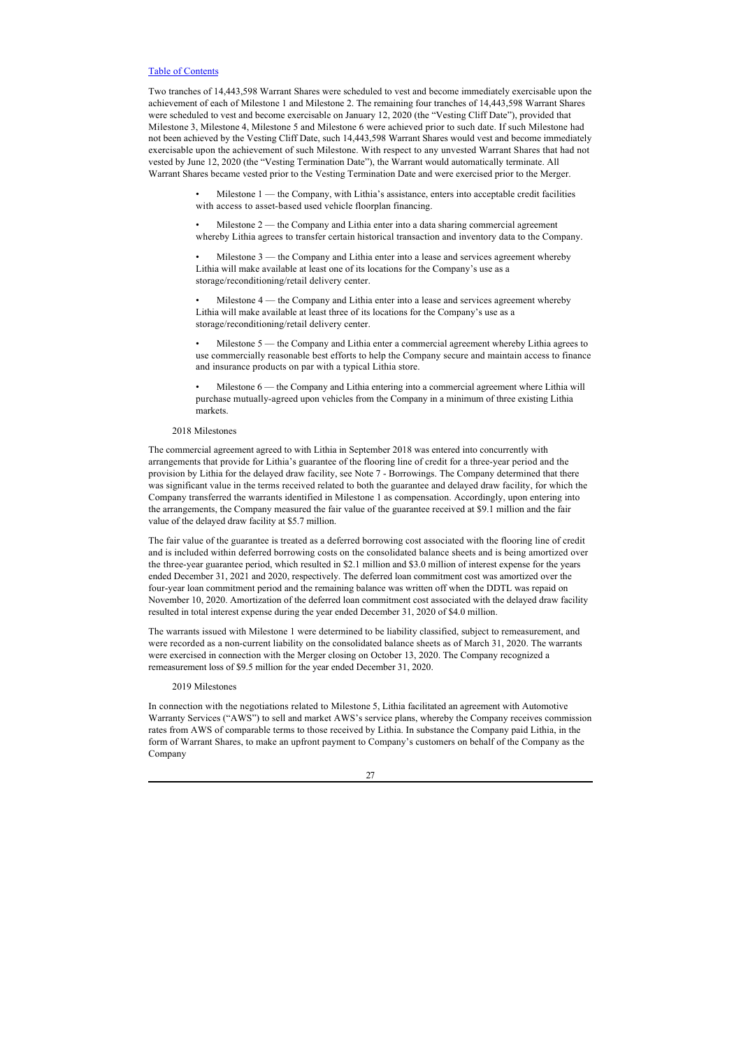Two tranches of 14,443,598 Warrant Shares were scheduled to vest and become immediately exercisable upon the achievement of each of Milestone 1 and Milestone 2. The remaining four tranches of 14,443,598 Warrant Shares were scheduled to vest and become exercisable on January 12, 2020 (the "Vesting Cliff Date"), provided that Milestone 3, Milestone 4, Milestone 5 and Milestone 6 were achieved prior to such date. If such Milestone had not been achieved by the Vesting Cliff Date, such 14,443,598 Warrant Shares would vest and become immediately exercisable upon the achievement of such Milestone. With respect to any unvested Warrant Shares that had not vested by June 12, 2020 (the "Vesting Termination Date"), the Warrant would automatically terminate. All Warrant Shares became vested prior to the Vesting Termination Date and were exercised prior to the Merger.

- Milestone 1 — the Company, with Lithia's assistance, enters into acceptable credit facilities with access to asset-based used vehicle floorplan financing.
- Milestone 2 — the Company and Lithia enter into a data sharing commercial agreement whereby Lithia agrees to transfer certain historical transaction and inventory data to the Company.
- Milestone 3 — the Company and Lithia enter into a lease and services agreement whereby Lithia will make available at least one of its locations for the Company's use as a storage/reconditioning/retail delivery center.
- Milestone 4 — the Company and Lithia enter into a lease and services agreement whereby Lithia will make available at least three of its locations for the Company's use as a storage/reconditioning/retail delivery center.
- Milestone 5 — the Company and Lithia enter a commercial agreement whereby Lithia agrees to use commercially reasonable best efforts to help the Company secure and maintain access to finance and insurance products on par with a typical Lithia store.
- Milestone 6 — the Company and Lithia entering into a commercial agreement where Lithia will purchase mutually-agreed upon vehicles from the Company in a minimum of three existing Lithia markets.

2018 Milestones

The commercial agreement agreed to with Lithia in September 2018 was entered into concurrently with arrangements that provide for Lithia's guarantee of the flooring line of credit for a three-year period and the provision by Lithia for the delayed draw facility, see Note 7 - Borrowings. The Company determined that there was significant value in the terms received related to both the guarantee and delayed draw facility, for which the Company transferred the warrants identified in Milestone 1 as compensation. Accordingly, upon entering into the arrangements, the Company measured the fair value of the guarantee received at $9.1 million and the fair value of the delayed draw facility at $5.7 million.

The fair value of the guarantee is treated as a deferred borrowing cost associated with the flooring line of credit and is included within deferred borrowing costs on the consolidated balance sheets and is being amortized over the three-year guarantee period, which resulted in $2.1 million and $3.0 million of interest expense for the years ended December 31, 2021 and 2020, respectively. The deferred loan commitment cost was amortized over the four-year loan commitment period and the remaining balance was written off when the DDTL was repaid on November 10, 2020. Amortization of the deferred loan commitment cost associated with the delayed draw facility resulted in total interest expense during the year ended December 31, 2020 of $4.0 million.

The warrants issued with Milestone 1 were determined to be liability classified, subject to remeasurement, and were recorded as a non-current liability on the consolidated balance sheets as of March 31, 2020. The warrants were exercised in connection with the Merger closing on October 13, 2020. The Company recognized a remeasurement loss of $9.5 million for the year ended December 31, 2020.

2019 Milestones

In connection with the negotiations related to Milestone 5, Lithia facilitated an agreement with Automotive Warranty Services ("AWS") to sell and market AWS's service plans, whereby the Company receives commission rates from AWS of comparable terms to those received by Lithia. In substance the Company paid Lithia, in the form of Warrant Shares, to make an upfront payment to Company's customers on behalf of the Company as the Company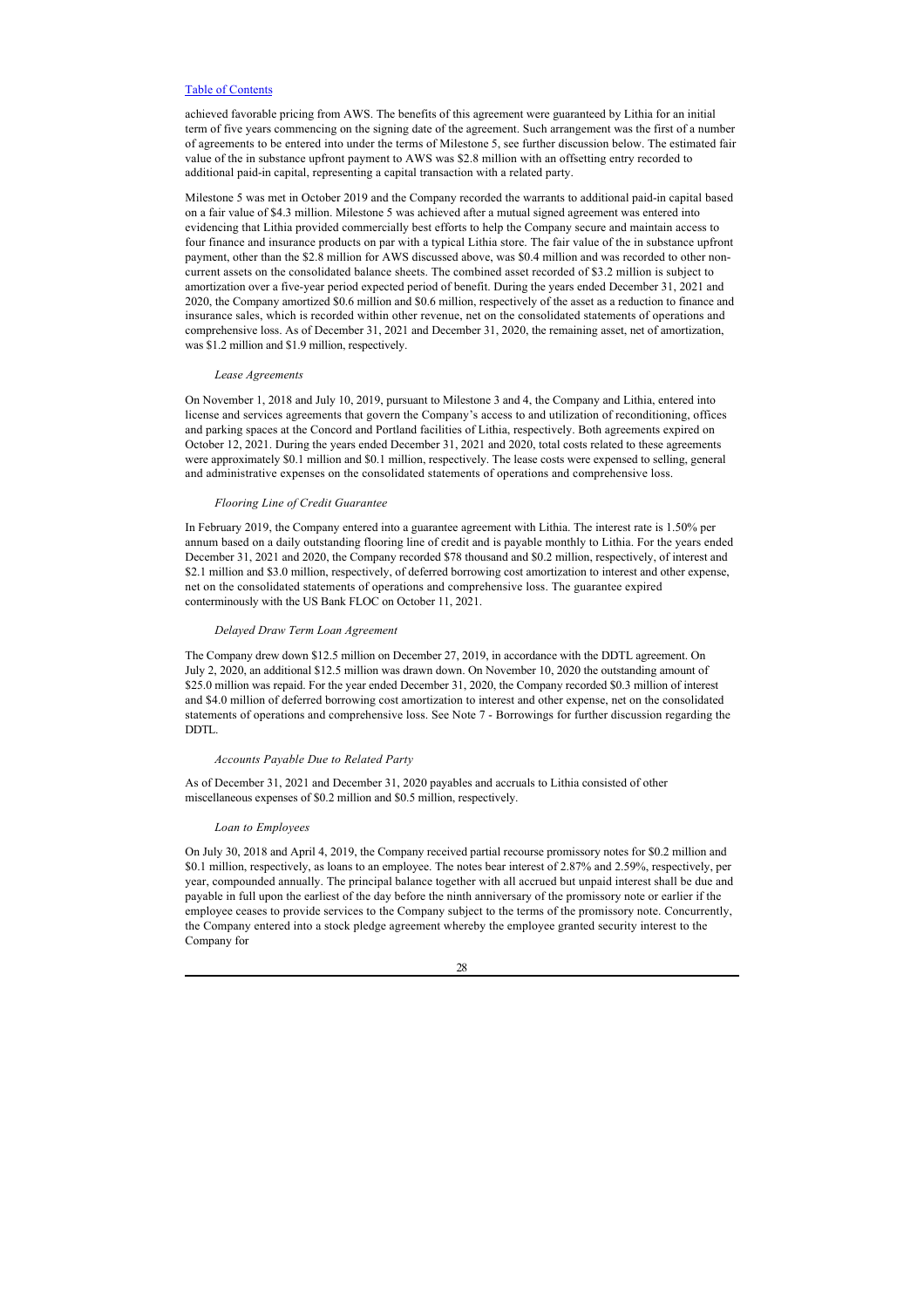achieved favorable pricing from AWS. The benefits of this agreement were guaranteed by Lithia for an initial term of five years commencing on the signing date of the agreement. Such arrangement was the first of a number of agreements to be entered into under the terms of Milestone 5, see further discussion below. The estimated fair value of the in substance upfront payment to AWS was $2.8 million with an offsetting entry recorded to additional paid-in capital, representing a capital transaction with a related party.

Milestone 5 was met in October 2019 and the Company recorded the warrants to additional paid-in capital based on a fair value of $4.3 million. Milestone 5 was achieved after a mutual signed agreement was entered into evidencing that Lithia provided commercially best efforts to help the Company secure and maintain access to four finance and insurance products on par with a typical Lithia store. The fair value of the in substance upfront payment, other than the $2.8 million for AWS discussed above, was $0.4 million and was recorded to other non-current assets on the consolidated balance sheets. The combined asset recorded of $3.2 million is subject to amortization over a five-year period expected period of benefit. During the years ended December 31, 2021 and 2020, the Company amortized $0.6 million and $0.6 million, respectively of the asset as a reduction to finance and insurance sales, which is recorded within other revenue, net on the consolidated statements of operations and comprehensive loss. As of December 31, 2021 and December 31, 2020, the remaining asset, net of amortization, was $1.2 million and $1.9 million, respectively.

*Lease Agreements*

On November 1, 2018 and July 10, 2019, pursuant to Milestone 3 and 4, the Company and Lithia, entered into license and services agreements that govern the Company's access to and utilization of reconditioning, offices and parking spaces at the Concord and Portland facilities of Lithia, respectively. Both agreements expired on October 12, 2021. During the years ended December 31, 2021 and 2020, total costs related to these agreements were approximately $0.1 million and $0.1 million, respectively. The lease costs were expensed to selling, general and administrative expenses on the consolidated statements of operations and comprehensive loss.

*Flooring Line of Credit Guarantee*

In February 2019, the Company entered into a guarantee agreement with Lithia. The interest rate is 1.50% per annum based on a daily outstanding flooring line of credit and is payable monthly to Lithia. For the years ended December 31, 2021 and 2020, the Company recorded $78 thousand and $0.2 million, respectively, of interest and $2.1 million and $3.0 million, respectively, of deferred borrowing cost amortization to interest and other expense, net on the consolidated statements of operations and comprehensive loss. The guarantee expired conterminously with the US Bank FLOC on October 11, 2021.

*Delayed Draw Term Loan Agreement*

The Company drew down $12.5 million on December 27, 2019, in accordance with the DDTL agreement. On July 2, 2020, an additional $12.5 million was drawn down. On November 10, 2020 the outstanding amount of $25.0 million was repaid. For the year ended December 31, 2020, the Company recorded $0.3 million of interest and $4.0 million of deferred borrowing cost amortization to interest and other expense, net on the consolidated statements of operations and comprehensive loss. See Note 7 - Borrowings for further discussion regarding the DDTL.

*Accounts Payable Due to Related Party*

As of December 31, 2021 and December 31, 2020 payables and accruals to Lithia consisted of other miscellaneous expenses of $0.2 million and $0.5 million, respectively.

*Loan to Employees*

On July 30, 2018 and April 4, 2019, the Company received partial recourse promissory notes for $0.2 million and $0.1 million, respectively, as loans to an employee. The notes bear interest of 2.87% and 2.59%, respectively, per year, compounded annually. The principal balance together with all accrued but unpaid interest shall be due and payable in full upon the earliest of the day before the ninth anniversary of the promissory note or earlier if the employee ceases to provide services to the Company subject to the terms of the promissory note. Concurrently, the Company entered into a stock pledge agreement whereby the employee granted security interest to the Company for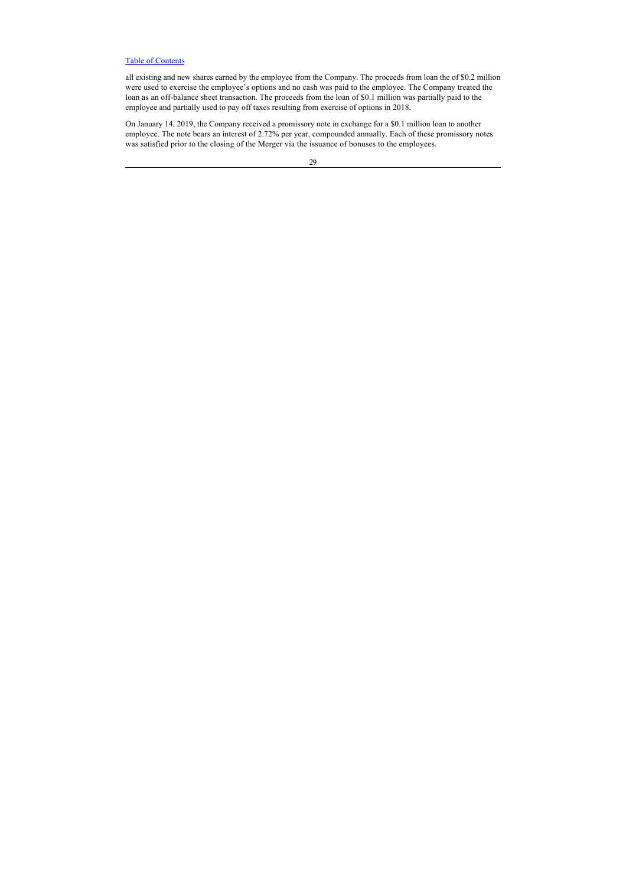all existing and new shares earned by the employee from the Company. The proceeds from loan the of $0.2 million were used to exercise the employee's options and no cash was paid to the employee. The Company treated the loan as an off-balance sheet transaction. The proceeds from the loan of $0.1 million was partially paid to the employee and partially used to pay off taxes resulting from exercise of options in 2018.

On January 14, 2019, the Company received a promissory note in exchange for a $0.1 million loan to another employee. The note bears an interest of 2.72% per year, compounded annually. Each of these promissory notes was satisfied prior to the closing of the Merger via the issuance of bonuses to the employees.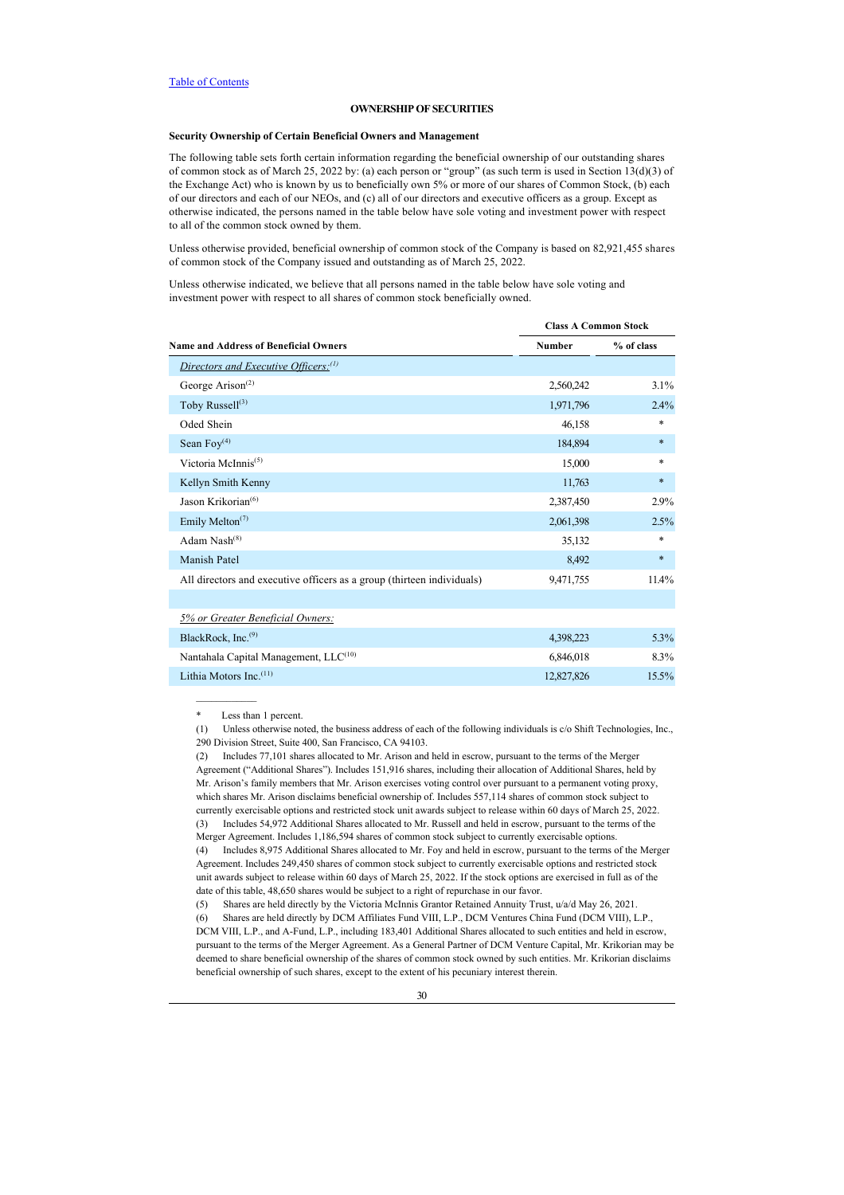## OWNERSHIP OF SECURITIES

### Security Ownership of Certain Beneficial Owners and Management

The following table sets forth certain information regarding the beneficial ownership of our outstanding shares of common stock as of March 25, 2022 by: (a) each person or "group" (as such term is used in Section 13(d)(3) of the Exchange Act) who is known by us to beneficially own 5% or more of our shares of Common Stock, (b) each of our directors and each of our NEOs, and (c) all of our directors and executive officers as a group. Except as otherwise indicated, the persons named in the table below have sole voting and investment power with respect to all of the common stock owned by them.

Unless otherwise provided, beneficial ownership of common stock of the Company is based on 82,921,455 shares of common stock of the Company issued and outstanding as of March 25, 2022.

Unless otherwise indicated, we believe that all persons named in the table below have sole voting and investment power with respect to all shares of common stock beneficially owned.

| | Class A Common Stock | |
|---|---|---|
| **Name and Address of Beneficial Owners** | **Number** | **% of class** |
| *Directors and Executive Officers:*[(1)] | | |
| George Arison[(2)] | 2,560,242 | 3.1% |
| Toby Russell[(3)] | 1,971,796 | 2.4% |
| Oded Shein | 46,158 | * |
| Sean Foy[(4)] | 184,894 | * |
| Victoria McInnis[(5)] | 15,000 | * |
| Kellyn Smith Kenny | 11,763 | * |
| Jason Krikorian[(6)] | 2,387,450 | 2.9% |
| Emily Melton[(7)] | 2,061,398 | 2.5% |
| Adam Nash[(8)] | 35,132 | * |
| Manish Patel | 8,492 | * |
| All directors and executive officers as a group (thirteen individuals) | 9,471,755 | 11.4% |
| | | |
| *5% or Greater Beneficial Owners:* | | |
| BlackRock, Inc.[(9)] | 4,398,223 | 5.3% |
| Nantahala Capital Management, LLC[(10)] | 6,846,018 | 8.3% |
| Lithia Motors Inc.[(11)] | 12,827,826 | 15.5% |

\* Less than 1 percent.

(1) Unless otherwise noted, the business address of each of the following individuals is c/o Shift Technologies, Inc., 290 Division Street, Suite 400, San Francisco, CA 94103.

(2) Includes 77,101 shares allocated to Mr. Arison and held in escrow, pursuant to the terms of the Merger Agreement ("Additional Shares"). Includes 151,916 shares, including their allocation of Additional Shares, held by Mr. Arison's family members that Mr. Arison exercises voting control over pursuant to a permanent voting proxy, which shares Mr. Arison disclaims beneficial ownership of. Includes 557,114 shares of common stock subject to currently exercisable options and restricted stock unit awards subject to release within 60 days of March 25, 2022.

(3) Includes 54,972 Additional Shares allocated to Mr. Russell and held in escrow, pursuant to the terms of the Merger Agreement. Includes 1,186,594 shares of common stock subject to currently exercisable options.

(4) Includes 8,975 Additional Shares allocated to Mr. Foy and held in escrow, pursuant to the terms of the Merger Agreement. Includes 249,450 shares of common stock subject to currently exercisable options and restricted stock unit awards subject to release within 60 days of March 25, 2022. If the stock options are exercised in full as of the date of this table, 48,650 shares would be subject to a right of repurchase in our favor.

(5) Shares are held directly by the Victoria McInnis Grantor Retained Annuity Trust, u/a/d May 26, 2021.

(6) Shares are held directly by DCM Affiliates Fund VIII, L.P., DCM Ventures China Fund (DCM VIII), L.P., DCM VIII, L.P., and A-Fund, L.P., including 183,401 Additional Shares allocated to such entities and held in escrow, pursuant to the terms of the Merger Agreement. As a General Partner of DCM Venture Capital, Mr. Krikorian may be deemed to share beneficial ownership of the shares of common stock owned by such entities. Mr. Krikorian disclaims beneficial ownership of such shares, except to the extent of his pecuniary interest therein.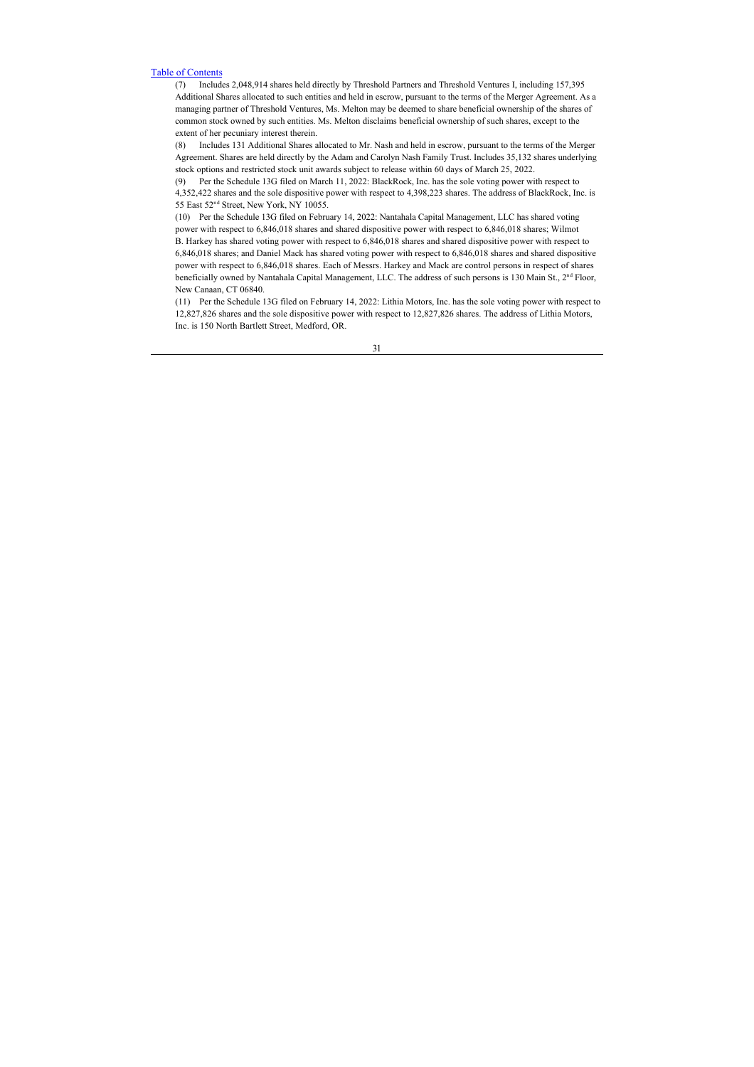(7) Includes 2,048,914 shares held directly by Threshold Partners and Threshold Ventures I, including 157,395 Additional Shares allocated to such entities and held in escrow, pursuant to the terms of the Merger Agreement. As a managing partner of Threshold Ventures, Ms. Melton may be deemed to share beneficial ownership of the shares of common stock owned by such entities. Ms. Melton disclaims beneficial ownership of such shares, except to the extent of her pecuniary interest therein.

(8) Includes 131 Additional Shares allocated to Mr. Nash and held in escrow, pursuant to the terms of the Merger Agreement. Shares are held directly by the Adam and Carolyn Nash Family Trust. Includes 35,132 shares underlying stock options and restricted stock unit awards subject to release within 60 days of March 25, 2022.

(9) Per the Schedule 13G filed on March 11, 2022: BlackRock, Inc. has the sole voting power with respect to 4,352,422 shares and the sole dispositive power with respect to 4,398,223 shares. The address of BlackRock, Inc. is 55 East 52nd Street, New York, NY 10055.

(10) Per the Schedule 13G filed on February 14, 2022: Nantahala Capital Management, LLC has shared voting power with respect to 6,846,018 shares and shared dispositive power with respect to 6,846,018 shares; Wilmot B. Harkey has shared voting power with respect to 6,846,018 shares and shared dispositive power with respect to 6,846,018 shares; and Daniel Mack has shared voting power with respect to 6,846,018 shares and shared dispositive power with respect to 6,846,018 shares. Each of Messrs. Harkey and Mack are control persons in respect of shares beneficially owned by Nantahala Capital Management, LLC. The address of such persons is 130 Main St., 2nd Floor, New Canaan, CT 06840.

(11) Per the Schedule 13G filed on February 14, 2022: Lithia Motors, Inc. has the sole voting power with respect to 12,827,826 shares and the sole dispositive power with respect to 12,827,826 shares. The address of Lithia Motors, Inc. is 150 North Bartlett Street, Medford, OR.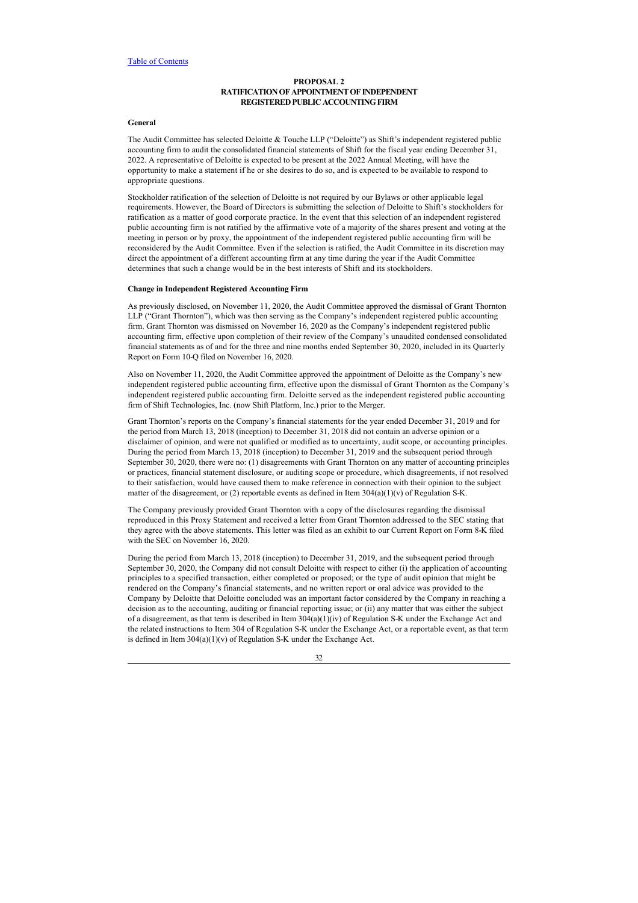[Table of Contents](#)

# PROPOSAL 2
## RATIFICATION OF APPOINTMENT OF INDEPENDENT REGISTERED PUBLIC ACCOUNTING FIRM

**General**

The Audit Committee has selected Deloitte & Touche LLP ("Deloitte") as Shift's independent registered public accounting firm to audit the consolidated financial statements of Shift for the fiscal year ending December 31, 2022. A representative of Deloitte is expected to be present at the 2022 Annual Meeting, will have the opportunity to make a statement if he or she desires to do so, and is expected to be available to respond to appropriate questions.

Stockholder ratification of the selection of Deloitte is not required by our Bylaws or other applicable legal requirements. However, the Board of Directors is submitting the selection of Deloitte to Shift's stockholders for ratification as a matter of good corporate practice. In the event that this selection of an independent registered public accounting firm is not ratified by the affirmative vote of a majority of the shares present and voting at the meeting in person or by proxy, the appointment of the independent registered public accounting firm will be reconsidered by the Audit Committee. Even if the selection is ratified, the Audit Committee in its discretion may direct the appointment of a different accounting firm at any time during the year if the Audit Committee determines that such a change would be in the best interests of Shift and its stockholders.

**Change in Independent Registered Accounting Firm**

As previously disclosed, on November 11, 2020, the Audit Committee approved the dismissal of Grant Thornton LLP ("Grant Thornton"), which was then serving as the Company's independent registered public accounting firm. Grant Thornton was dismissed on November 16, 2020 as the Company's independent registered public accounting firm, effective upon completion of their review of the Company's unaudited condensed consolidated financial statements as of and for the three and nine months ended September 30, 2020, included in its Quarterly Report on Form 10-Q filed on November 16, 2020.

Also on November 11, 2020, the Audit Committee approved the appointment of Deloitte as the Company's new independent registered public accounting firm, effective upon the dismissal of Grant Thornton as the Company's independent registered public accounting firm. Deloitte served as the independent registered public accounting firm of Shift Technologies, Inc. (now Shift Platform, Inc.) prior to the Merger.

Grant Thornton's reports on the Company's financial statements for the year ended December 31, 2019 and for the period from March 13, 2018 (inception) to December 31, 2018 did not contain an adverse opinion or a disclaimer of opinion, and were not qualified or modified as to uncertainty, audit scope, or accounting principles. During the period from March 13, 2018 (inception) to December 31, 2019 and the subsequent period through September 30, 2020, there were no: (1) disagreements with Grant Thornton on any matter of accounting principles or practices, financial statement disclosure, or auditing scope or procedure, which disagreements, if not resolved to their satisfaction, would have caused them to make reference in connection with their opinion to the subject matter of the disagreement, or (2) reportable events as defined in Item 304(a)(1)(v) of Regulation S-K.

The Company previously provided Grant Thornton with a copy of the disclosures regarding the dismissal reproduced in this Proxy Statement and received a letter from Grant Thornton addressed to the SEC stating that they agree with the above statements. This letter was filed as an exhibit to our Current Report on Form 8-K filed with the SEC on November 16, 2020.

During the period from March 13, 2018 (inception) to December 31, 2019, and the subsequent period through September 30, 2020, the Company did not consult Deloitte with respect to either (i) the application of accounting principles to a specified transaction, either completed or proposed; or the type of audit opinion that might be rendered on the Company's financial statements, and no written report or oral advice was provided to the Company by Deloitte that Deloitte concluded was an important factor considered by the Company in reaching a decision as to the accounting, auditing or financial reporting issue; or (ii) any matter that was either the subject of a disagreement, as that term is described in Item 304(a)(1)(iv) of Regulation S-K under the Exchange Act and the related instructions to Item 304 of Regulation S-K under the Exchange Act, or a reportable event, as that term is defined in Item 304(a)(1)(v) of Regulation S-K under the Exchange Act.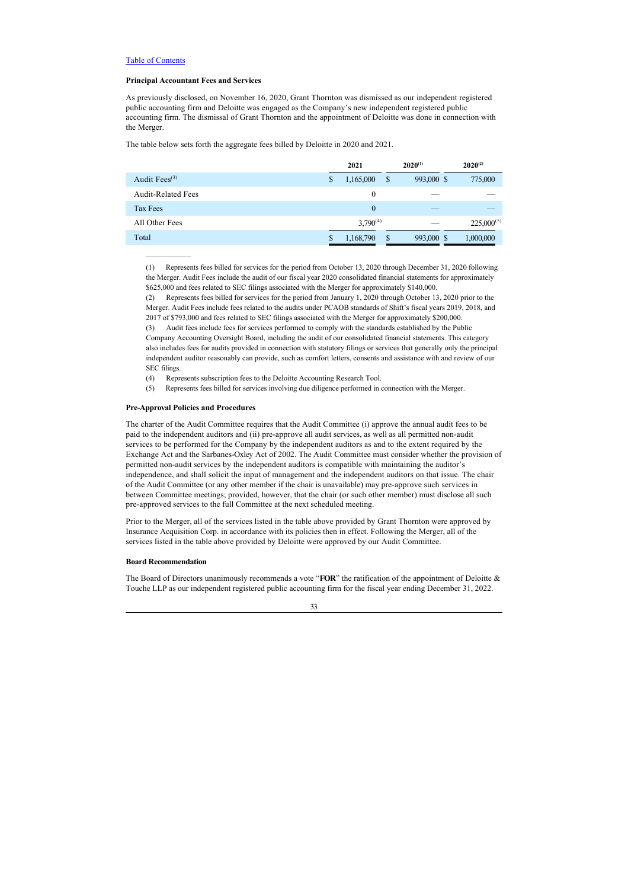[Table of Contents](#)

**Principal Accountant Fees and Services**

As previously disclosed, on November 16, 2020, Grant Thornton was dismissed as our independent registered public accounting firm and Deloitte was engaged as the Company's new independent registered public accounting firm. The dismissal of Grant Thornton and the appointment of Deloitte was done in connection with the Merger.

The table below sets forth the aggregate fees billed by Deloitte in 2020 and 2021.

| | 2021 | 2020[1] | 2020[2] |
|---|---|---|---|
| Audit Fees[3] | $ 1,165,000 | $ 993,000 | $ 775,000 |
| Audit-Related Fees | 0 | — | — |
| Tax Fees | 0 | — | — |
| All Other Fees | 3,790[4] | — | 225,000[5] |
| Total | $ 1,168,790 | $ 993,000 | $ 1,000,000 |

(1) Represents fees billed for services for the period from October 13, 2020 through December 31, 2020 following the Merger. Audit Fees include the audit of our fiscal year 2020 consolidated financial statements for approximately $625,000 and fees related to SEC filings associated with the Merger for approximately $140,000.

(2) Represents fees billed for services for the period from January 1, 2020 through October 13, 2020 prior to the Merger. Audit Fees include fees related to the audits under PCAOB standards of Shift's fiscal years 2019, 2018, and 2017 of $793,000 and fees related to SEC filings associated with the Merger for approximately $200,000.

(3) Audit fees include fees for services performed to comply with the standards established by the Public Company Accounting Oversight Board, including the audit of our consolidated financial statements. This category also includes fees for audits provided in connection with statutory filings or services that generally only the principal independent auditor reasonably can provide, such as comfort letters, consents and assistance with and review of our SEC filings.

(4) Represents subscription fees to the Deloitte Accounting Research Tool.

(5) Represents fees billed for services involving due diligence performed in connection with the Merger.

**Pre-Approval Policies and Procedures**

The charter of the Audit Committee requires that the Audit Committee (i) approve the annual audit fees to be paid to the independent auditors and (ii) pre-approve all audit services, as well as all permitted non-audit services to be performed for the Company by the independent auditors as and to the extent required by the Exchange Act and the Sarbanes-Oxley Act of 2002. The Audit Committee must consider whether the provision of permitted non-audit services by the independent auditors is compatible with maintaining the auditor's independence, and shall solicit the input of management and the independent auditors on that issue. The chair of the Audit Committee (or any other member if the chair is unavailable) may pre-approve such services in between Committee meetings; provided, however, that the chair (or such other member) must disclose all such pre-approved services to the full Committee at the next scheduled meeting.

Prior to the Merger, all of the services listed in the table above provided by Grant Thornton were approved by Insurance Acquisition Corp. in accordance with its policies then in effect. Following the Merger, all of the services listed in the table above provided by Deloitte were approved by our Audit Committee.

**Board Recommendation**

The Board of Directors unanimously recommends a vote "**FOR**" the ratification of the appointment of Deloitte & Touche LLP as our independent registered public accounting firm for the fiscal year ending December 31, 2022.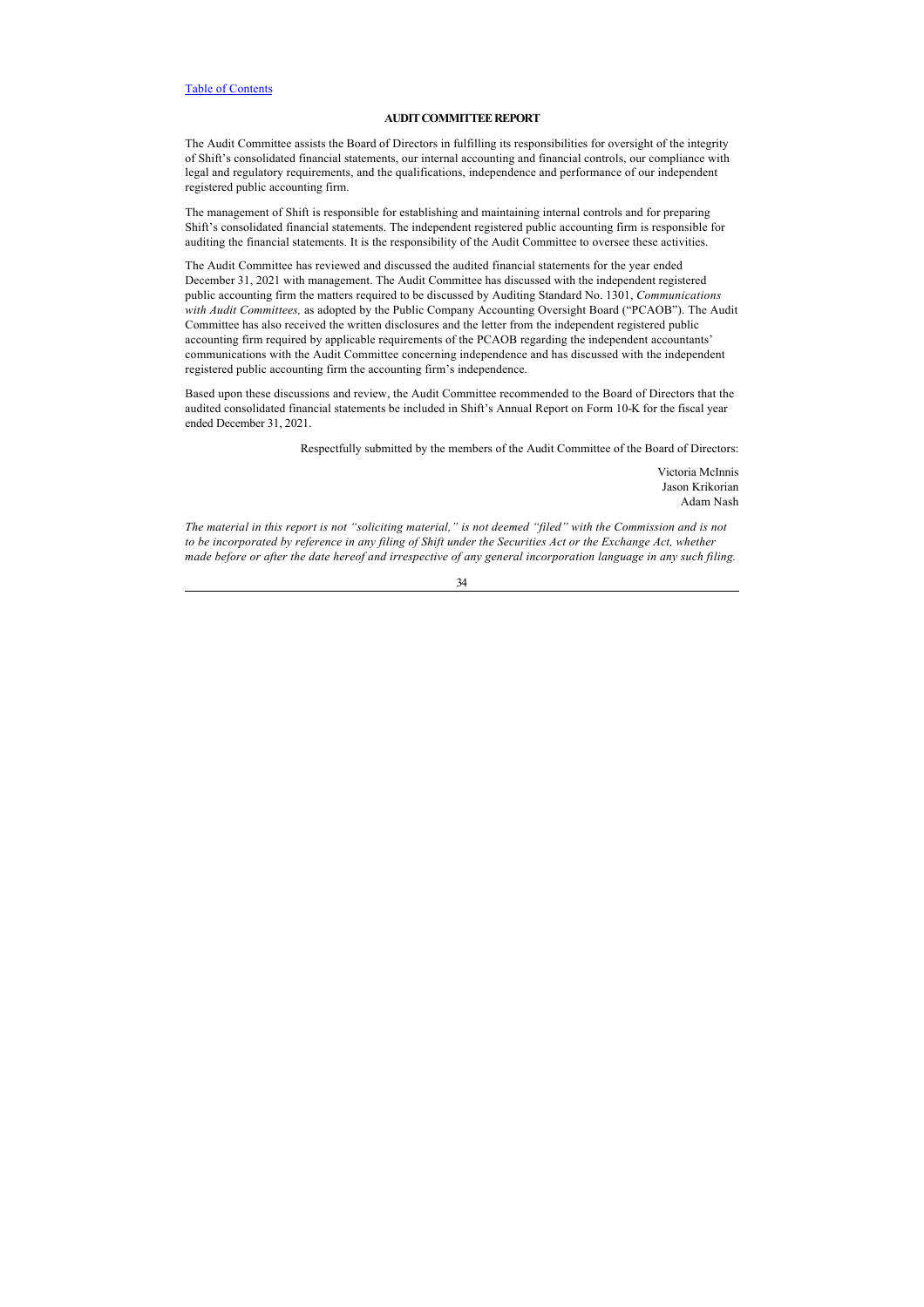[Table of Contents]

## AUDIT COMMITTEE REPORT

The Audit Committee assists the Board of Directors in fulfilling its responsibilities for oversight of the integrity of Shift's consolidated financial statements, our internal accounting and financial controls, our compliance with legal and regulatory requirements, and the qualifications, independence and performance of our independent registered public accounting firm.

The management of Shift is responsible for establishing and maintaining internal controls and for preparing Shift's consolidated financial statements. The independent registered public accounting firm is responsible for auditing the financial statements. It is the responsibility of the Audit Committee to oversee these activities.

The Audit Committee has reviewed and discussed the audited financial statements for the year ended December 31, 2021 with management. The Audit Committee has discussed with the independent registered public accounting firm the matters required to be discussed by Auditing Standard No. 1301, *Communications with Audit Committees,* as adopted by the Public Company Accounting Oversight Board ("PCAOB"). The Audit Committee has also received the written disclosures and the letter from the independent registered public accounting firm required by applicable requirements of the PCAOB regarding the independent accountants' communications with the Audit Committee concerning independence and has discussed with the independent registered public accounting firm the accounting firm's independence.

Based upon these discussions and review, the Audit Committee recommended to the Board of Directors that the audited consolidated financial statements be included in Shift's Annual Report on Form 10-K for the fiscal year ended December 31, 2021.

Respectfully submitted by the members of the Audit Committee of the Board of Directors:

Victoria McInnis
Jason Krikorian
Adam Nash

*The material in this report is not "soliciting material," is not deemed "filed" with the Commission and is not to be incorporated by reference in any filing of Shift under the Securities Act or the Exchange Act, whether made before or after the date hereof and irrespective of any general incorporation language in any such filing.*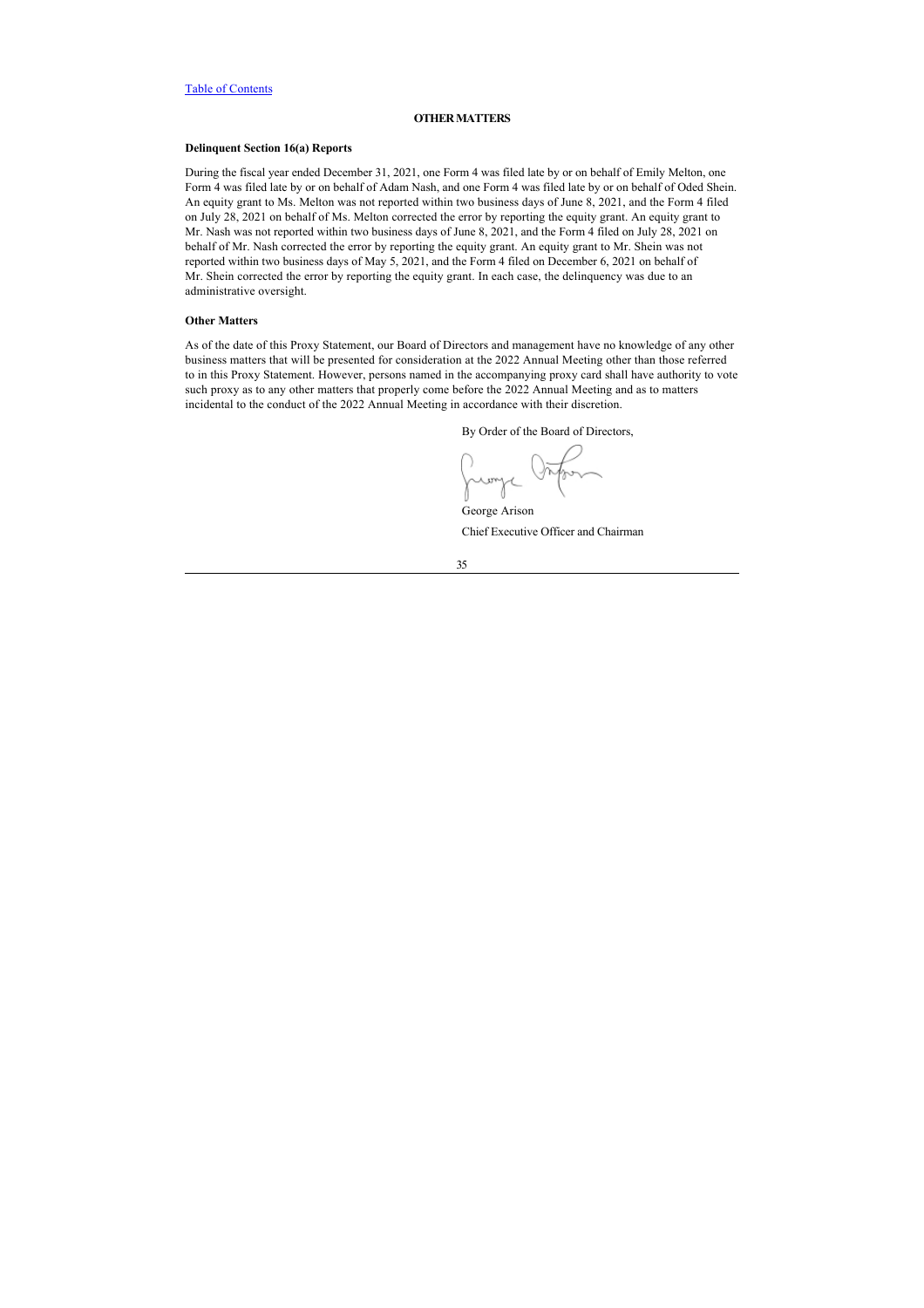## OTHER MATTERS

### Delinquent Section 16(a) Reports

During the fiscal year ended December 31, 2021, one Form 4 was filed late by or on behalf of Emily Melton, one Form 4 was filed late by or on behalf of Adam Nash, and one Form 4 was filed late by or on behalf of Oded Shein. An equity grant to Ms. Melton was not reported within two business days of June 8, 2021, and the Form 4 filed on July 28, 2021 on behalf of Ms. Melton corrected the error by reporting the equity grant. An equity grant to Mr. Nash was not reported within two business days of June 8, 2021, and the Form 4 filed on July 28, 2021 on behalf of Mr. Nash corrected the error by reporting the equity grant. An equity grant to Mr. Shein was not reported within two business days of May 5, 2021, and the Form 4 filed on December 6, 2021 on behalf of Mr. Shein corrected the error by reporting the equity grant. In each case, the delinquency was due to an administrative oversight.

### Other Matters

As of the date of this Proxy Statement, our Board of Directors and management have no knowledge of any other business matters that will be presented for consideration at the 2022 Annual Meeting other than those referred to in this Proxy Statement. However, persons named in the accompanying proxy card shall have authority to vote such proxy as to any other matters that properly come before the 2022 Annual Meeting and as to matters incidental to the conduct of the 2022 Annual Meeting in accordance with their discretion.

By Order of the Board of Directors,

George Arison

Chief Executive Officer and Chairman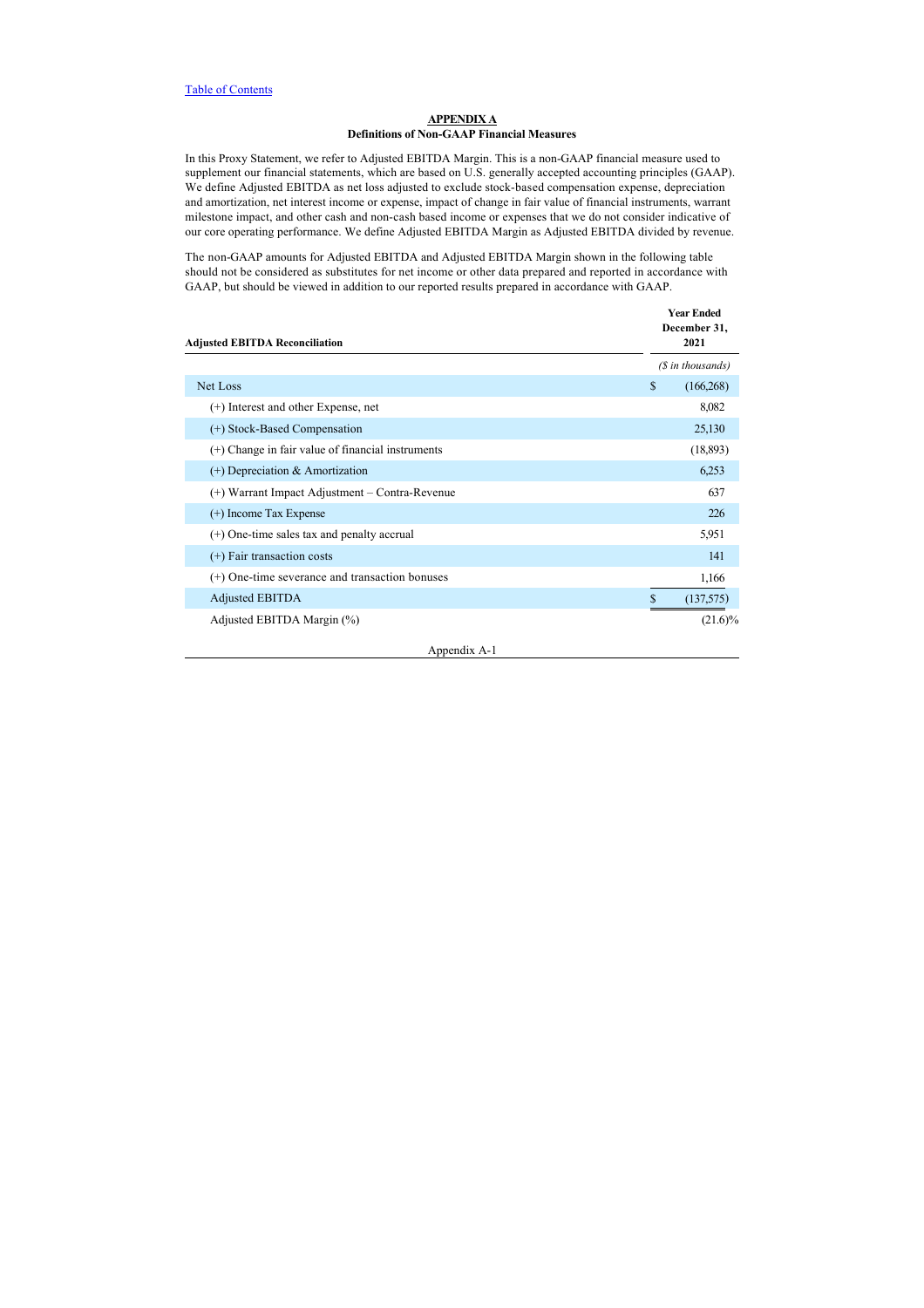[Table of Contents](#)

## APPENDIX A

### Definitions of Non-GAAP Financial Measures

In this Proxy Statement, we refer to Adjusted EBITDA Margin. This is a non-GAAP financial measure used to supplement our financial statements, which are based on U.S. generally accepted accounting principles (GAAP). We define Adjusted EBITDA as net loss adjusted to exclude stock-based compensation expense, depreciation and amortization, net interest income or expense, impact of change in fair value of financial instruments, warrant milestone impact, and other cash and non-cash based income or expenses that we do not consider indicative of our core operating performance. We define Adjusted EBITDA Margin as Adjusted EBITDA divided by revenue.

The non-GAAP amounts for Adjusted EBITDA and Adjusted EBITDA Margin shown in the following table should not be considered as substitutes for net income or other data prepared and reported in accordance with GAAP, but should be viewed in addition to our reported results prepared in accordance with GAAP.

| **Adjusted EBITDA Reconciliation** | **Year Ended December 31, 2021** |
|---|---|
| | *($ in thousands)* |
| Net Loss | $ (166,268) |
| (+) Interest and other Expense, net | 8,082 |
| (+) Stock-Based Compensation | 25,130 |
| (+) Change in fair value of financial instruments | (18,893) |
| (+) Depreciation & Amortization | 6,253 |
| (+) Warrant Impact Adjustment – Contra-Revenue | 637 |
| (+) Income Tax Expense | 226 |
| (+) One-time sales tax and penalty accrual | 5,951 |
| (+) Fair transaction costs | 141 |
| (+) One-time severance and transaction bonuses | 1,166 |
| Adjusted EBITDA | $ (137,575) |
| Adjusted EBITDA Margin (%) | (21.6)% |

Appendix A-1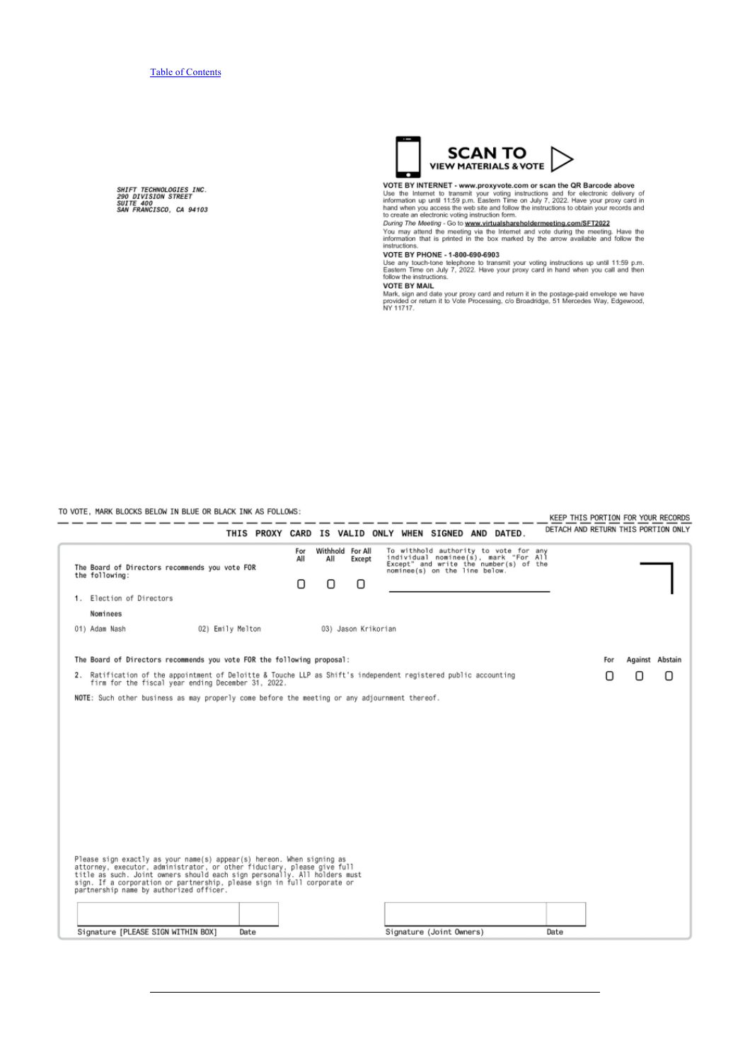[Table of Contents](#)

SHIFT TECHNOLOGIES INC.
290 DIVISION STREET
SUITE 400
SAN FRANCISCO, CA 94103

**SCAN TO VIEW MATERIALS & VOTE**

**VOTE BY INTERNET - www.proxyvote.com or scan the QR Barcode above**
Use the Internet to transmit your voting instructions and for electronic delivery of information up until 11:59 p.m. Eastern Time on July 7, 2022. Have your proxy card in hand when you access the web site and follow the instructions to obtain your records and to create an electronic voting instruction form.

*During The Meeting* - Go to **www.virtualshareholdermeeting.com/SFT2022**

You may attend the meeting via the Internet and vote during the meeting. Have the information that is printed in the box marked by the arrow available and follow the instructions.

**VOTE BY PHONE - 1-800-690-6903**
Use any touch-tone telephone to transmit your voting instructions up until 11:59 p.m. Eastern Time on July 7, 2022. Have your proxy card in hand when you call and then follow the instructions.

**VOTE BY MAIL**
Mark, sign and date your proxy card and return it in the postage-paid envelope we have provided or return it to Vote Processing, c/o Broadridge, 51 Mercedes Way, Edgewood, NY 11717.

TO VOTE, MARK BLOCKS BELOW IN BLUE OR BLACK INK AS FOLLOWS:

KEEP THIS PORTION FOR YOUR RECORDS

DETACH AND RETURN THIS PORTION ONLY

**THIS PROXY CARD IS VALID ONLY WHEN SIGNED AND DATED.**

The Board of Directors recommends you vote FOR the following:

| | For All | Withhold All | For All Except |
|---|---|---|---|
| 1. Election of Directors | ☐ | ☐ | ☐ |

To withhold authority to vote for any individual nominee(s), mark "For All Except" and write the number(s) of the nominee(s) on the line below.

______________________________

Nominees

01) Adam Nash 02) Emily Melton 03) Jason Krikorian

The Board of Directors recommends you vote FOR the following proposal:

| | For | Against | Abstain |
|---|---|---|---|
| 2. Ratification of the appointment of Deloitte & Touche LLP as Shift's independent registered public accounting firm for the fiscal year ending December 31, 2022. | ☐ | ☐ | ☐ |

**NOTE**: Such other business as may properly come before the meeting or any adjournment thereof.

Please sign exactly as your name(s) appear(s) hereon. When signing as attorney, executor, administrator, or other fiduciary, please give full title as such. Joint owners should each sign personally. All holders must sign. If a corporation or partnership, please sign in full corporate or partnership name by authorized officer.

| Signature [PLEASE SIGN WITHIN BOX] | Date | Signature (Joint Owners) | Date |
|---|---|---|---|
| | | | |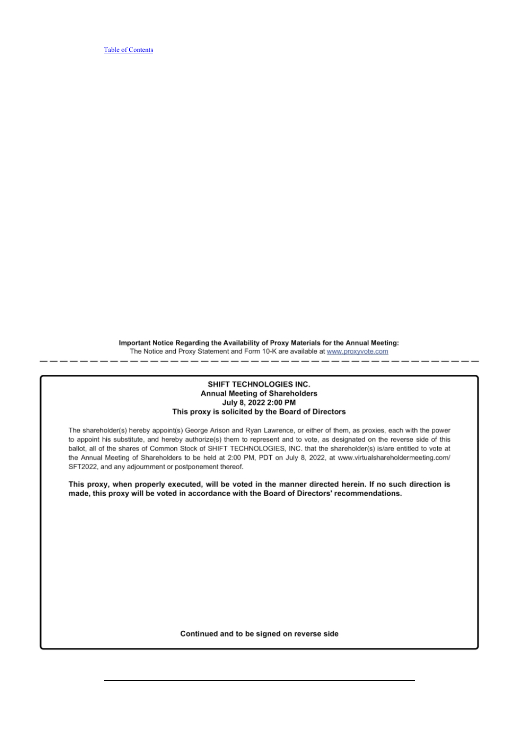[Table of Contents](#)

**Important Notice Regarding the Availability of Proxy Materials for the Annual Meeting:**
The Notice and Proxy Statement and Form 10-K are available at [www.proxyvote.com](http://www.proxyvote.com)

**SHIFT TECHNOLOGIES INC.**
**Annual Meeting of Shareholders**
**July 8, 2022 2:00 PM**
**This proxy is solicited by the Board of Directors**

The shareholder(s) hereby appoint(s) George Arison and Ryan Lawrence, or either of them, as proxies, each with the power to appoint his substitute, and hereby authorize(s) them to represent and to vote, as designated on the reverse side of this ballot, all of the shares of Common Stock of SHIFT TECHNOLOGIES, INC. that the shareholder(s) is/are entitled to vote at the Annual Meeting of Shareholders to be held at 2:00 PM, PDT on July 8, 2022, at www.virtualshareholdermeeting.com/SFT2022, and any adjournment or postponement thereof.

**This proxy, when properly executed, will be voted in the manner directed herein. If no such direction is made, this proxy will be voted in accordance with the Board of Directors' recommendations.**

**Continued and to be signed on reverse side**